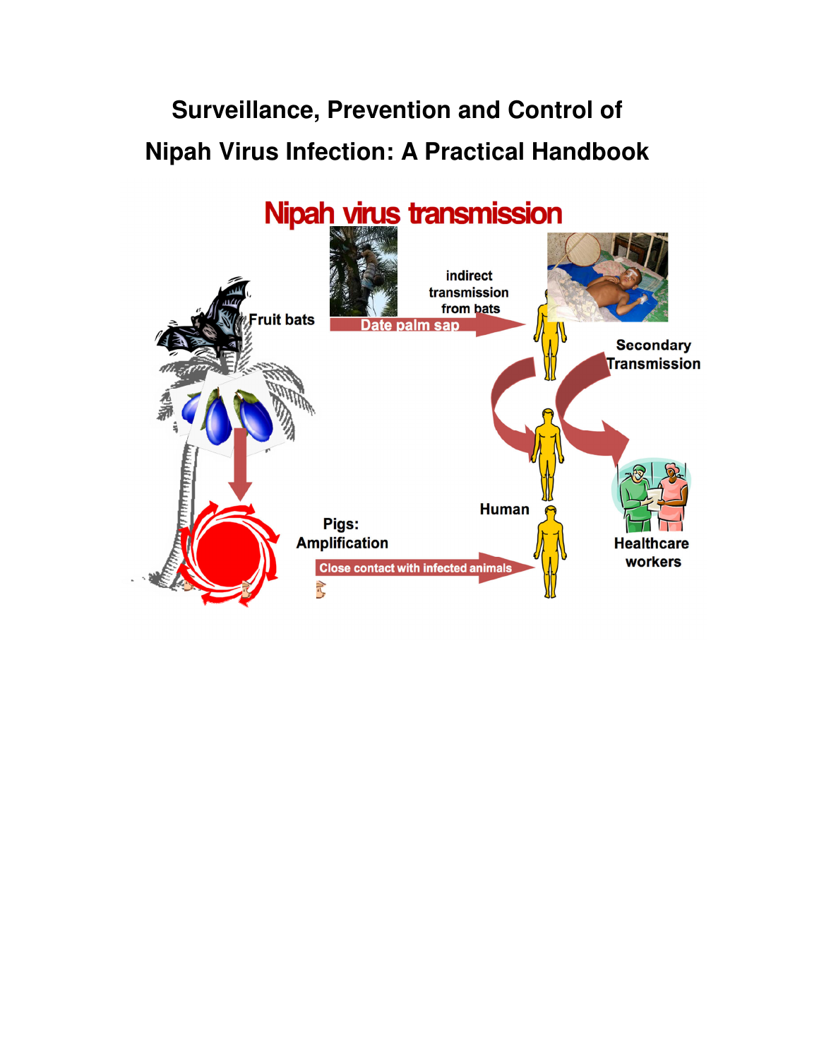# Surveillance, Prevention and Control of Nipah Virus Infection: A Practical Handbook

Nipah virus transmission

Fruit bats

Date palm sap

indirect transmission from bats

Secondary Transmission

Pigs: Amplification

Close contact with infected animals

Human

Healthcare workers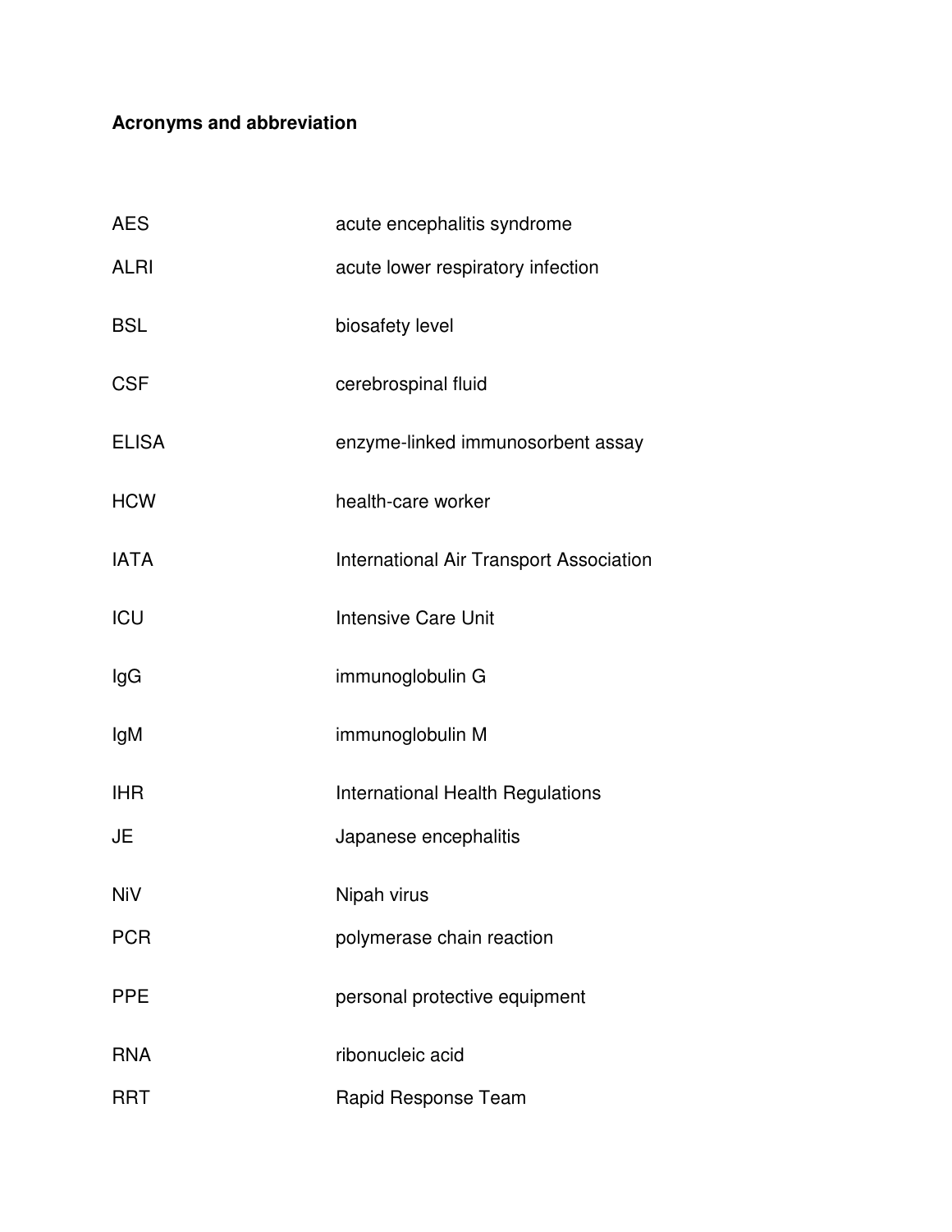**Acronyms and abbreviation**

| | |
|---|---|
| AES | acute encephalitis syndrome |
| ALRI | acute lower respiratory infection |
| BSL | biosafety level |
| CSF | cerebrospinal fluid |
| ELISA | enzyme-linked immunosorbent assay |
| HCW | health-care worker |
| IATA | International Air Transport Association |
| ICU | Intensive Care Unit |
| IgG | immunoglobulin G |
| IgM | immunoglobulin M |
| IHR | International Health Regulations |
| JE | Japanese encephalitis |
| NiV | Nipah virus |
| PCR | polymerase chain reaction |
| PPE | personal protective equipment |
| RNA | ribonucleic acid |
| RRT | Rapid Response Team |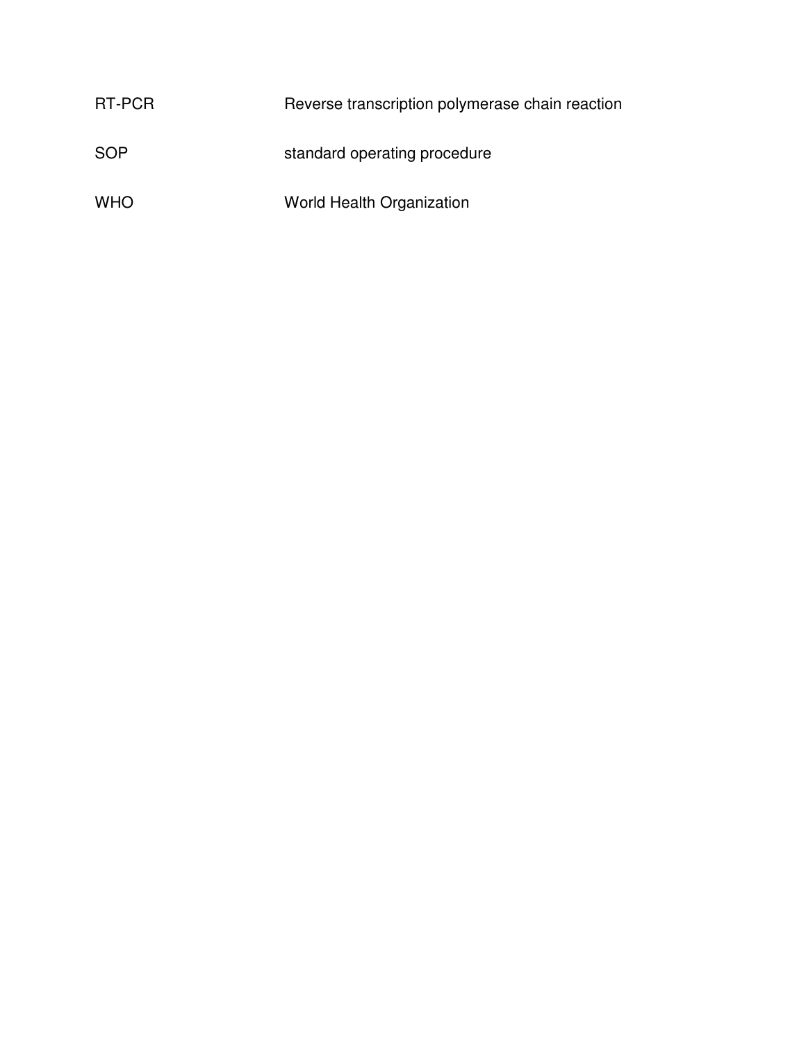| | |
|---|---|
| RT-PCR | Reverse transcription polymerase chain reaction |
| SOP | standard operating procedure |
| WHO | World Health Organization |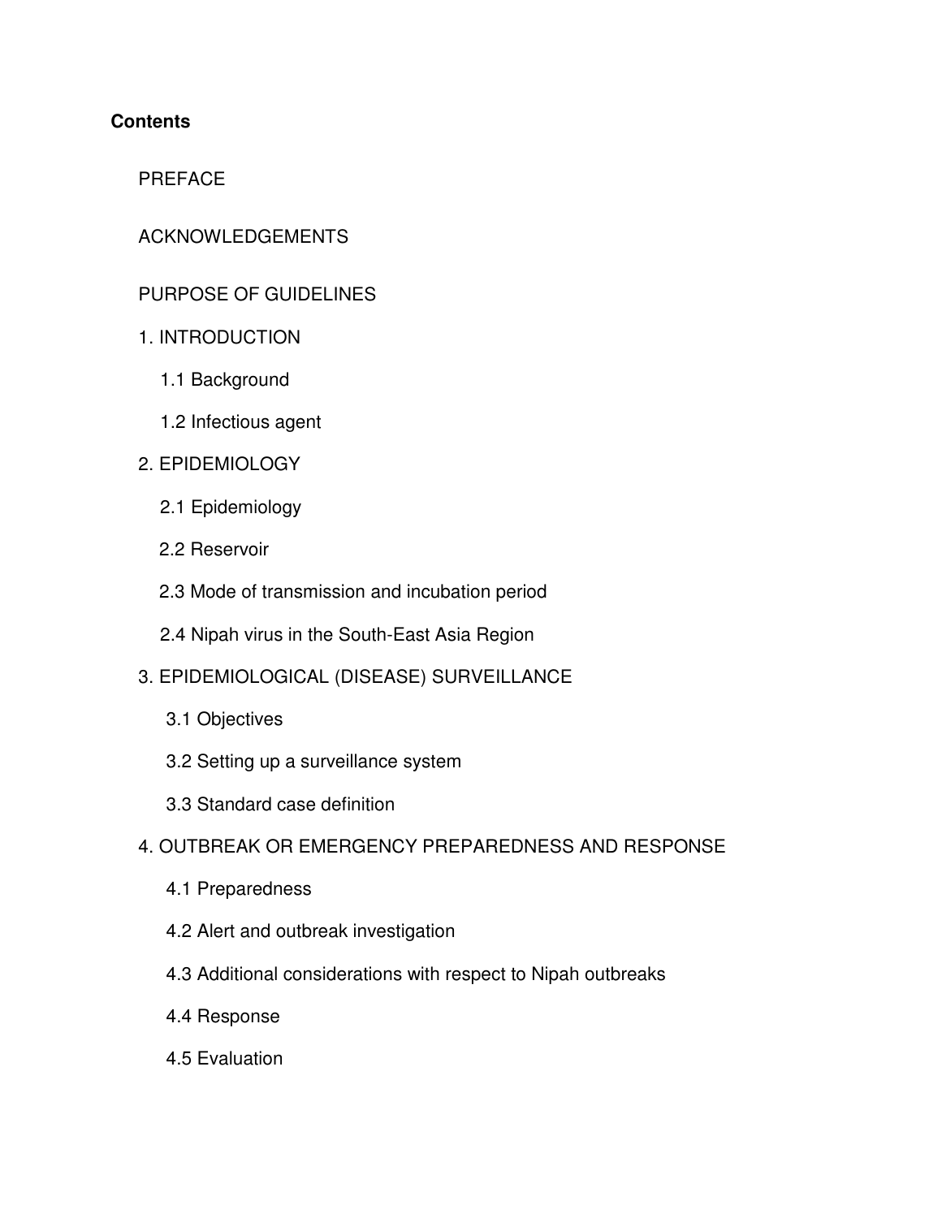**Contents**

PREFACE

ACKNOWLEDGEMENTS

PURPOSE OF GUIDELINES

1. INTRODUCTION
   - 1.1 Background
   - 1.2 Infectious agent
2. EPIDEMIOLOGY
   - 2.1 Epidemiology
   - 2.2 Reservoir
   - 2.3 Mode of transmission and incubation period
   - 2.4 Nipah virus in the South-East Asia Region
3. EPIDEMIOLOGICAL (DISEASE) SURVEILLANCE
   - 3.1 Objectives
   - 3.2 Setting up a surveillance system
   - 3.3 Standard case definition
4. OUTBREAK OR EMERGENCY PREPAREDNESS AND RESPONSE
   - 4.1 Preparedness
   - 4.2 Alert and outbreak investigation
   - 4.3 Additional considerations with respect to Nipah outbreaks
   - 4.4 Response
   - 4.5 Evaluation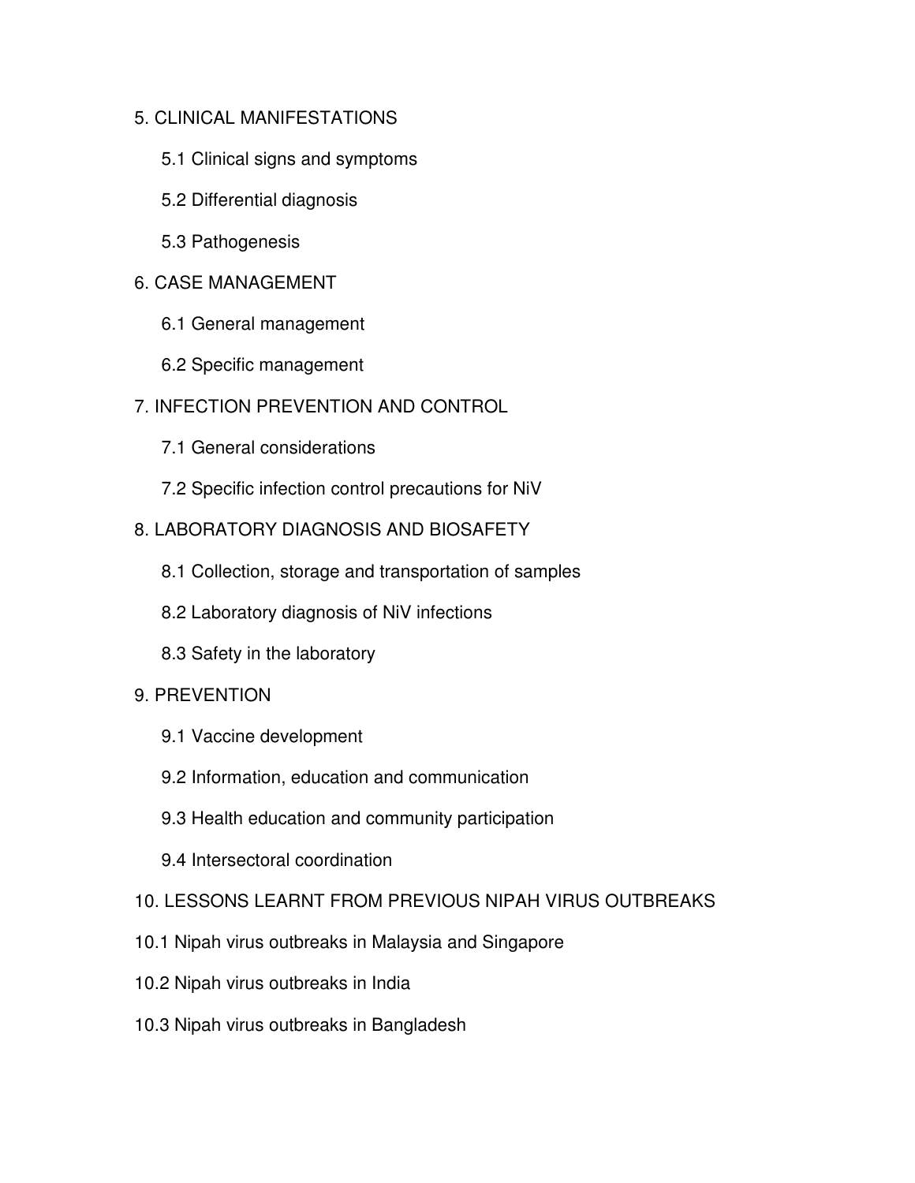5. CLINICAL MANIFESTATIONS

    5.1 Clinical signs and symptoms

    5.2 Differential diagnosis

    5.3 Pathogenesis

6. CASE MANAGEMENT

    6.1 General management

    6.2 Specific management

7. INFECTION PREVENTION AND CONTROL

    7.1 General considerations

    7.2 Specific infection control precautions for NiV

8. LABORATORY DIAGNOSIS AND BIOSAFETY

    8.1 Collection, storage and transportation of samples

    8.2 Laboratory diagnosis of NiV infections

    8.3 Safety in the laboratory

9. PREVENTION

    9.1 Vaccine development

    9.2 Information, education and communication

    9.3 Health education and community participation

    9.4 Intersectoral coordination

10. LESSONS LEARNT FROM PREVIOUS NIPAH VIRUS OUTBREAKS

10.1 Nipah virus outbreaks in Malaysia and Singapore

10.2 Nipah virus outbreaks in India

10.3 Nipah virus outbreaks in Bangladesh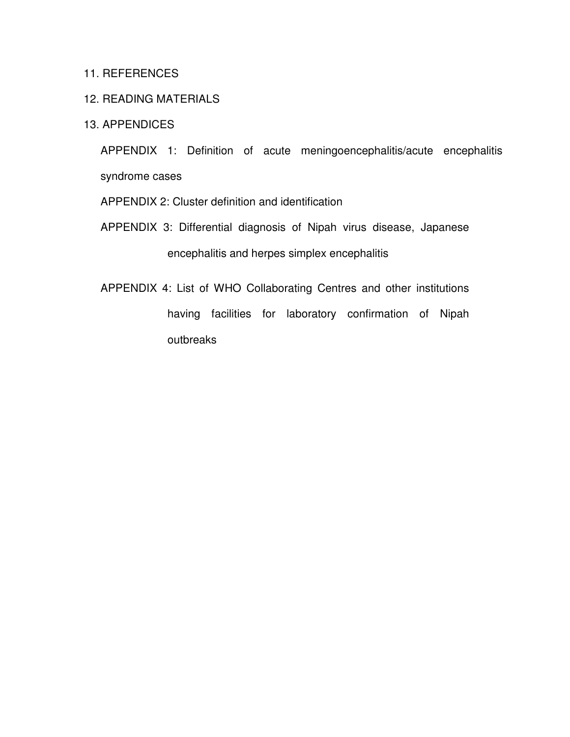11. REFERENCES

12. READING MATERIALS

13. APPENDICES

APPENDIX 1: Definition of acute meningoencephalitis/acute encephalitis syndrome cases

APPENDIX 2: Cluster definition and identification

APPENDIX 3: Differential diagnosis of Nipah virus disease, Japanese encephalitis and herpes simplex encephalitis

APPENDIX 4: List of WHO Collaborating Centres and other institutions having facilities for laboratory confirmation of Nipah outbreaks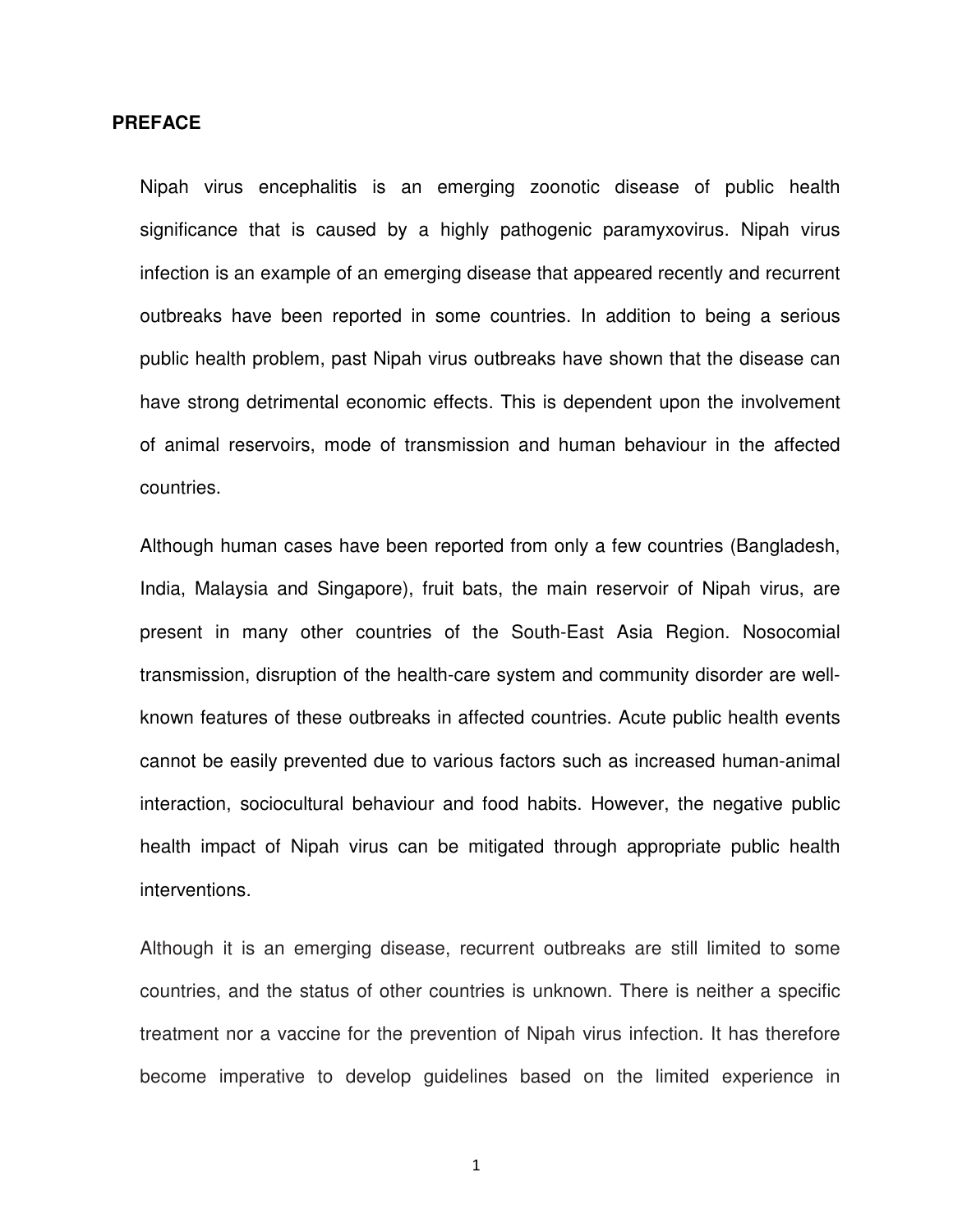## PREFACE

Nipah virus encephalitis is an emerging zoonotic disease of public health significance that is caused by a highly pathogenic paramyxovirus. Nipah virus infection is an example of an emerging disease that appeared recently and recurrent outbreaks have been reported in some countries. In addition to being a serious public health problem, past Nipah virus outbreaks have shown that the disease can have strong detrimental economic effects. This is dependent upon the involvement of animal reservoirs, mode of transmission and human behaviour in the affected countries.

Although human cases have been reported from only a few countries (Bangladesh, India, Malaysia and Singapore), fruit bats, the main reservoir of Nipah virus, are present in many other countries of the South-East Asia Region. Nosocomial transmission, disruption of the health-care system and community disorder are well-known features of these outbreaks in affected countries. Acute public health events cannot be easily prevented due to various factors such as increased human-animal interaction, sociocultural behaviour and food habits. However, the negative public health impact of Nipah virus can be mitigated through appropriate public health interventions.

Although it is an emerging disease, recurrent outbreaks are still limited to some countries, and the status of other countries is unknown. There is neither a specific treatment nor a vaccine for the prevention of Nipah virus infection. It has therefore become imperative to develop guidelines based on the limited experience in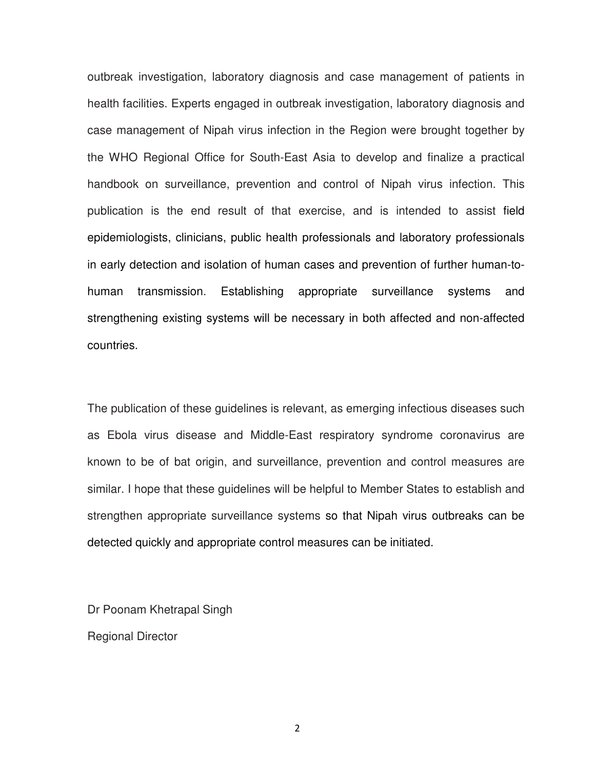outbreak investigation, laboratory diagnosis and case management of patients in health facilities. Experts engaged in outbreak investigation, laboratory diagnosis and case management of Nipah virus infection in the Region were brought together by the WHO Regional Office for South-East Asia to develop and finalize a practical handbook on surveillance, prevention and control of Nipah virus infection. This publication is the end result of that exercise, and is intended to assist field epidemiologists, clinicians, public health professionals and laboratory professionals in early detection and isolation of human cases and prevention of further human-to-human transmission. Establishing appropriate surveillance systems and strengthening existing systems will be necessary in both affected and non-affected countries.

The publication of these guidelines is relevant, as emerging infectious diseases such as Ebola virus disease and Middle-East respiratory syndrome coronavirus are known to be of bat origin, and surveillance, prevention and control measures are similar. I hope that these guidelines will be helpful to Member States to establish and strengthen appropriate surveillance systems so that Nipah virus outbreaks can be detected quickly and appropriate control measures can be initiated.

Dr Poonam Khetrapal Singh

Regional Director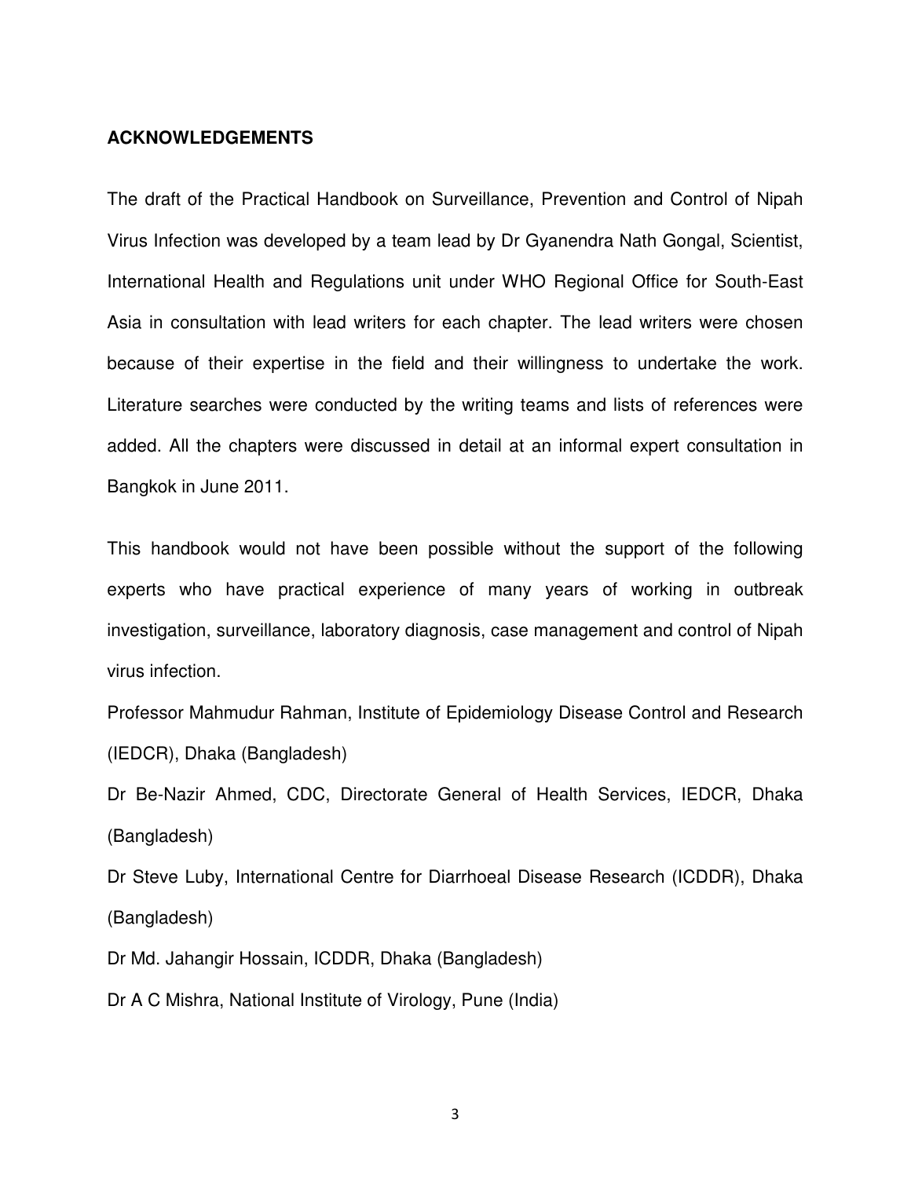## ACKNOWLEDGEMENTS

The draft of the Practical Handbook on Surveillance, Prevention and Control of Nipah Virus Infection was developed by a team lead by Dr Gyanendra Nath Gongal, Scientist, International Health and Regulations unit under WHO Regional Office for South-East Asia in consultation with lead writers for each chapter. The lead writers were chosen because of their expertise in the field and their willingness to undertake the work. Literature searches were conducted by the writing teams and lists of references were added. All the chapters were discussed in detail at an informal expert consultation in Bangkok in June 2011.

This handbook would not have been possible without the support of the following experts who have practical experience of many years of working in outbreak investigation, surveillance, laboratory diagnosis, case management and control of Nipah virus infection.

Professor Mahmudur Rahman, Institute of Epidemiology Disease Control and Research (IEDCR), Dhaka (Bangladesh)

Dr Be-Nazir Ahmed, CDC, Directorate General of Health Services, IEDCR, Dhaka (Bangladesh)

Dr Steve Luby, International Centre for Diarrhoeal Disease Research (ICDDR), Dhaka (Bangladesh)

Dr Md. Jahangir Hossain, ICDDR, Dhaka (Bangladesh)

Dr A C Mishra, National Institute of Virology, Pune (India)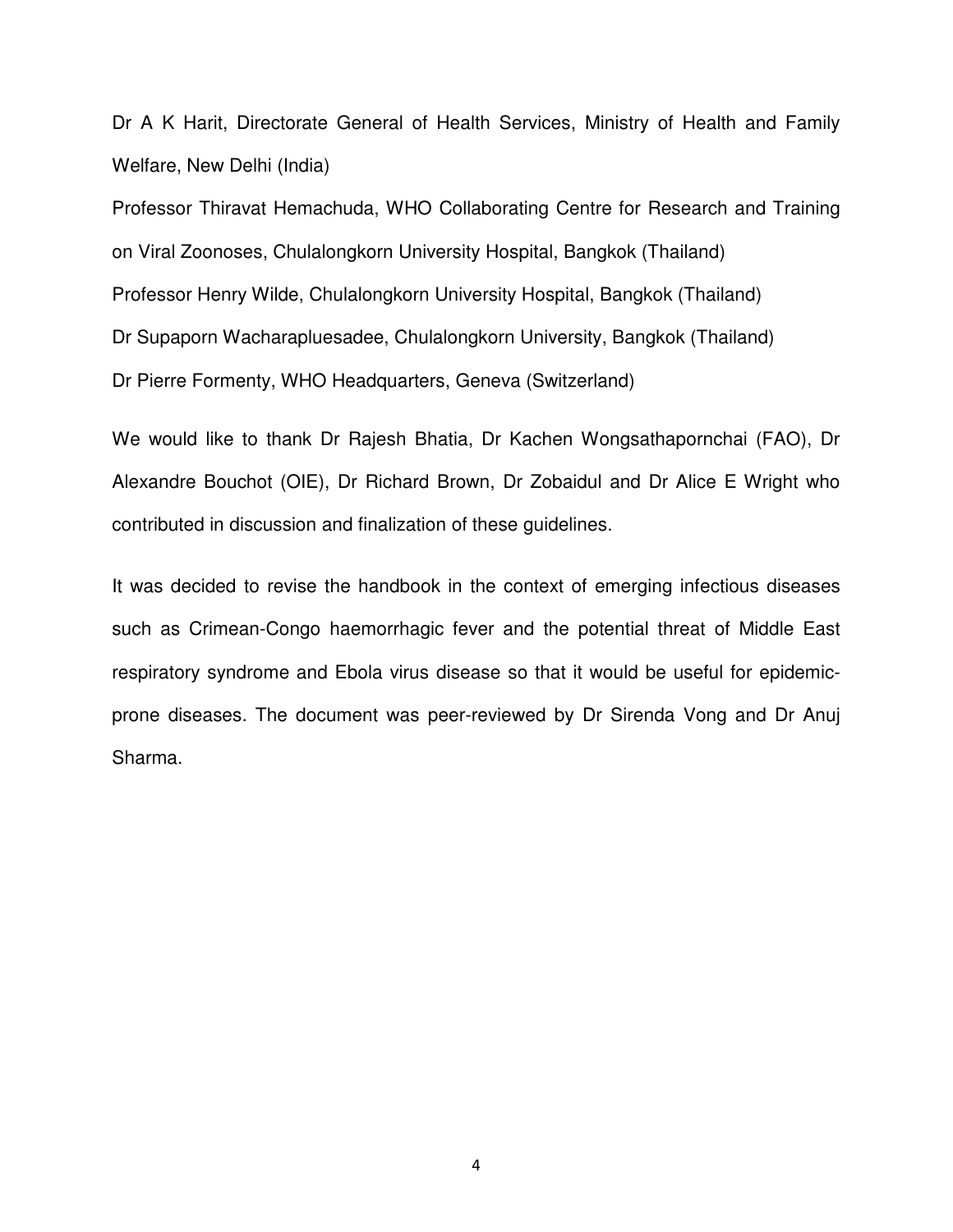Dr A K Harit, Directorate General of Health Services, Ministry of Health and Family Welfare, New Delhi (India)

Professor Thiravat Hemachuda, WHO Collaborating Centre for Research and Training on Viral Zoonoses, Chulalongkorn University Hospital, Bangkok (Thailand)

Professor Henry Wilde, Chulalongkorn University Hospital, Bangkok (Thailand)

Dr Supaporn Wacharapluesadee, Chulalongkorn University, Bangkok (Thailand)

Dr Pierre Formenty, WHO Headquarters, Geneva (Switzerland)

We would like to thank Dr Rajesh Bhatia, Dr Kachen Wongsathapornchai (FAO), Dr Alexandre Bouchot (OIE), Dr Richard Brown, Dr Zobaidul and Dr Alice E Wright who contributed in discussion and finalization of these guidelines.

It was decided to revise the handbook in the context of emerging infectious diseases such as Crimean-Congo haemorrhagic fever and the potential threat of Middle East respiratory syndrome and Ebola virus disease so that it would be useful for epidemic-prone diseases. The document was peer-reviewed by Dr Sirenda Vong and Dr Anuj Sharma.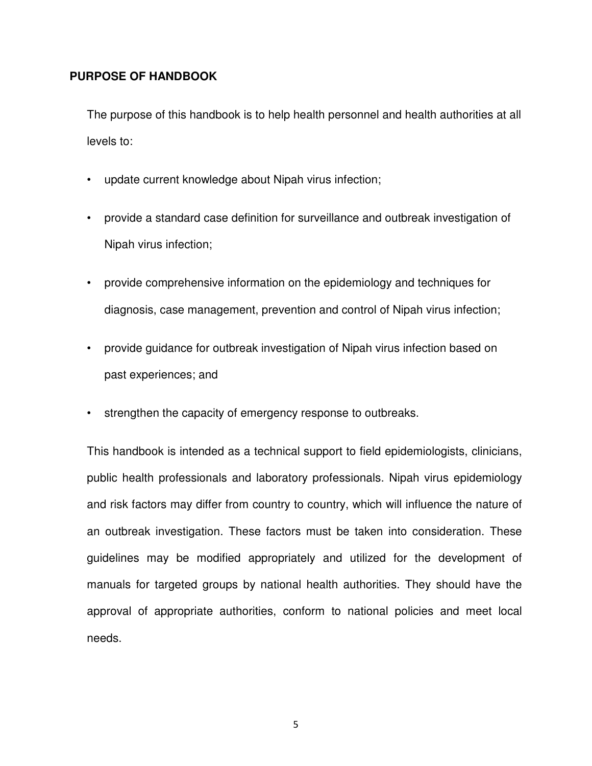## PURPOSE OF HANDBOOK

The purpose of this handbook is to help health personnel and health authorities at all levels to:

- update current knowledge about Nipah virus infection;
- provide a standard case definition for surveillance and outbreak investigation of Nipah virus infection;
- provide comprehensive information on the epidemiology and techniques for diagnosis, case management, prevention and control of Nipah virus infection;
- provide guidance for outbreak investigation of Nipah virus infection based on past experiences; and
- strengthen the capacity of emergency response to outbreaks.

This handbook is intended as a technical support to field epidemiologists, clinicians, public health professionals and laboratory professionals. Nipah virus epidemiology and risk factors may differ from country to country, which will influence the nature of an outbreak investigation. These factors must be taken into consideration. These guidelines may be modified appropriately and utilized for the development of manuals for targeted groups by national health authorities. They should have the approval of appropriate authorities, conform to national policies and meet local needs.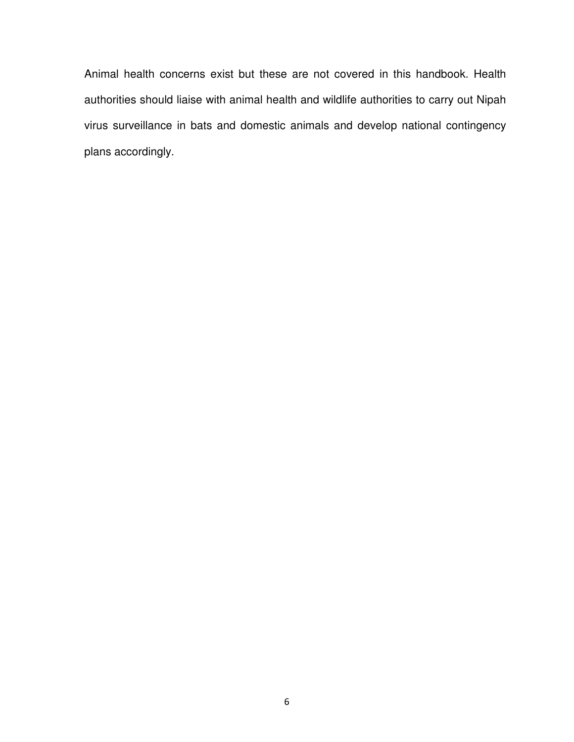Animal health concerns exist but these are not covered in this handbook. Health authorities should liaise with animal health and wildlife authorities to carry out Nipah virus surveillance in bats and domestic animals and develop national contingency plans accordingly.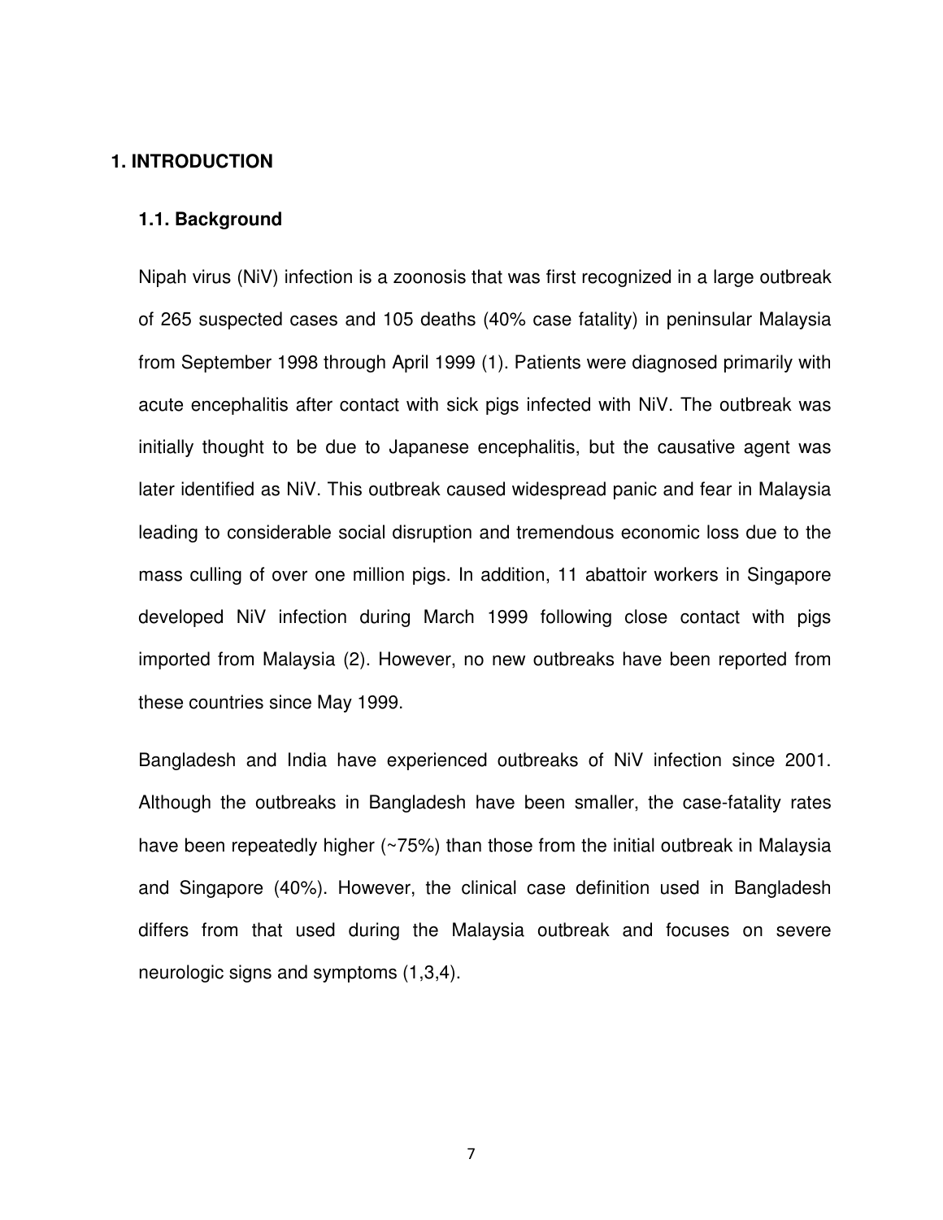# 1. INTRODUCTION

## 1.1. Background

Nipah virus (NiV) infection is a zoonosis that was first recognized in a large outbreak of 265 suspected cases and 105 deaths (40% case fatality) in peninsular Malaysia from September 1998 through April 1999 (1). Patients were diagnosed primarily with acute encephalitis after contact with sick pigs infected with NiV. The outbreak was initially thought to be due to Japanese encephalitis, but the causative agent was later identified as NiV. This outbreak caused widespread panic and fear in Malaysia leading to considerable social disruption and tremendous economic loss due to the mass culling of over one million pigs. In addition, 11 abattoir workers in Singapore developed NiV infection during March 1999 following close contact with pigs imported from Malaysia (2). However, no new outbreaks have been reported from these countries since May 1999.

Bangladesh and India have experienced outbreaks of NiV infection since 2001. Although the outbreaks in Bangladesh have been smaller, the case-fatality rates have been repeatedly higher (~75%) than those from the initial outbreak in Malaysia and Singapore (40%). However, the clinical case definition used in Bangladesh differs from that used during the Malaysia outbreak and focuses on severe neurologic signs and symptoms (1,3,4).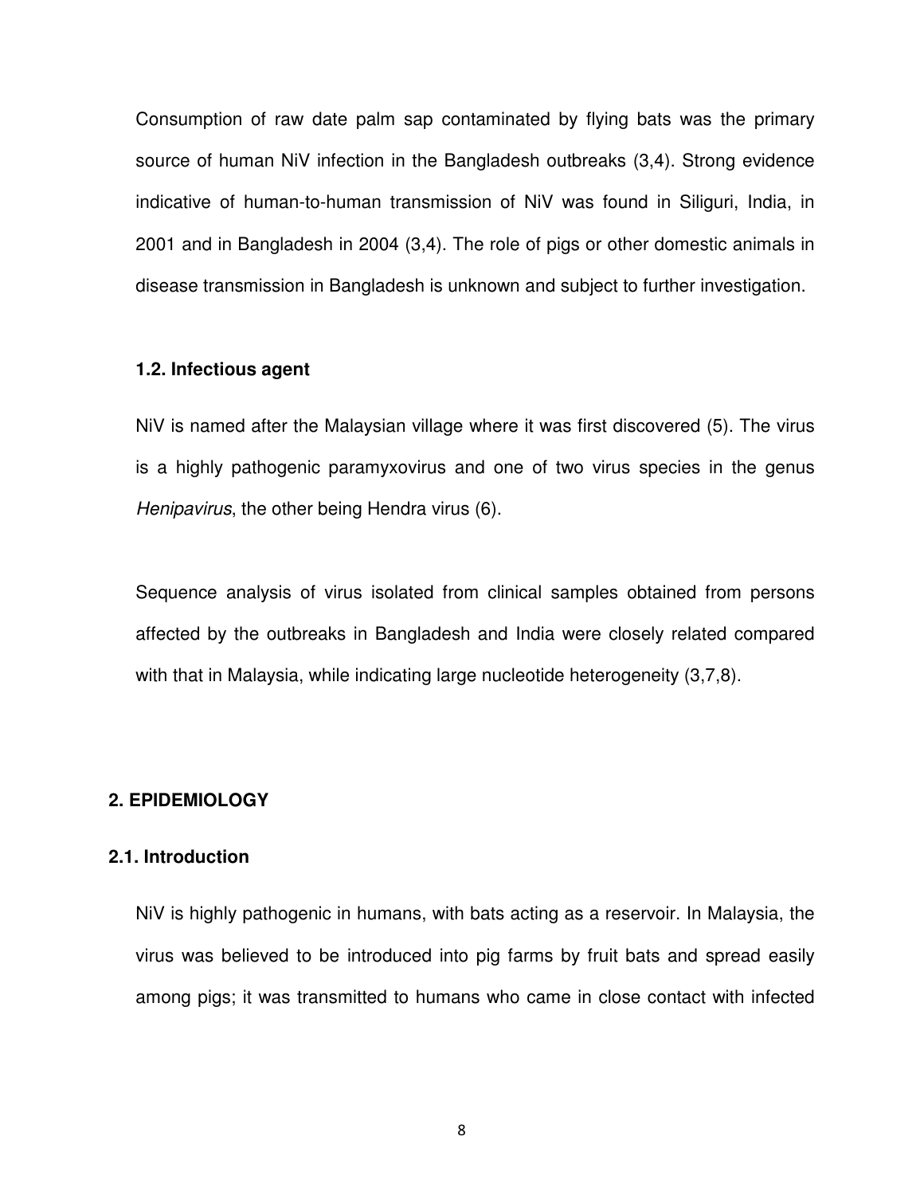Consumption of raw date palm sap contaminated by flying bats was the primary source of human NiV infection in the Bangladesh outbreaks (3,4). Strong evidence indicative of human-to-human transmission of NiV was found in Siliguri, India, in 2001 and in Bangladesh in 2004 (3,4). The role of pigs or other domestic animals in disease transmission in Bangladesh is unknown and subject to further investigation.

### 1.2. Infectious agent

NiV is named after the Malaysian village where it was first discovered (5). The virus is a highly pathogenic paramyxovirus and one of two virus species in the genus *Henipavirus*, the other being Hendra virus (6).

Sequence analysis of virus isolated from clinical samples obtained from persons affected by the outbreaks in Bangladesh and India were closely related compared with that in Malaysia, while indicating large nucleotide heterogeneity (3,7,8).

## 2. EPIDEMIOLOGY

### 2.1. Introduction

NiV is highly pathogenic in humans, with bats acting as a reservoir. In Malaysia, the virus was believed to be introduced into pig farms by fruit bats and spread easily among pigs; it was transmitted to humans who came in close contact with infected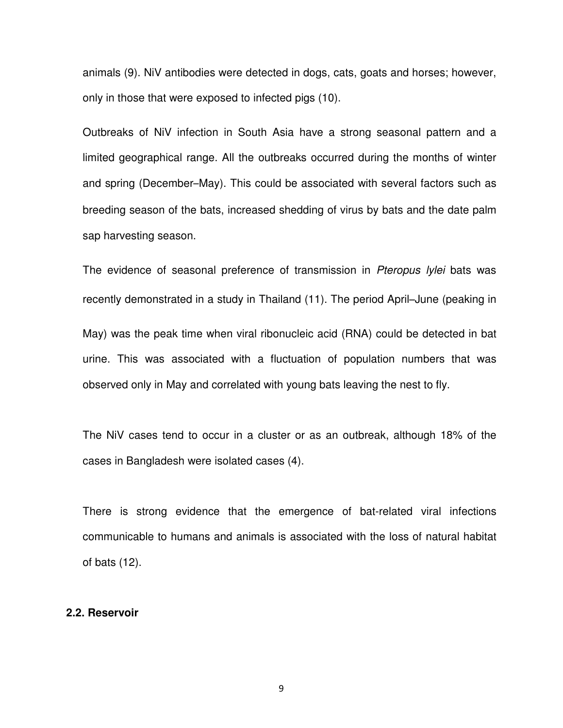animals (9). NiV antibodies were detected in dogs, cats, goats and horses; however, only in those that were exposed to infected pigs (10).

Outbreaks of NiV infection in South Asia have a strong seasonal pattern and a limited geographical range. All the outbreaks occurred during the months of winter and spring (December–May). This could be associated with several factors such as breeding season of the bats, increased shedding of virus by bats and the date palm sap harvesting season.

The evidence of seasonal preference of transmission in *Pteropus lylei* bats was recently demonstrated in a study in Thailand (11). The period April–June (peaking in May) was the peak time when viral ribonucleic acid (RNA) could be detected in bat urine. This was associated with a fluctuation of population numbers that was observed only in May and correlated with young bats leaving the nest to fly.

The NiV cases tend to occur in a cluster or as an outbreak, although 18% of the cases in Bangladesh were isolated cases (4).

There is strong evidence that the emergence of bat-related viral infections communicable to humans and animals is associated with the loss of natural habitat of bats (12).

## 2.2. Reservoir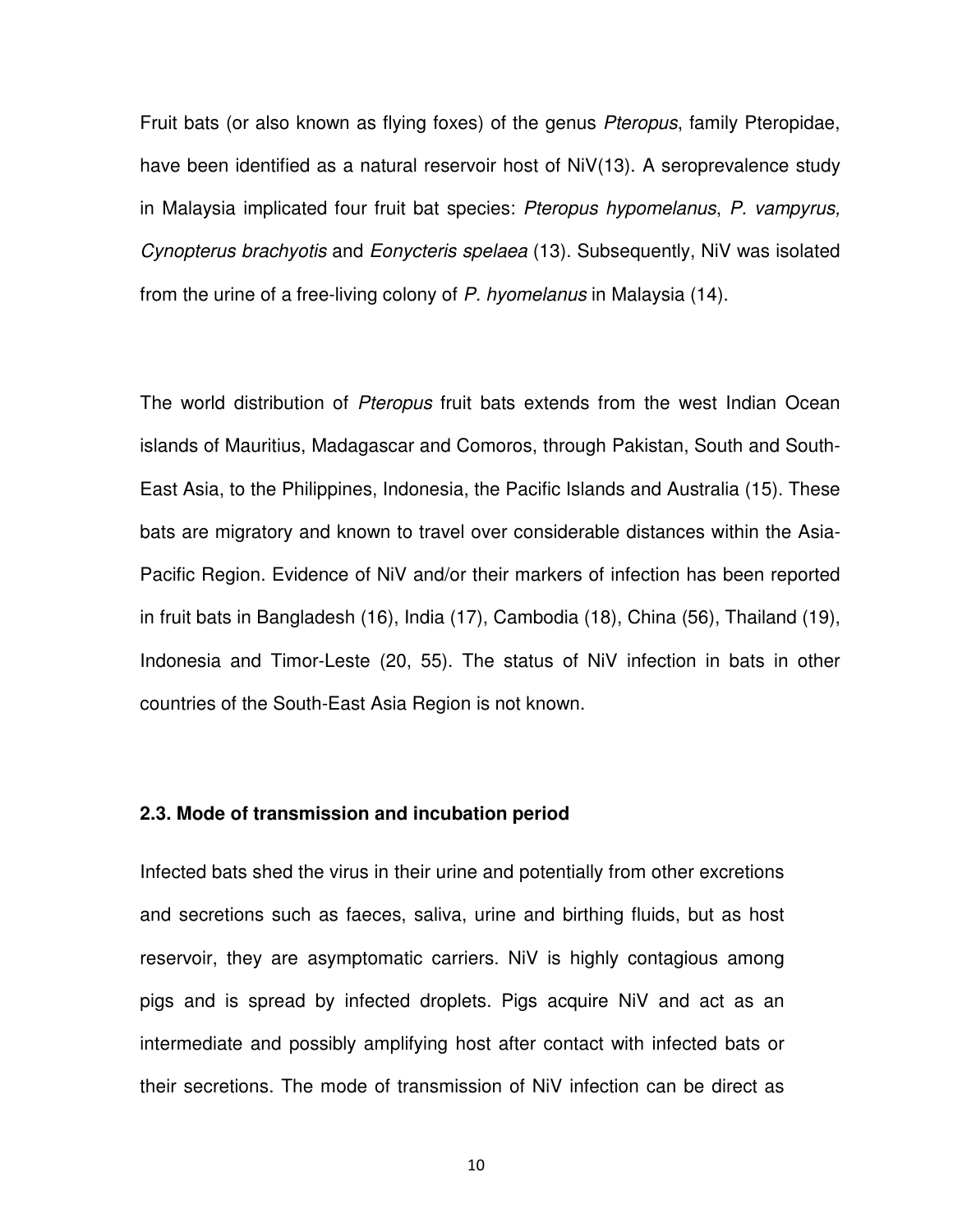Fruit bats (or also known as flying foxes) of the genus *Pteropus*, family Pteropidae, have been identified as a natural reservoir host of NiV(13). A seroprevalence study in Malaysia implicated four fruit bat species: *Pteropus hypomelanus*, *P. vampyrus, Cynopterus brachyotis* and *Eonycteris spelaea* (13). Subsequently, NiV was isolated from the urine of a free-living colony of *P. hyomelanus* in Malaysia (14).

The world distribution of *Pteropus* fruit bats extends from the west Indian Ocean islands of Mauritius, Madagascar and Comoros, through Pakistan, South and South-East Asia, to the Philippines, Indonesia, the Pacific Islands and Australia (15). These bats are migratory and known to travel over considerable distances within the Asia-Pacific Region. Evidence of NiV and/or their markers of infection has been reported in fruit bats in Bangladesh (16), India (17), Cambodia (18), China (56), Thailand (19), Indonesia and Timor-Leste (20, 55). The status of NiV infection in bats in other countries of the South-East Asia Region is not known.

### 2.3. Mode of transmission and incubation period

Infected bats shed the virus in their urine and potentially from other excretions and secretions such as faeces, saliva, urine and birthing fluids, but as host reservoir, they are asymptomatic carriers. NiV is highly contagious among pigs and is spread by infected droplets. Pigs acquire NiV and act as an intermediate and possibly amplifying host after contact with infected bats or their secretions. The mode of transmission of NiV infection can be direct as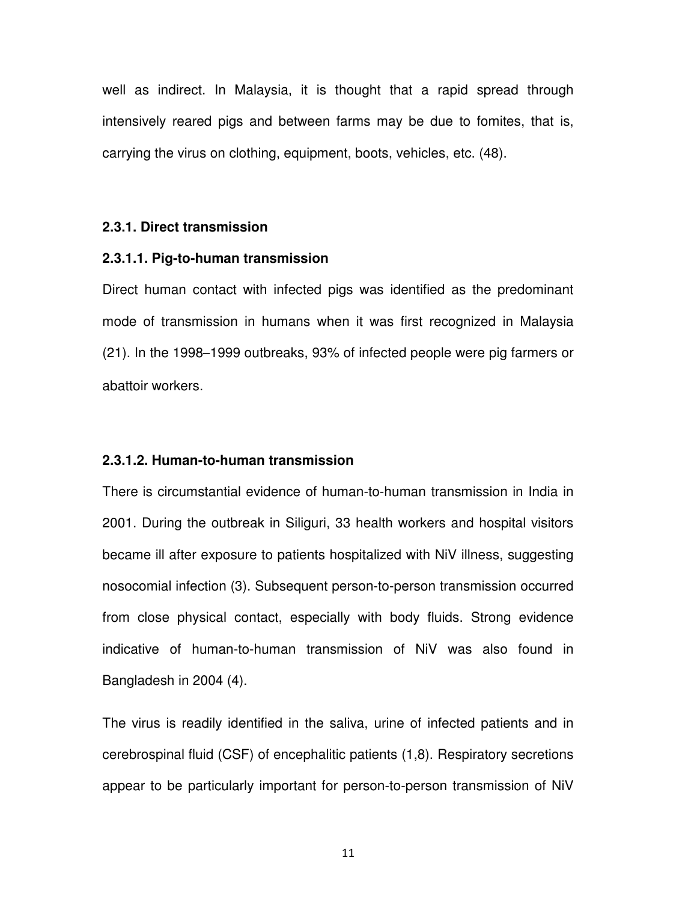well as indirect. In Malaysia, it is thought that a rapid spread through intensively reared pigs and between farms may be due to fomites, that is, carrying the virus on clothing, equipment, boots, vehicles, etc. (48).

### 2.3.1. Direct transmission

#### 2.3.1.1. Pig-to-human transmission

Direct human contact with infected pigs was identified as the predominant mode of transmission in humans when it was first recognized in Malaysia (21). In the 1998–1999 outbreaks, 93% of infected people were pig farmers or abattoir workers.

#### 2.3.1.2. Human-to-human transmission

There is circumstantial evidence of human-to-human transmission in India in 2001. During the outbreak in Siliguri, 33 health workers and hospital visitors became ill after exposure to patients hospitalized with NiV illness, suggesting nosocomial infection (3). Subsequent person-to-person transmission occurred from close physical contact, especially with body fluids. Strong evidence indicative of human-to-human transmission of NiV was also found in Bangladesh in 2004 (4).

The virus is readily identified in the saliva, urine of infected patients and in cerebrospinal fluid (CSF) of encephalitic patients (1,8). Respiratory secretions appear to be particularly important for person-to-person transmission of NiV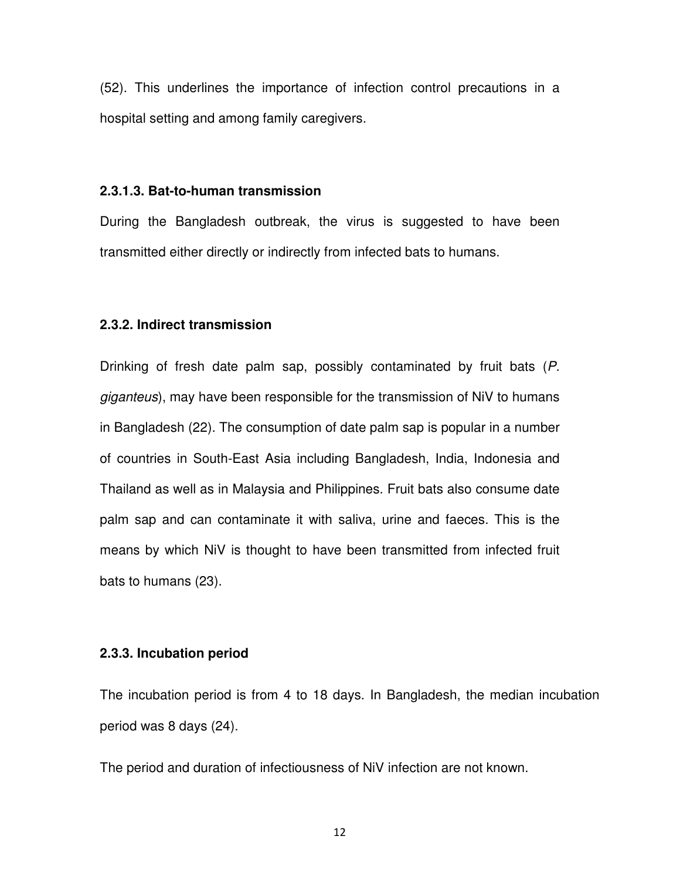(52). This underlines the importance of infection control precautions in a hospital setting and among family caregivers.

#### 2.3.1.3. Bat-to-human transmission

During the Bangladesh outbreak, the virus is suggested to have been transmitted either directly or indirectly from infected bats to humans.

### 2.3.2. Indirect transmission

Drinking of fresh date palm sap, possibly contaminated by fruit bats (*P. giganteus*), may have been responsible for the transmission of NiV to humans in Bangladesh (22). The consumption of date palm sap is popular in a number of countries in South-East Asia including Bangladesh, India, Indonesia and Thailand as well as in Malaysia and Philippines. Fruit bats also consume date palm sap and can contaminate it with saliva, urine and faeces. This is the means by which NiV is thought to have been transmitted from infected fruit bats to humans (23).

### 2.3.3. Incubation period

The incubation period is from 4 to 18 days. In Bangladesh, the median incubation period was 8 days (24).

The period and duration of infectiousness of NiV infection are not known.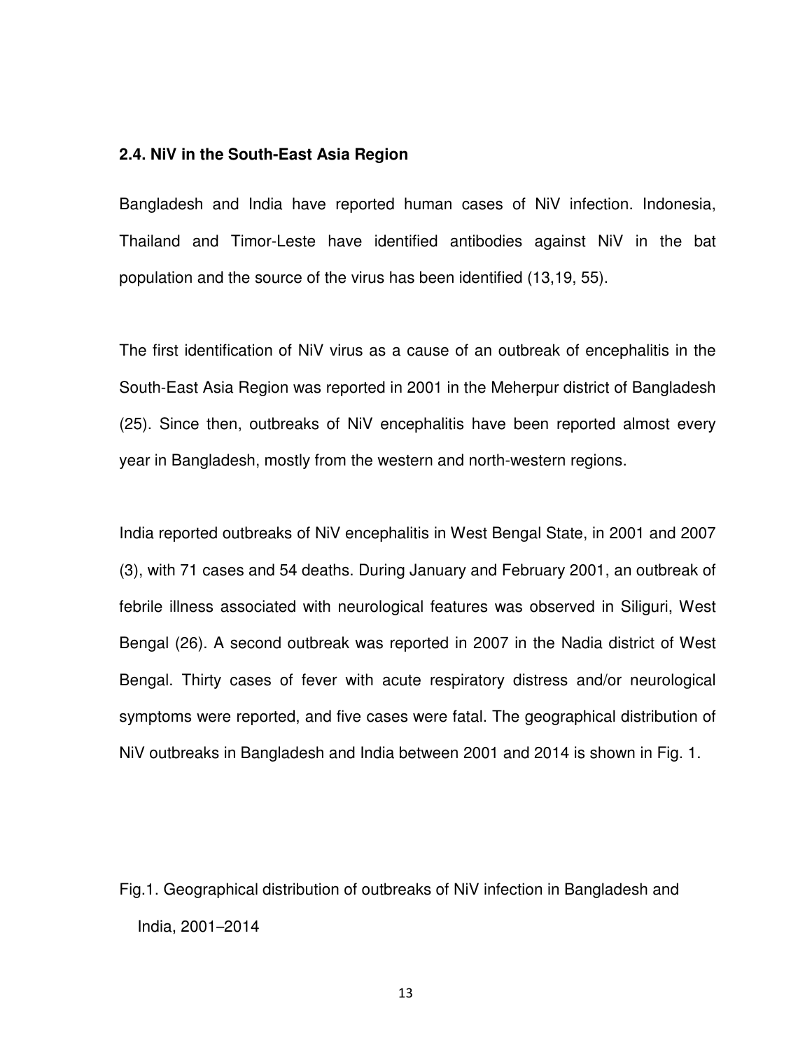### 2.4. NiV in the South-East Asia Region

Bangladesh and India have reported human cases of NiV infection. Indonesia, Thailand and Timor-Leste have identified antibodies against NiV in the bat population and the source of the virus has been identified (13,19, 55).

The first identification of NiV virus as a cause of an outbreak of encephalitis in the South-East Asia Region was reported in 2001 in the Meherpur district of Bangladesh (25). Since then, outbreaks of NiV encephalitis have been reported almost every year in Bangladesh, mostly from the western and north-western regions.

India reported outbreaks of NiV encephalitis in West Bengal State, in 2001 and 2007 (3), with 71 cases and 54 deaths. During January and February 2001, an outbreak of febrile illness associated with neurological features was observed in Siliguri, West Bengal (26). A second outbreak was reported in 2007 in the Nadia district of West Bengal. Thirty cases of fever with acute respiratory distress and/or neurological symptoms were reported, and five cases were fatal. The geographical distribution of NiV outbreaks in Bangladesh and India between 2001 and 2014 is shown in Fig. 1.

Fig.1. Geographical distribution of outbreaks of NiV infection in Bangladesh and India, 2001–2014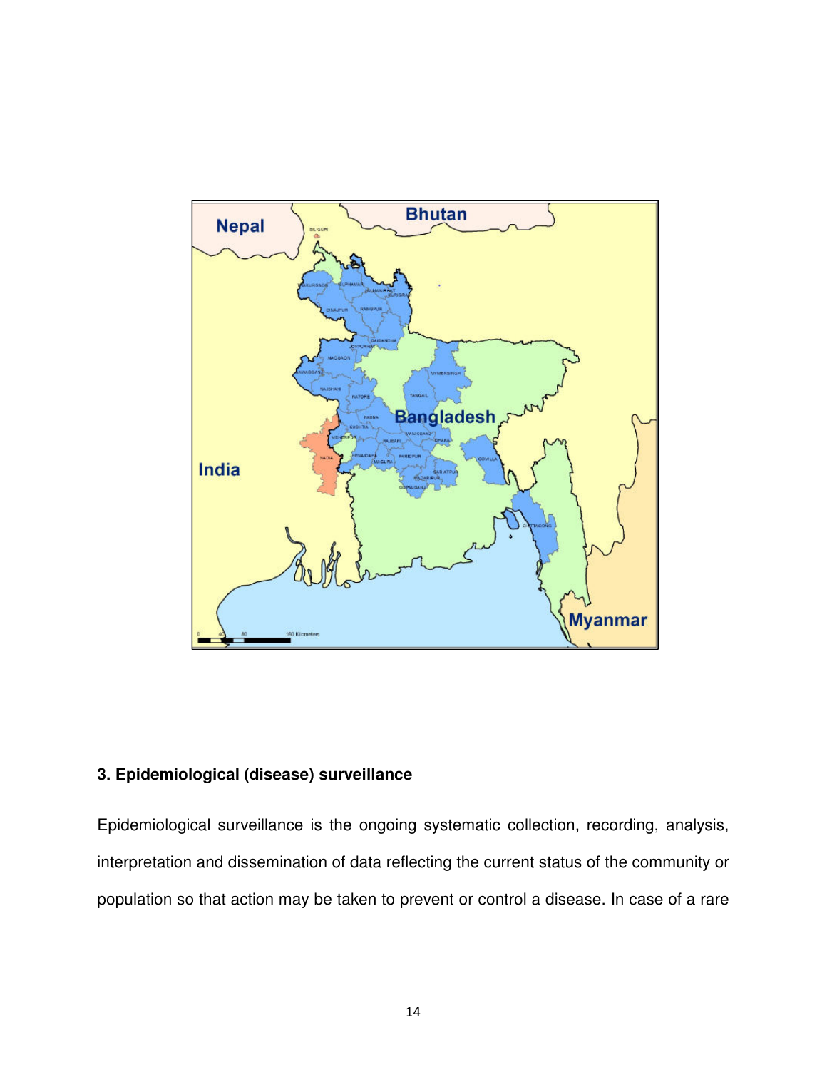### 3. Epidemiological (disease) surveillance

Epidemiological surveillance is the ongoing systematic collection, recording, analysis, interpretation and dissemination of data reflecting the current status of the community or population so that action may be taken to prevent or control a disease. In case of a rare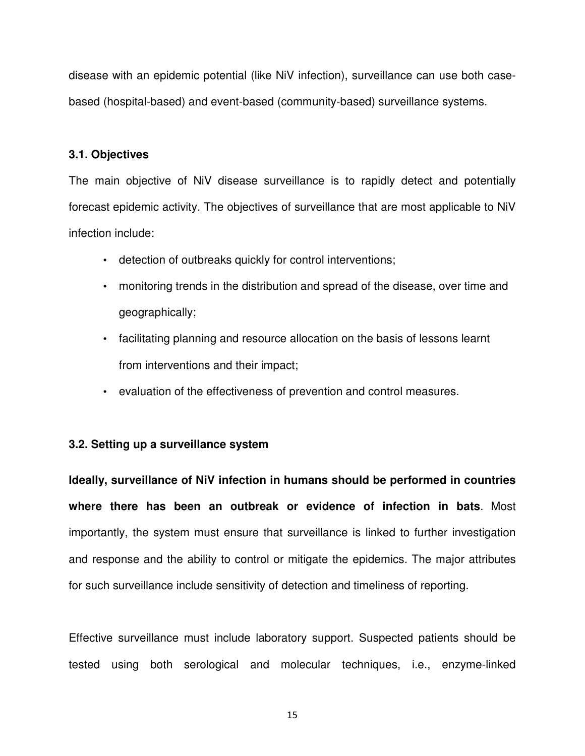disease with an epidemic potential (like NiV infection), surveillance can use both case-based (hospital-based) and event-based (community-based) surveillance systems.

### 3.1. Objectives

The main objective of NiV disease surveillance is to rapidly detect and potentially forecast epidemic activity. The objectives of surveillance that are most applicable to NiV infection include:

- detection of outbreaks quickly for control interventions;
- monitoring trends in the distribution and spread of the disease, over time and geographically;
- facilitating planning and resource allocation on the basis of lessons learnt from interventions and their impact;
- evaluation of the effectiveness of prevention and control measures.

### 3.2. Setting up a surveillance system

**Ideally, surveillance of NiV infection in humans should be performed in countries where there has been an outbreak or evidence of infection in bats**. Most importantly, the system must ensure that surveillance is linked to further investigation and response and the ability to control or mitigate the epidemics. The major attributes for such surveillance include sensitivity of detection and timeliness of reporting.

Effective surveillance must include laboratory support. Suspected patients should be tested using both serological and molecular techniques, i.e., enzyme-linked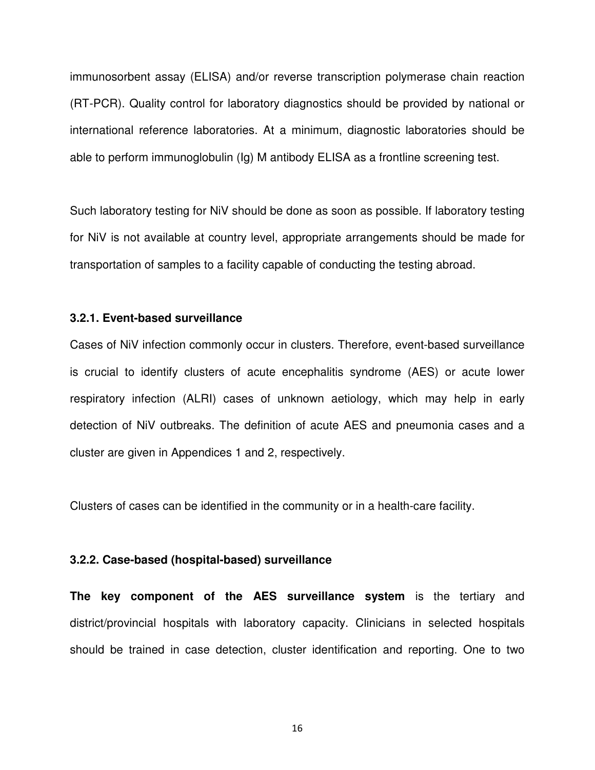immunosorbent assay (ELISA) and/or reverse transcription polymerase chain reaction (RT-PCR). Quality control for laboratory diagnostics should be provided by national or international reference laboratories. At a minimum, diagnostic laboratories should be able to perform immunoglobulin (Ig) M antibody ELISA as a frontline screening test.

Such laboratory testing for NiV should be done as soon as possible. If laboratory testing for NiV is not available at country level, appropriate arrangements should be made for transportation of samples to a facility capable of conducting the testing abroad.

#### 3.2.1. Event-based surveillance

Cases of NiV infection commonly occur in clusters. Therefore, event-based surveillance is crucial to identify clusters of acute encephalitis syndrome (AES) or acute lower respiratory infection (ALRI) cases of unknown aetiology, which may help in early detection of NiV outbreaks. The definition of acute AES and pneumonia cases and a cluster are given in Appendices 1 and 2, respectively.

Clusters of cases can be identified in the community or in a health-care facility.

#### 3.2.2. Case-based (hospital-based) surveillance

**The key component of the AES surveillance system** is the tertiary and district/provincial hospitals with laboratory capacity. Clinicians in selected hospitals should be trained in case detection, cluster identification and reporting. One to two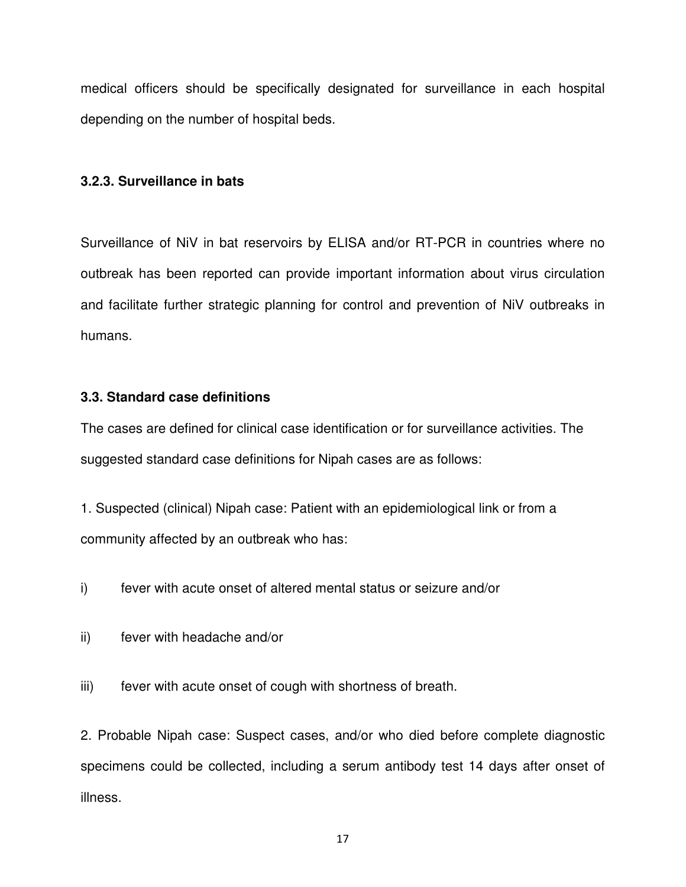medical officers should be specifically designated for surveillance in each hospital depending on the number of hospital beds.

### 3.2.3. Surveillance in bats

Surveillance of NiV in bat reservoirs by ELISA and/or RT-PCR in countries where no outbreak has been reported can provide important information about virus circulation and facilitate further strategic planning for control and prevention of NiV outbreaks in humans.

### 3.3. Standard case definitions

The cases are defined for clinical case identification or for surveillance activities. The suggested standard case definitions for Nipah cases are as follows:

1. Suspected (clinical) Nipah case: Patient with an epidemiological link or from a community affected by an outbreak who has:

i) fever with acute onset of altered mental status or seizure and/or

ii) fever with headache and/or

iii) fever with acute onset of cough with shortness of breath.

2. Probable Nipah case: Suspect cases, and/or who died before complete diagnostic specimens could be collected, including a serum antibody test 14 days after onset of illness.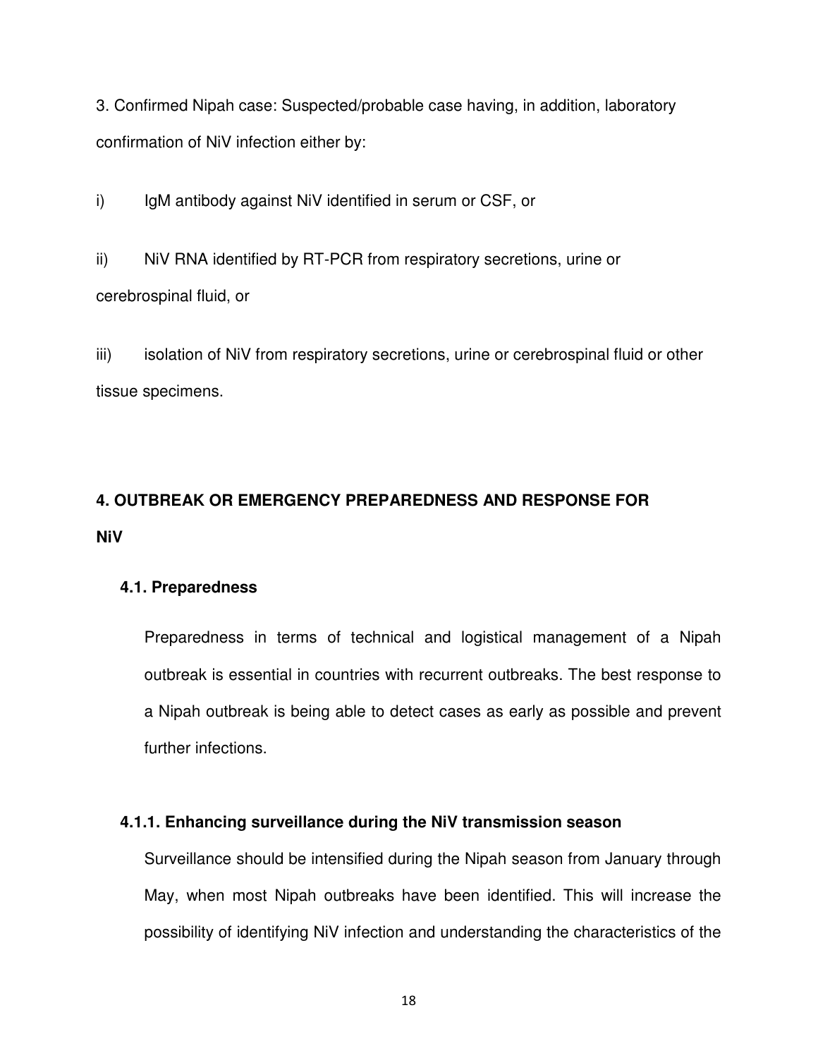3. Confirmed Nipah case: Suspected/probable case having, in addition, laboratory confirmation of NiV infection either by:

i) IgM antibody against NiV identified in serum or CSF, or

ii) NiV RNA identified by RT-PCR from respiratory secretions, urine or cerebrospinal fluid, or

iii) isolation of NiV from respiratory secretions, urine or cerebrospinal fluid or other tissue specimens.

## 4. OUTBREAK OR EMERGENCY PREPAREDNESS AND RESPONSE FOR NiV

### 4.1. Preparedness

Preparedness in terms of technical and logistical management of a Nipah outbreak is essential in countries with recurrent outbreaks. The best response to a Nipah outbreak is being able to detect cases as early as possible and prevent further infections.

#### 4.1.1. Enhancing surveillance during the NiV transmission season

Surveillance should be intensified during the Nipah season from January through May, when most Nipah outbreaks have been identified. This will increase the possibility of identifying NiV infection and understanding the characteristics of the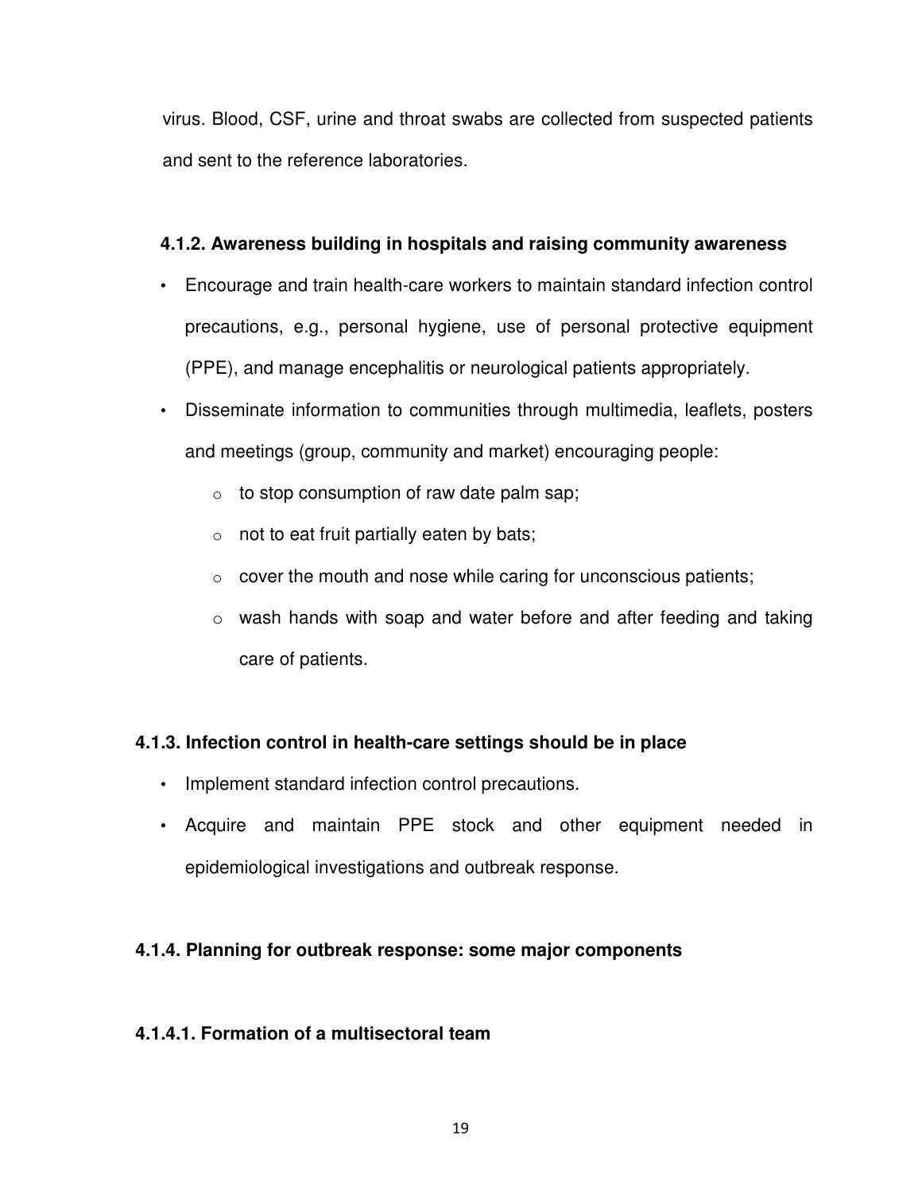virus. Blood, CSF, urine and throat swabs are collected from suspected patients and sent to the reference laboratories.

#### 4.1.2. Awareness building in hospitals and raising community awareness

- Encourage and train health-care workers to maintain standard infection control precautions, e.g., personal hygiene, use of personal protective equipment (PPE), and manage encephalitis or neurological patients appropriately.
- Disseminate information to communities through multimedia, leaflets, posters and meetings (group, community and market) encouraging people:
  - to stop consumption of raw date palm sap;
  - not to eat fruit partially eaten by bats;
  - cover the mouth and nose while caring for unconscious patients;
  - wash hands with soap and water before and after feeding and taking care of patients.

### 4.1.3. Infection control in health-care settings should be in place

- Implement standard infection control precautions.
- Acquire and maintain PPE stock and other equipment needed in epidemiological investigations and outbreak response.

### 4.1.4. Planning for outbreak response: some major components

### 4.1.4.1. Formation of a multisectoral team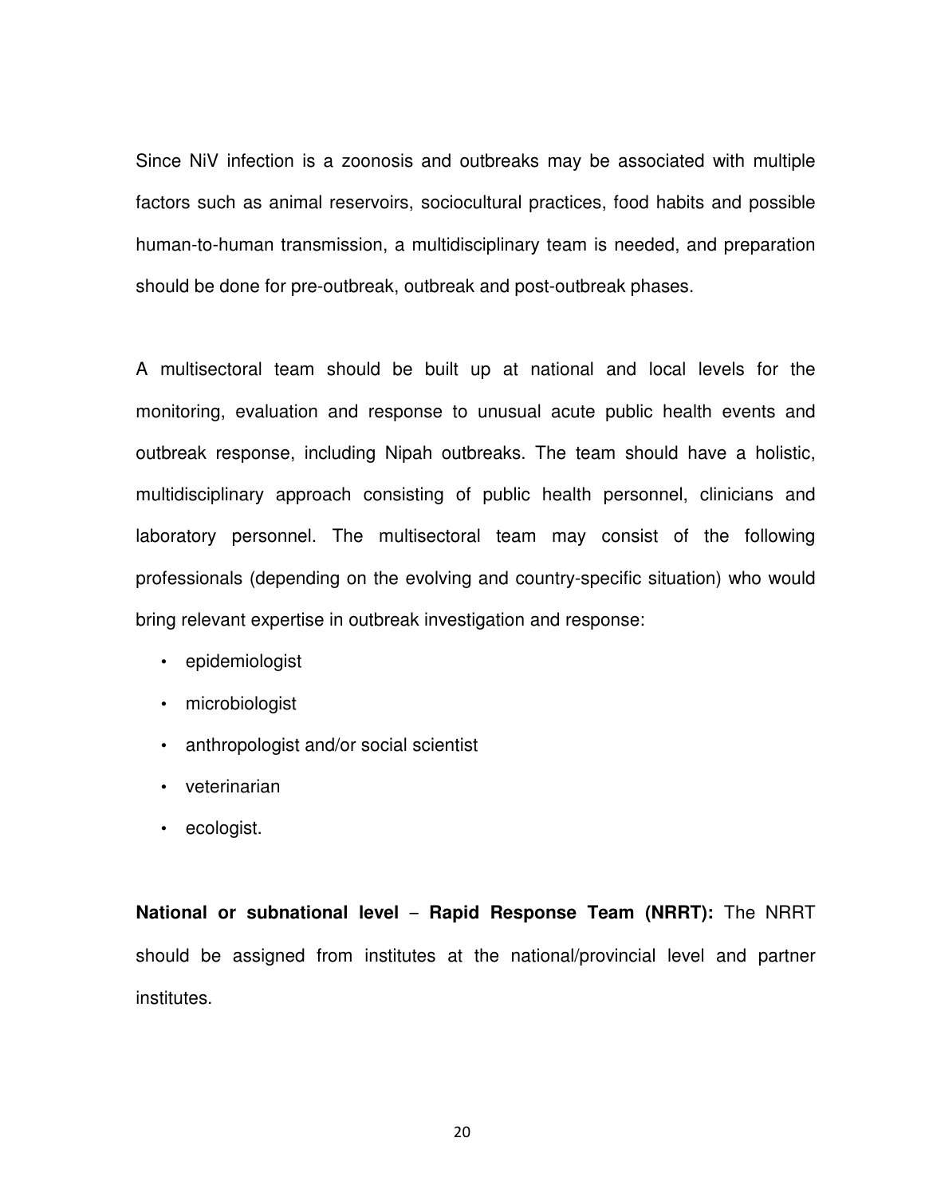Since NiV infection is a zoonosis and outbreaks may be associated with multiple factors such as animal reservoirs, sociocultural practices, food habits and possible human-to-human transmission, a multidisciplinary team is needed, and preparation should be done for pre-outbreak, outbreak and post-outbreak phases.

A multisectoral team should be built up at national and local levels for the monitoring, evaluation and response to unusual acute public health events and outbreak response, including Nipah outbreaks. The team should have a holistic, multidisciplinary approach consisting of public health personnel, clinicians and laboratory personnel. The multisectoral team may consist of the following professionals (depending on the evolving and country-specific situation) who would bring relevant expertise in outbreak investigation and response:

- epidemiologist
- microbiologist
- anthropologist and/or social scientist
- veterinarian
- ecologist.

**National or subnational level – Rapid Response Team (NRRT):** The NRRT should be assigned from institutes at the national/provincial level and partner institutes.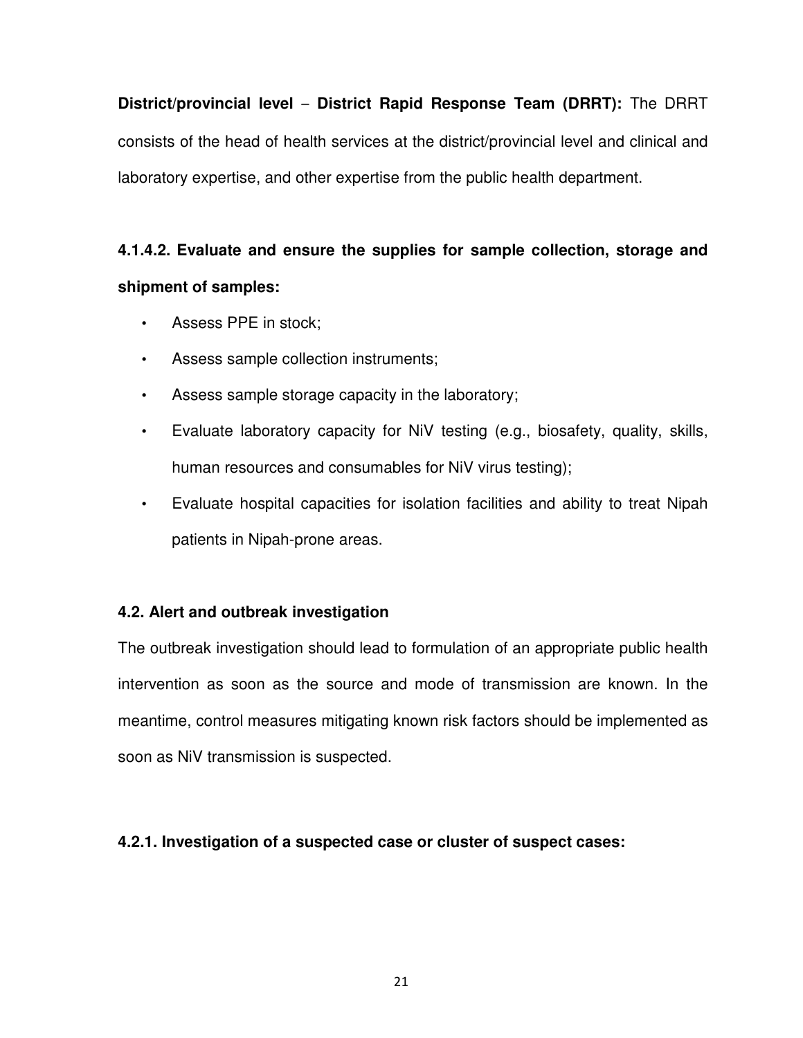**District/provincial level – District Rapid Response Team (DRRT):** The DRRT consists of the head of health services at the district/provincial level and clinical and laboratory expertise, and other expertise from the public health department.

#### 4.1.4.2. Evaluate and ensure the supplies for sample collection, storage and shipment of samples:

- Assess PPE in stock;
- Assess sample collection instruments;
- Assess sample storage capacity in the laboratory;
- Evaluate laboratory capacity for NiV testing (e.g., biosafety, quality, skills, human resources and consumables for NiV virus testing);
- Evaluate hospital capacities for isolation facilities and ability to treat Nipah patients in Nipah-prone areas.

### 4.2. Alert and outbreak investigation

The outbreak investigation should lead to formulation of an appropriate public health intervention as soon as the source and mode of transmission are known. In the meantime, control measures mitigating known risk factors should be implemented as soon as NiV transmission is suspected.

#### 4.2.1. Investigation of a suspected case or cluster of suspect cases: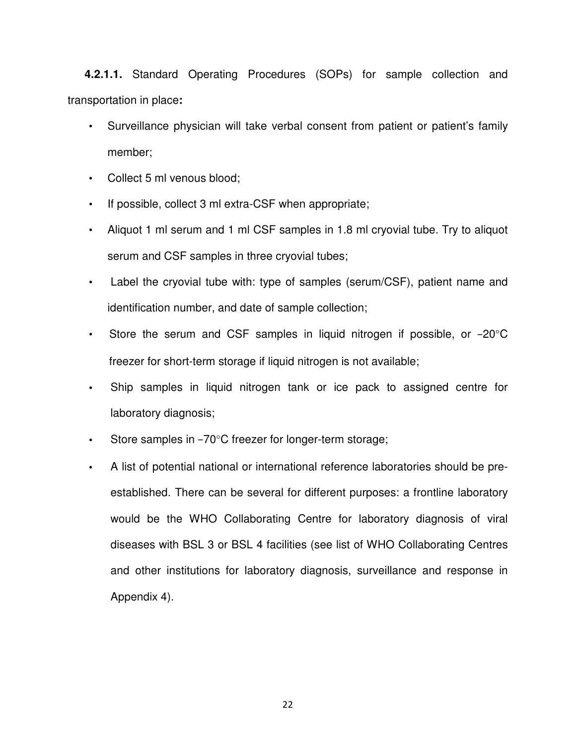**4.2.1.1.** Standard Operating Procedures (SOPs) for sample collection and transportation in place**:**

- Surveillance physician will take verbal consent from patient or patient's family member;
- Collect 5 ml venous blood;
- If possible, collect 3 ml extra-CSF when appropriate;
- Aliquot 1 ml serum and 1 ml CSF samples in 1.8 ml cryovial tube. Try to aliquot serum and CSF samples in three cryovial tubes;
- Label the cryovial tube with: type of samples (serum/CSF), patient name and identification number, and date of sample collection;
- Store the serum and CSF samples in liquid nitrogen if possible, or −20°C freezer for short-term storage if liquid nitrogen is not available;
- Ship samples in liquid nitrogen tank or ice pack to assigned centre for laboratory diagnosis;
- Store samples in −70°C freezer for longer-term storage;
- A list of potential national or international reference laboratories should be pre-established. There can be several for different purposes: a frontline laboratory would be the WHO Collaborating Centre for laboratory diagnosis of viral diseases with BSL 3 or BSL 4 facilities (see list of WHO Collaborating Centres and other institutions for laboratory diagnosis, surveillance and response in Appendix 4).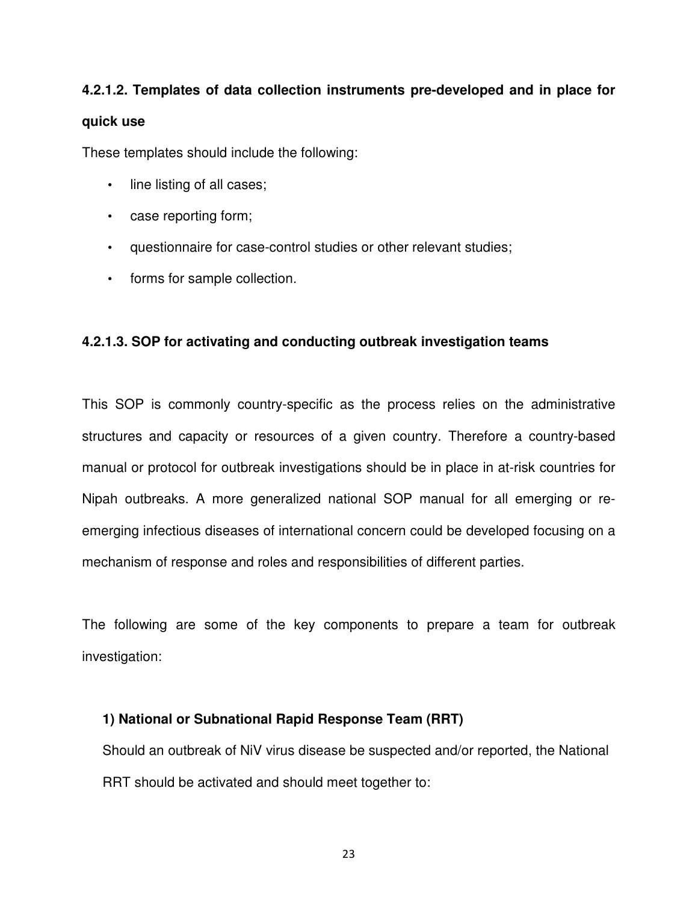#### 4.2.1.2. Templates of data collection instruments pre-developed and in place for quick use

These templates should include the following:

- line listing of all cases;
- case reporting form;
- questionnaire for case-control studies or other relevant studies;
- forms for sample collection.

#### 4.2.1.3. SOP for activating and conducting outbreak investigation teams

This SOP is commonly country-specific as the process relies on the administrative structures and capacity or resources of a given country. Therefore a country-based manual or protocol for outbreak investigations should be in place in at-risk countries for Nipah outbreaks. A more generalized national SOP manual for all emerging or re-emerging infectious diseases of international concern could be developed focusing on a mechanism of response and roles and responsibilities of different parties.

The following are some of the key components to prepare a team for outbreak investigation:

**1) National or Subnational Rapid Response Team (RRT)**

Should an outbreak of NiV virus disease be suspected and/or reported, the National RRT should be activated and should meet together to: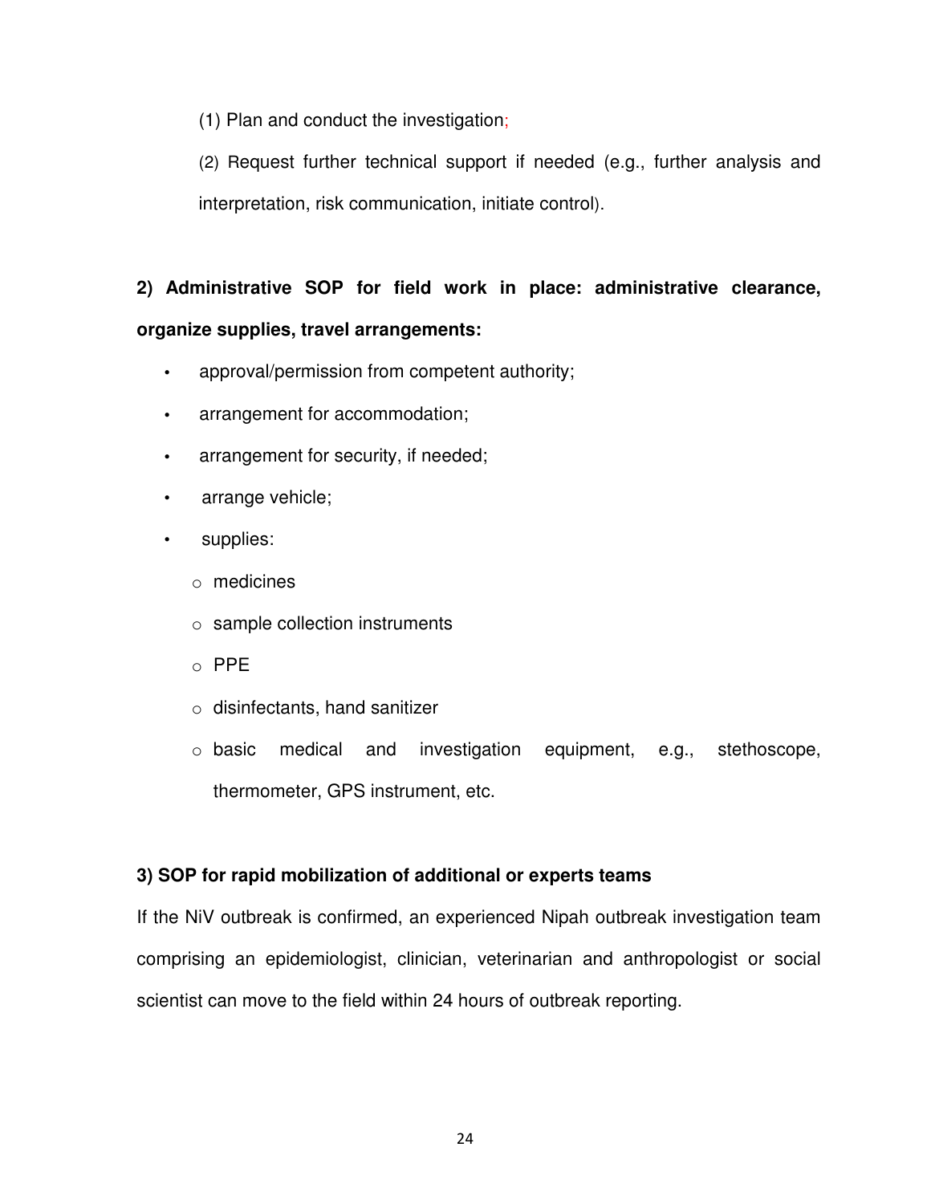(1) Plan and conduct the investigation;

(2) Request further technical support if needed (e.g., further analysis and interpretation, risk communication, initiate control).

**2) Administrative SOP for field work in place: administrative clearance, organize supplies, travel arrangements:**

- approval/permission from competent authority;
- arrangement for accommodation;
- arrangement for security, if needed;
- arrange vehicle;
- supplies:
  - medicines
  - sample collection instruments
  - PPE
  - disinfectants, hand sanitizer
  - basic medical and investigation equipment, e.g., stethoscope, thermometer, GPS instrument, etc.

**3) SOP for rapid mobilization of additional or experts teams**

If the NiV outbreak is confirmed, an experienced Nipah outbreak investigation team comprising an epidemiologist, clinician, veterinarian and anthropologist or social scientist can move to the field within 24 hours of outbreak reporting.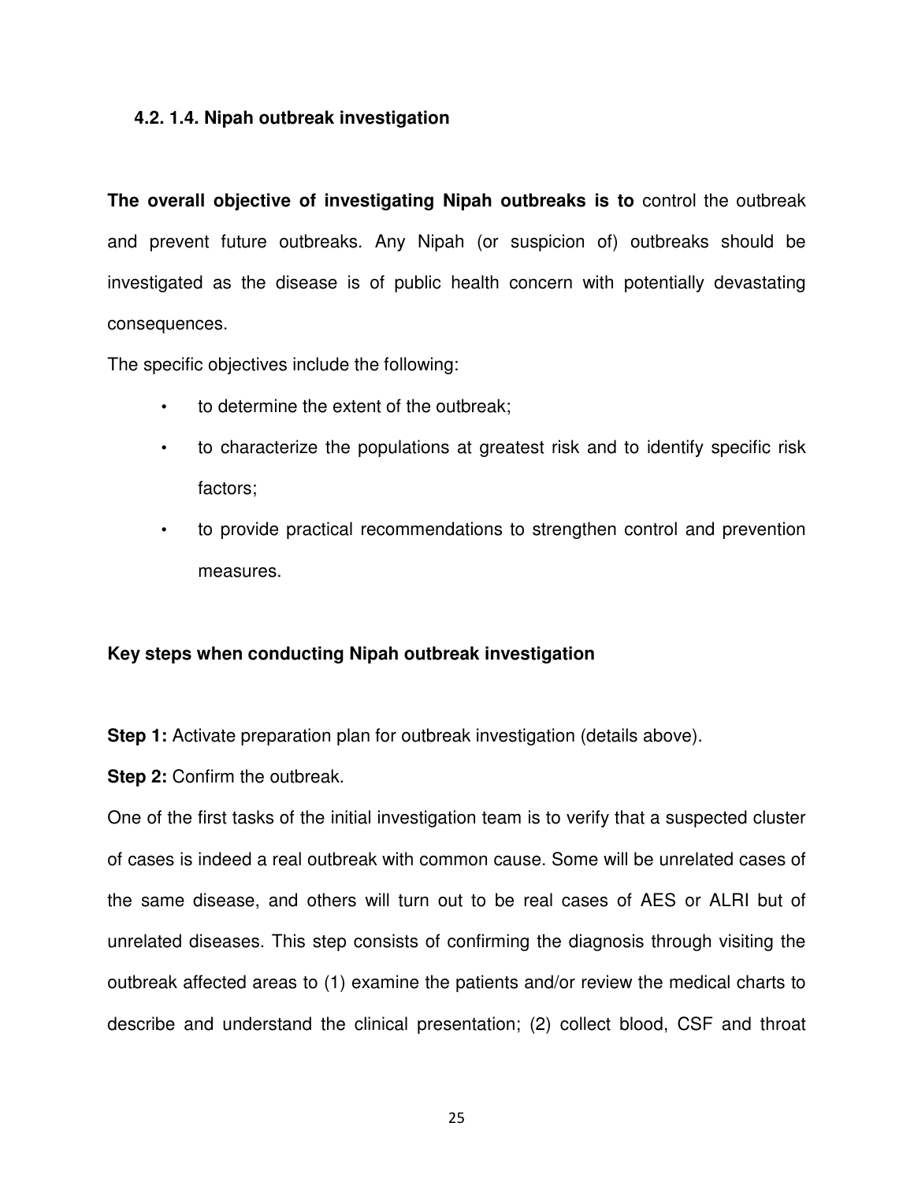#### 4.2. 1.4. Nipah outbreak investigation

**The overall objective of investigating Nipah outbreaks is to** control the outbreak and prevent future outbreaks. Any Nipah (or suspicion of) outbreaks should be investigated as the disease is of public health concern with potentially devastating consequences.

The specific objectives include the following:

- to determine the extent of the outbreak;
- to characterize the populations at greatest risk and to identify specific risk factors;
- to provide practical recommendations to strengthen control and prevention measures.

**Key steps when conducting Nipah outbreak investigation**

**Step 1:** Activate preparation plan for outbreak investigation (details above).

**Step 2:** Confirm the outbreak.

One of the first tasks of the initial investigation team is to verify that a suspected cluster of cases is indeed a real outbreak with common cause. Some will be unrelated cases of the same disease, and others will turn out to be real cases of AES or ALRI but of unrelated diseases. This step consists of confirming the diagnosis through visiting the outbreak affected areas to (1) examine the patients and/or review the medical charts to describe and understand the clinical presentation; (2) collect blood, CSF and throat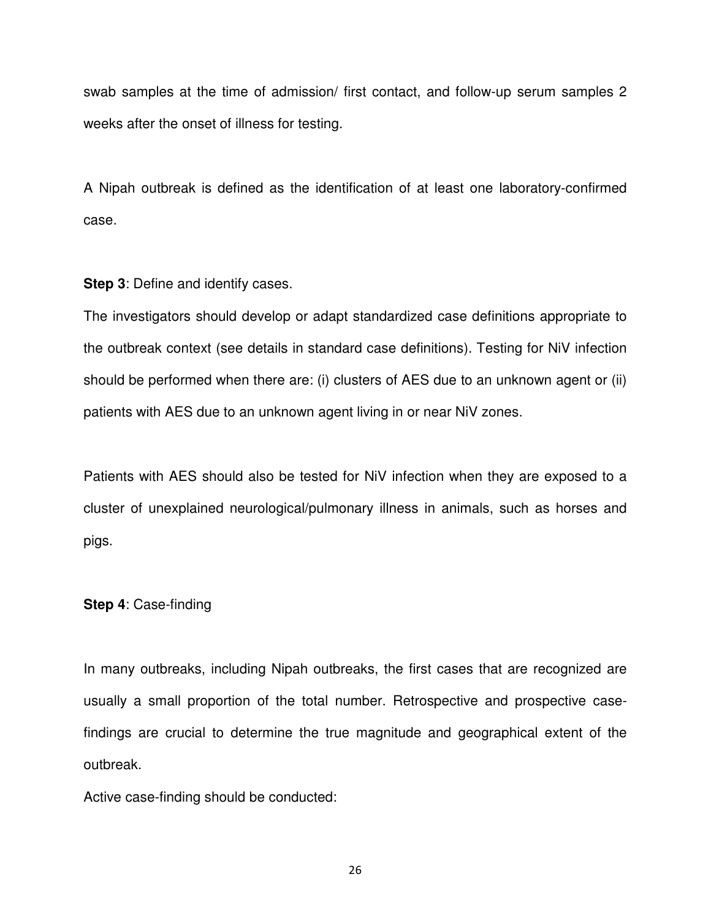swab samples at the time of admission/ first contact, and follow-up serum samples 2 weeks after the onset of illness for testing.

A Nipah outbreak is defined as the identification of at least one laboratory-confirmed case.

**Step 3**: Define and identify cases.

The investigators should develop or adapt standardized case definitions appropriate to the outbreak context (see details in standard case definitions). Testing for NiV infection should be performed when there are: (i) clusters of AES due to an unknown agent or (ii) patients with AES due to an unknown agent living in or near NiV zones.

Patients with AES should also be tested for NiV infection when they are exposed to a cluster of unexplained neurological/pulmonary illness in animals, such as horses and pigs.

**Step 4**: Case-finding

In many outbreaks, including Nipah outbreaks, the first cases that are recognized are usually a small proportion of the total number. Retrospective and prospective case-findings are crucial to determine the true magnitude and geographical extent of the outbreak.

Active case-finding should be conducted: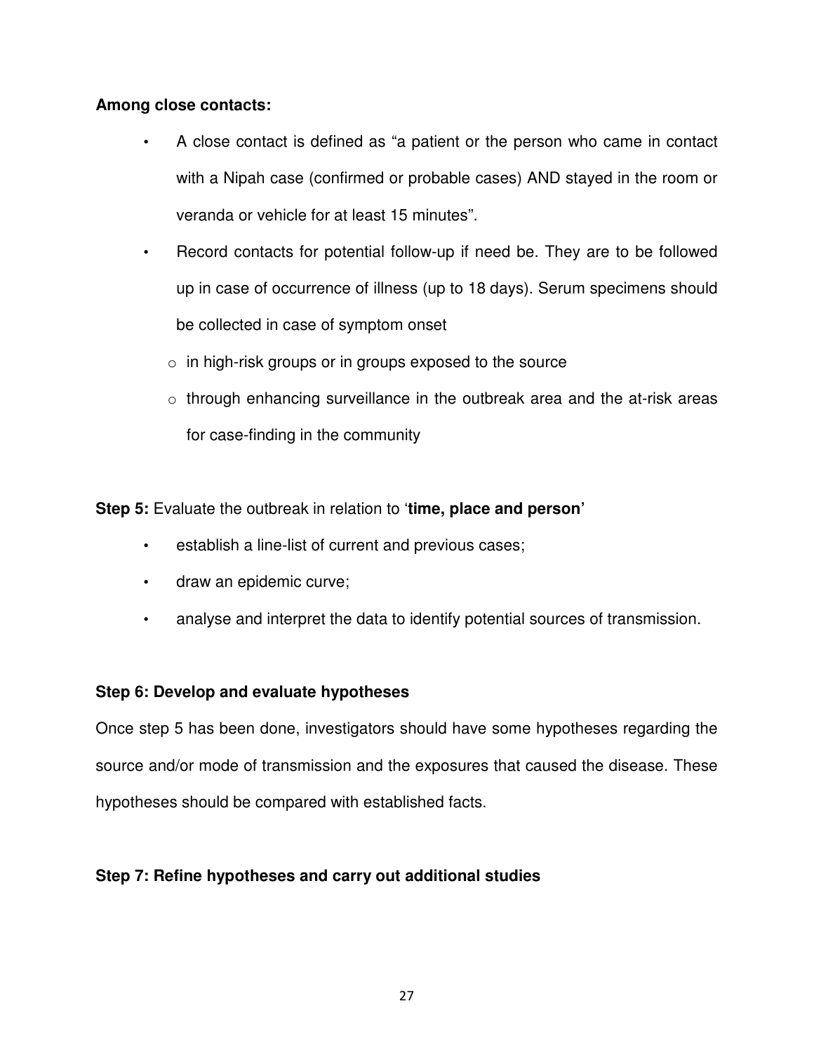**Among close contacts:**

- A close contact is defined as "a patient or the person who came in contact with a Nipah case (confirmed or probable cases) AND stayed in the room or veranda or vehicle for at least 15 minutes".
- Record contacts for potential follow-up if need be. They are to be followed up in case of occurrence of illness (up to 18 days). Serum specimens should be collected in case of symptom onset
  - in high-risk groups or in groups exposed to the source
  - through enhancing surveillance in the outbreak area and the at-risk areas for case-finding in the community

**Step 5:** Evaluate the outbreak in relation to '**time, place and person'**

- establish a line-list of current and previous cases;
- draw an epidemic curve;
- analyse and interpret the data to identify potential sources of transmission.

**Step 6: Develop and evaluate hypotheses**

Once step 5 has been done, investigators should have some hypotheses regarding the source and/or mode of transmission and the exposures that caused the disease. These hypotheses should be compared with established facts.

**Step 7: Refine hypotheses and carry out additional studies**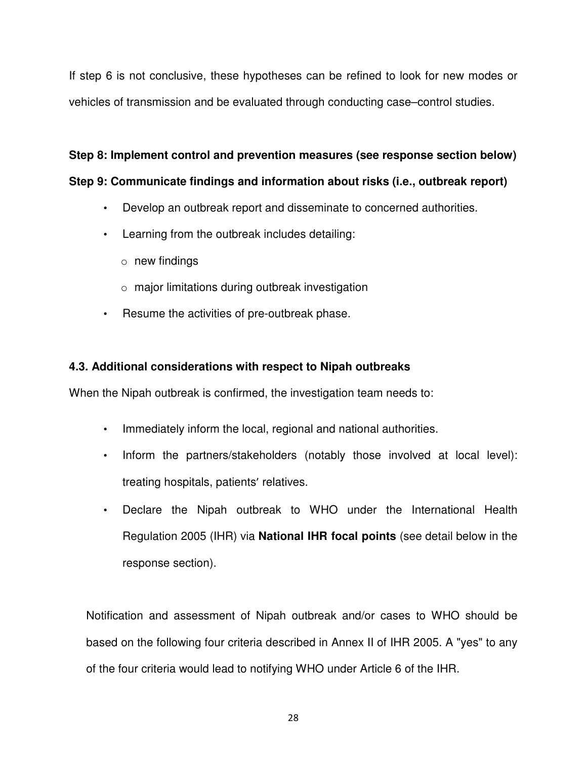If step 6 is not conclusive, these hypotheses can be refined to look for new modes or vehicles of transmission and be evaluated through conducting case–control studies.

**Step 8: Implement control and prevention measures (see response section below)**

**Step 9: Communicate findings and information about risks (i.e., outbreak report)**

- Develop an outbreak report and disseminate to concerned authorities.
- Learning from the outbreak includes detailing:
  - new findings
  - major limitations during outbreak investigation
- Resume the activities of pre-outbreak phase.

### 4.3. Additional considerations with respect to Nipah outbreaks

When the Nipah outbreak is confirmed, the investigation team needs to:

- Immediately inform the local, regional and national authorities.
- Inform the partners/stakeholders (notably those involved at local level): treating hospitals, patients' relatives.
- Declare the Nipah outbreak to WHO under the International Health Regulation 2005 (IHR) via **National IHR focal points** (see detail below in the response section).

Notification and assessment of Nipah outbreak and/or cases to WHO should be based on the following four criteria described in Annex II of IHR 2005. A "yes" to any of the four criteria would lead to notifying WHO under Article 6 of the IHR.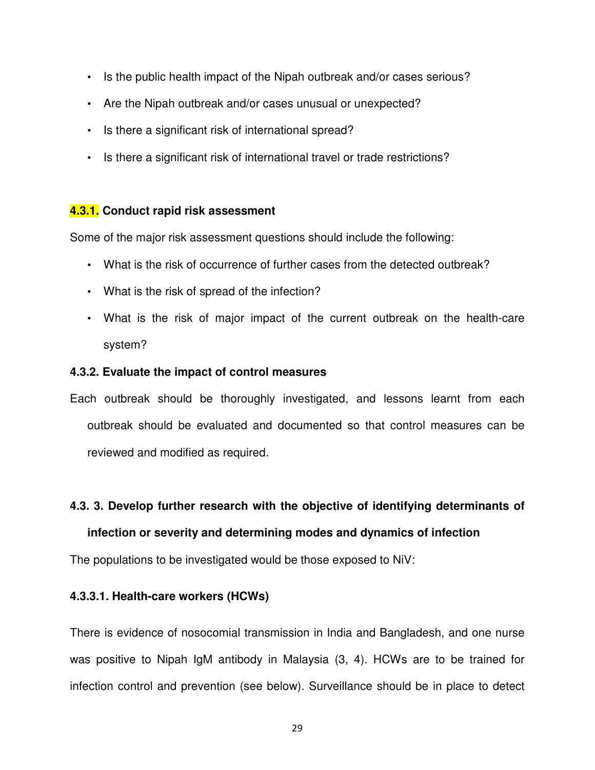- Is the public health impact of the Nipah outbreak and/or cases serious?
- Are the Nipah outbreak and/or cases unusual or unexpected?
- Is there a significant risk of international spread?
- Is there a significant risk of international travel or trade restrictions?

#### 4.3.1. Conduct rapid risk assessment

Some of the major risk assessment questions should include the following:

- What is the risk of occurrence of further cases from the detected outbreak?
- What is the risk of spread of the infection?
- What is the risk of major impact of the current outbreak on the health-care system?

#### 4.3.2. Evaluate the impact of control measures

Each outbreak should be thoroughly investigated, and lessons learnt from each outbreak should be evaluated and documented so that control measures can be reviewed and modified as required.

#### 4.3. 3. Develop further research with the objective of identifying determinants of infection or severity and determining modes and dynamics of infection

The populations to be investigated would be those exposed to NiV:

##### 4.3.3.1. Health-care workers (HCWs)

There is evidence of nosocomial transmission in India and Bangladesh, and one nurse was positive to Nipah IgM antibody in Malaysia (3, 4). HCWs are to be trained for infection control and prevention (see below). Surveillance should be in place to detect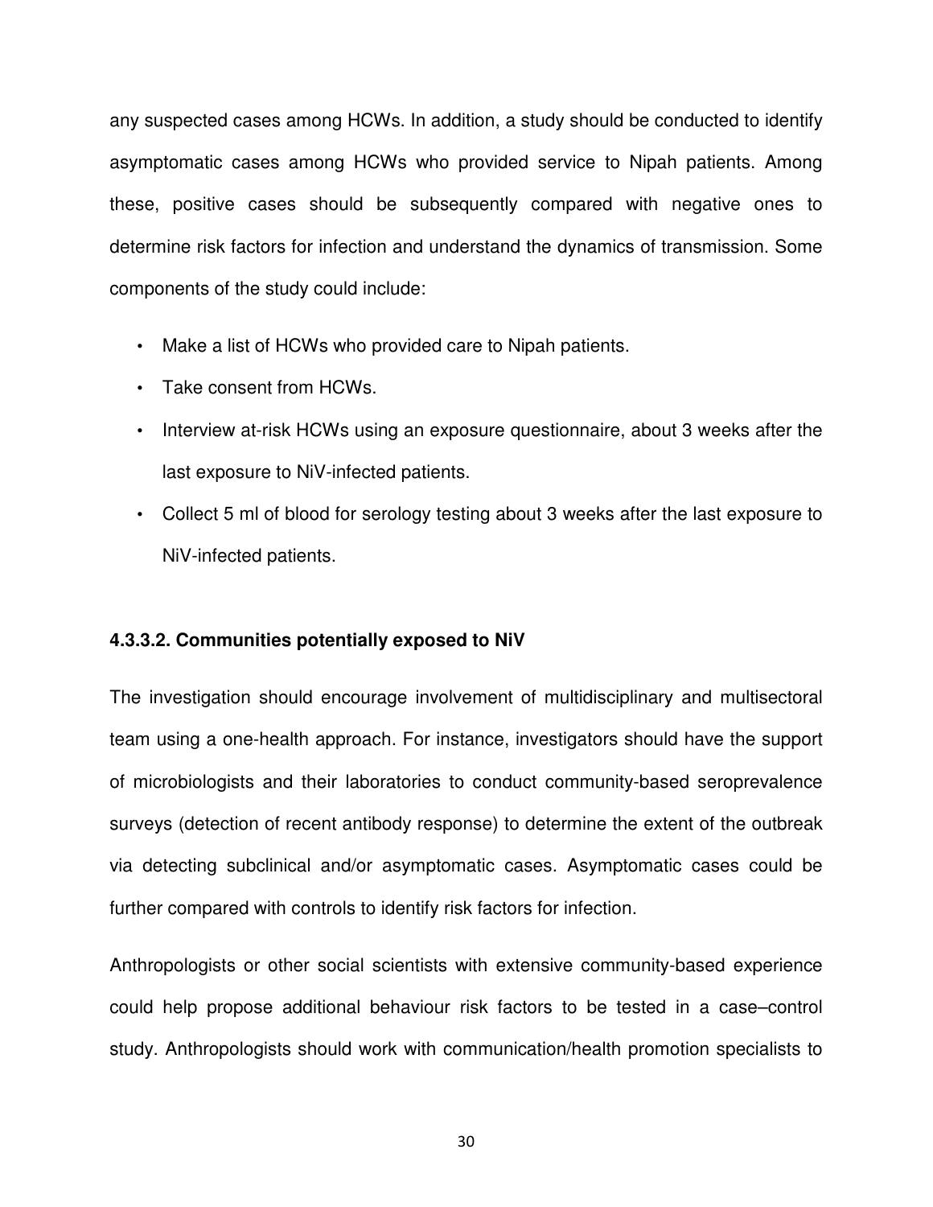any suspected cases among HCWs. In addition, a study should be conducted to identify asymptomatic cases among HCWs who provided service to Nipah patients. Among these, positive cases should be subsequently compared with negative ones to determine risk factors for infection and understand the dynamics of transmission. Some components of the study could include:

- Make a list of HCWs who provided care to Nipah patients.
- Take consent from HCWs.
- Interview at-risk HCWs using an exposure questionnaire, about 3 weeks after the last exposure to NiV-infected patients.
- Collect 5 ml of blood for serology testing about 3 weeks after the last exposure to NiV-infected patients.

#### 4.3.3.2. Communities potentially exposed to NiV

The investigation should encourage involvement of multidisciplinary and multisectoral team using a one-health approach. For instance, investigators should have the support of microbiologists and their laboratories to conduct community-based seroprevalence surveys (detection of recent antibody response) to determine the extent of the outbreak via detecting subclinical and/or asymptomatic cases. Asymptomatic cases could be further compared with controls to identify risk factors for infection.

Anthropologists or other social scientists with extensive community-based experience could help propose additional behaviour risk factors to be tested in a case–control study. Anthropologists should work with communication/health promotion specialists to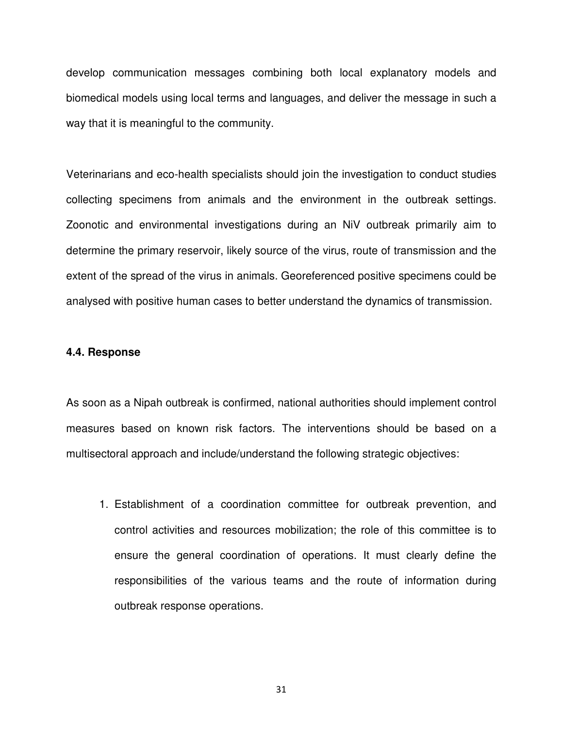develop communication messages combining both local explanatory models and biomedical models using local terms and languages, and deliver the message in such a way that it is meaningful to the community.

Veterinarians and eco-health specialists should join the investigation to conduct studies collecting specimens from animals and the environment in the outbreak settings. Zoonotic and environmental investigations during an NiV outbreak primarily aim to determine the primary reservoir, likely source of the virus, route of transmission and the extent of the spread of the virus in animals. Georeferenced positive specimens could be analysed with positive human cases to better understand the dynamics of transmission.

### 4.4. Response

As soon as a Nipah outbreak is confirmed, national authorities should implement control measures based on known risk factors. The interventions should be based on a multisectoral approach and include/understand the following strategic objectives:

1. Establishment of a coordination committee for outbreak prevention, and control activities and resources mobilization; the role of this committee is to ensure the general coordination of operations. It must clearly define the responsibilities of the various teams and the route of information during outbreak response operations.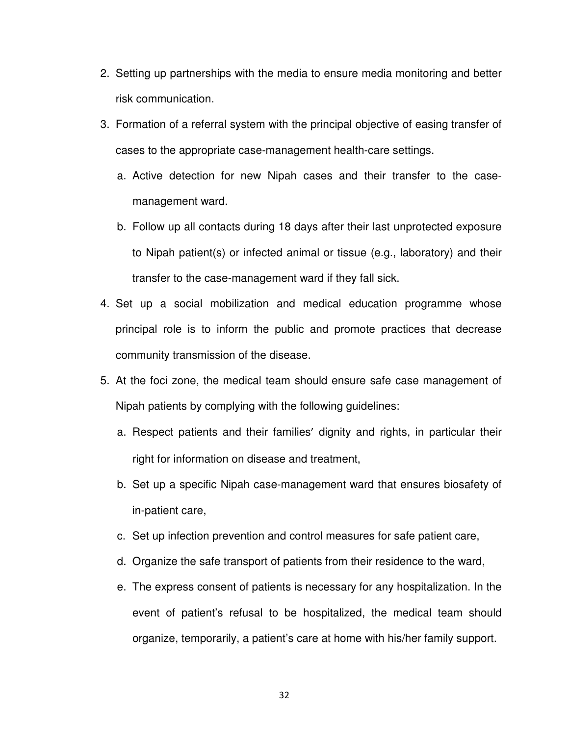2. Setting up partnerships with the media to ensure media monitoring and better risk communication.
3. Formation of a referral system with the principal objective of easing transfer of cases to the appropriate case-management health-care settings.
   a. Active detection for new Nipah cases and their transfer to the case-management ward.
   b. Follow up all contacts during 18 days after their last unprotected exposure to Nipah patient(s) or infected animal or tissue (e.g., laboratory) and their transfer to the case-management ward if they fall sick.
4. Set up a social mobilization and medical education programme whose principal role is to inform the public and promote practices that decrease community transmission of the disease.
5. At the foci zone, the medical team should ensure safe case management of Nipah patients by complying with the following guidelines:
   a. Respect patients and their families′ dignity and rights, in particular their right for information on disease and treatment,
   b. Set up a specific Nipah case-management ward that ensures biosafety of in-patient care,
   c. Set up infection prevention and control measures for safe patient care,
   d. Organize the safe transport of patients from their residence to the ward,
   e. The express consent of patients is necessary for any hospitalization. In the event of patient's refusal to be hospitalized, the medical team should organize, temporarily, a patient's care at home with his/her family support.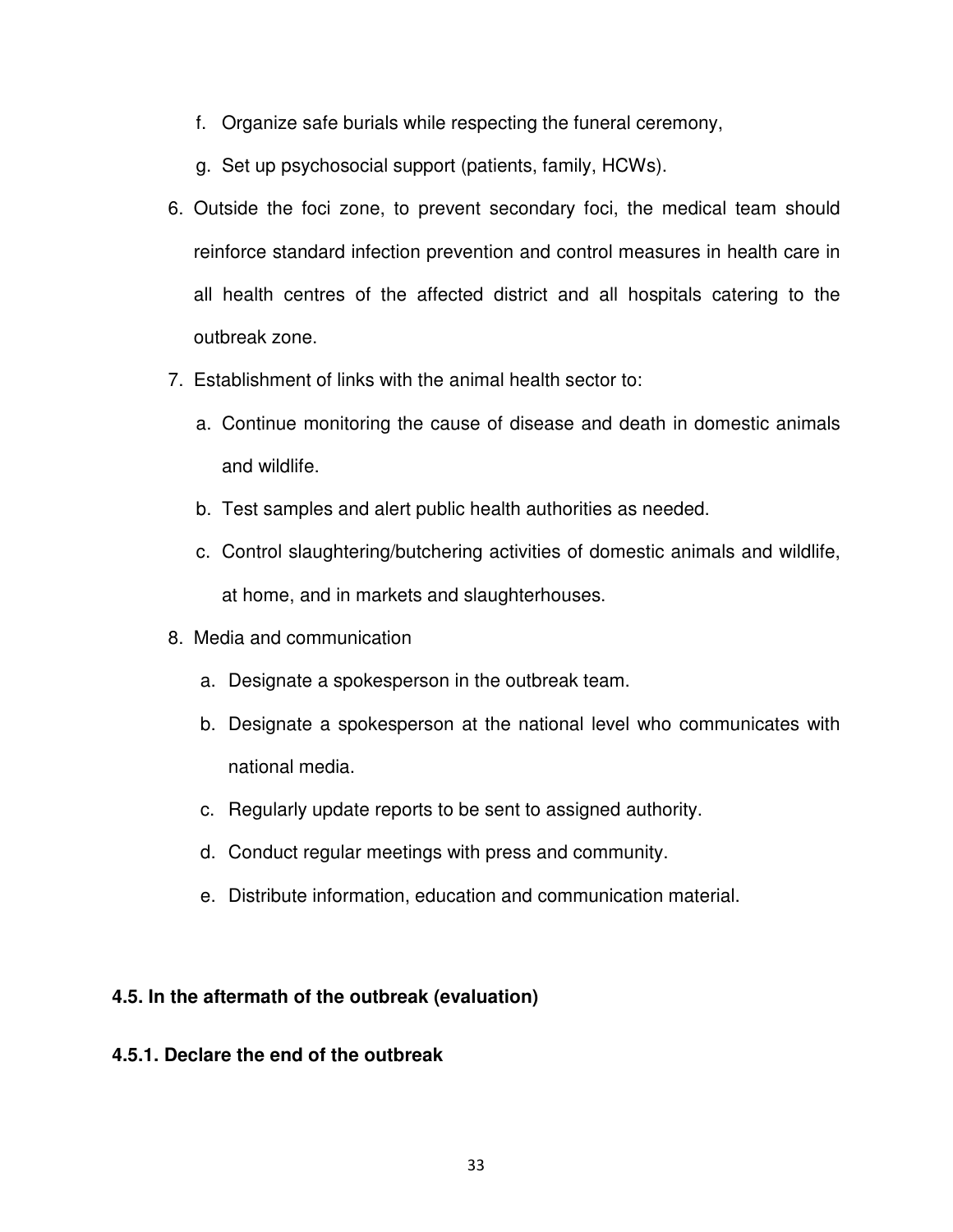f. Organize safe burials while respecting the funeral ceremony,

g. Set up psychosocial support (patients, family, HCWs).

6. Outside the foci zone, to prevent secondary foci, the medical team should reinforce standard infection prevention and control measures in health care in all health centres of the affected district and all hospitals catering to the outbreak zone.
7. Establishment of links with the animal health sector to:
   a. Continue monitoring the cause of disease and death in domestic animals and wildlife.
   b. Test samples and alert public health authorities as needed.
   c. Control slaughtering/butchering activities of domestic animals and wildlife, at home, and in markets and slaughterhouses.
8. Media and communication
   a. Designate a spokesperson in the outbreak team.
   b. Designate a spokesperson at the national level who communicates with national media.
   c. Regularly update reports to be sent to assigned authority.
   d. Conduct regular meetings with press and community.
   e. Distribute information, education and communication material.

### 4.5. In the aftermath of the outbreak (evaluation)

#### 4.5.1. Declare the end of the outbreak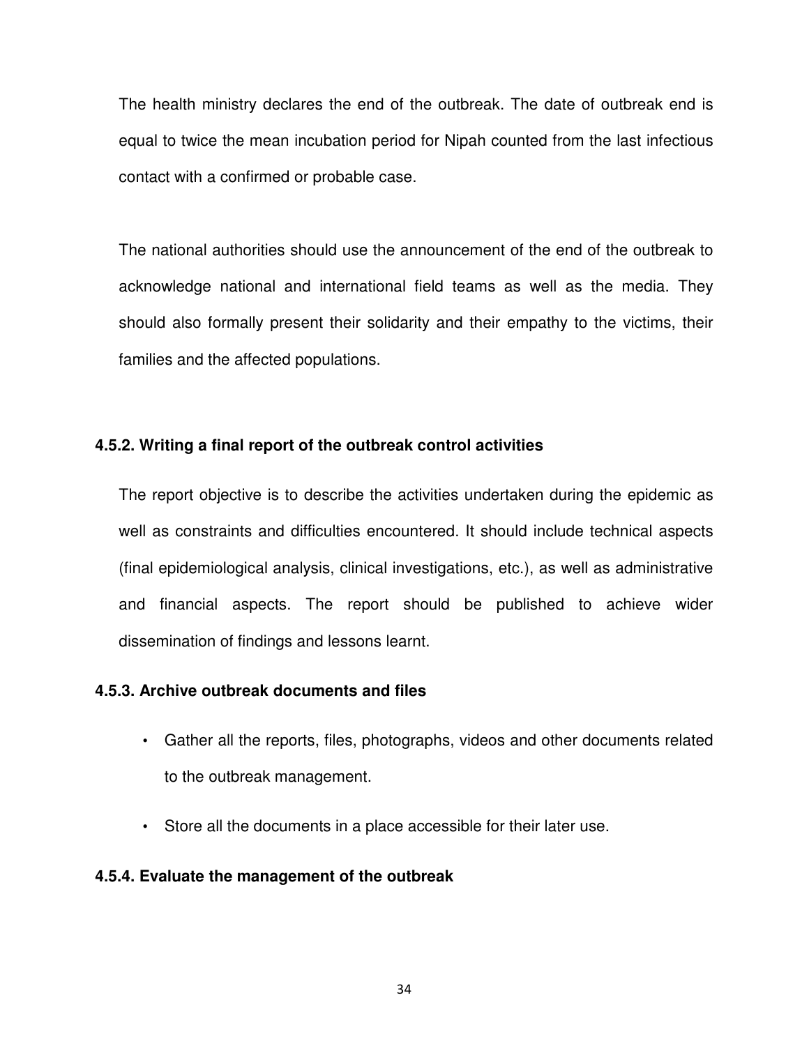The health ministry declares the end of the outbreak. The date of outbreak end is equal to twice the mean incubation period for Nipah counted from the last infectious contact with a confirmed or probable case.

The national authorities should use the announcement of the end of the outbreak to acknowledge national and international field teams as well as the media. They should also formally present their solidarity and their empathy to the victims, their families and the affected populations.

#### 4.5.2. Writing a final report of the outbreak control activities

The report objective is to describe the activities undertaken during the epidemic as well as constraints and difficulties encountered. It should include technical aspects (final epidemiological analysis, clinical investigations, etc.), as well as administrative and financial aspects. The report should be published to achieve wider dissemination of findings and lessons learnt.

#### 4.5.3. Archive outbreak documents and files

- Gather all the reports, files, photographs, videos and other documents related to the outbreak management.
- Store all the documents in a place accessible for their later use.

#### 4.5.4. Evaluate the management of the outbreak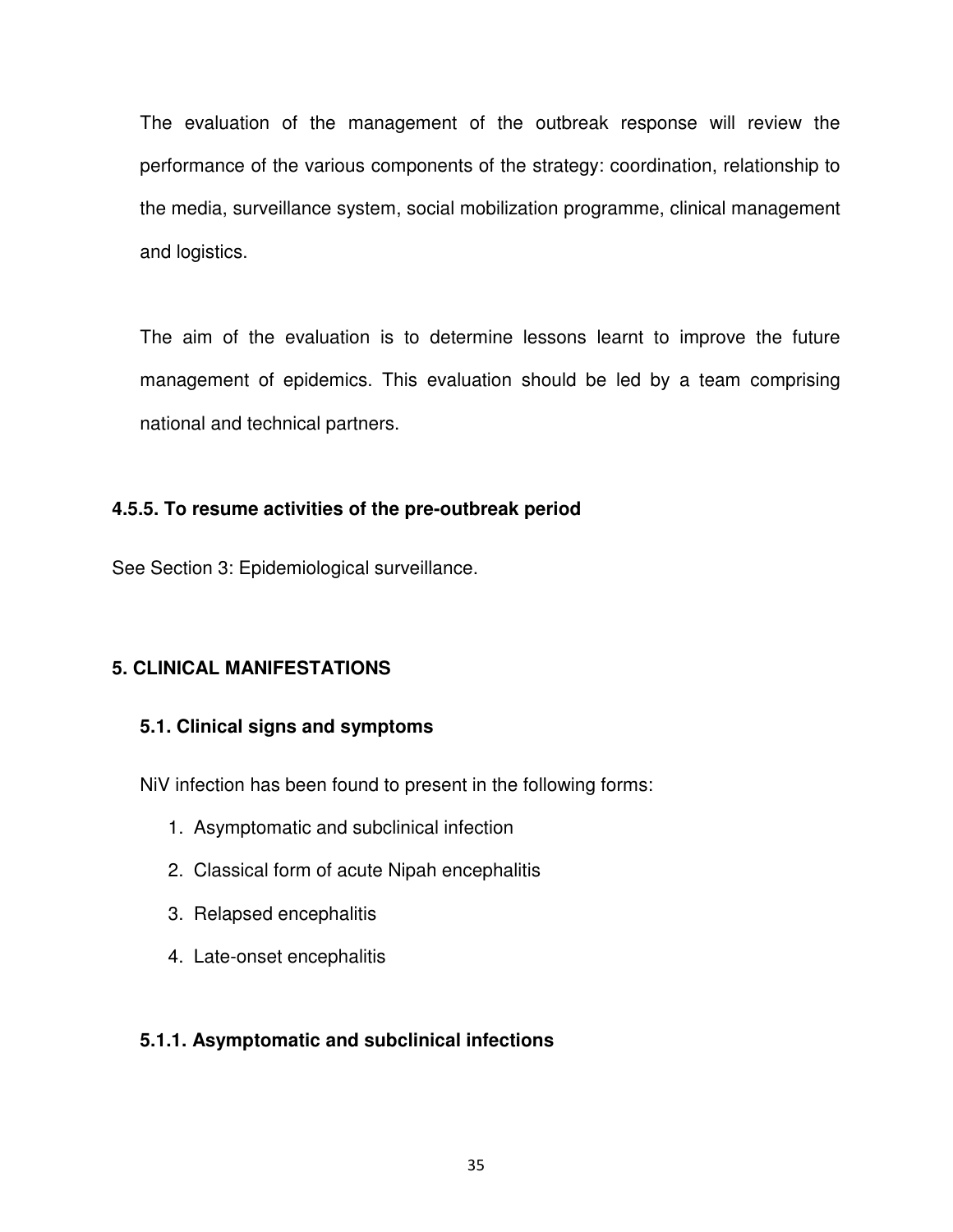The evaluation of the management of the outbreak response will review the performance of the various components of the strategy: coordination, relationship to the media, surveillance system, social mobilization programme, clinical management and logistics.

The aim of the evaluation is to determine lessons learnt to improve the future management of epidemics. This evaluation should be led by a team comprising national and technical partners.

#### 4.5.5. To resume activities of the pre-outbreak period

See Section 3: Epidemiological surveillance.

## 5. CLINICAL MANIFESTATIONS

### 5.1. Clinical signs and symptoms

NiV infection has been found to present in the following forms:

1. Asymptomatic and subclinical infection
2. Classical form of acute Nipah encephalitis
3. Relapsed encephalitis
4. Late-onset encephalitis

#### 5.1.1. Asymptomatic and subclinical infections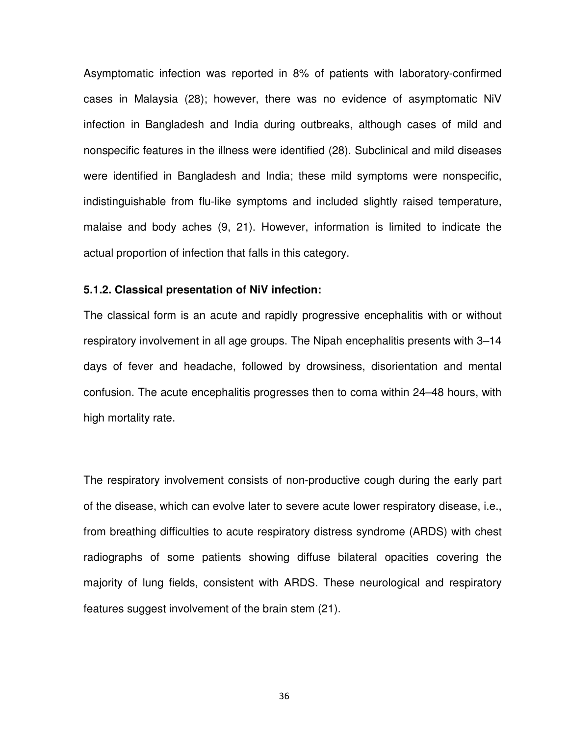Asymptomatic infection was reported in 8% of patients with laboratory-confirmed cases in Malaysia (28); however, there was no evidence of asymptomatic NiV infection in Bangladesh and India during outbreaks, although cases of mild and nonspecific features in the illness were identified (28). Subclinical and mild diseases were identified in Bangladesh and India; these mild symptoms were nonspecific, indistinguishable from flu-like symptoms and included slightly raised temperature, malaise and body aches (9, 21). However, information is limited to indicate the actual proportion of infection that falls in this category.

### 5.1.2. Classical presentation of NiV infection:

The classical form is an acute and rapidly progressive encephalitis with or without respiratory involvement in all age groups. The Nipah encephalitis presents with 3–14 days of fever and headache, followed by drowsiness, disorientation and mental confusion. The acute encephalitis progresses then to coma within 24–48 hours, with high mortality rate.

The respiratory involvement consists of non-productive cough during the early part of the disease, which can evolve later to severe acute lower respiratory disease, i.e., from breathing difficulties to acute respiratory distress syndrome (ARDS) with chest radiographs of some patients showing diffuse bilateral opacities covering the majority of lung fields, consistent with ARDS. These neurological and respiratory features suggest involvement of the brain stem (21).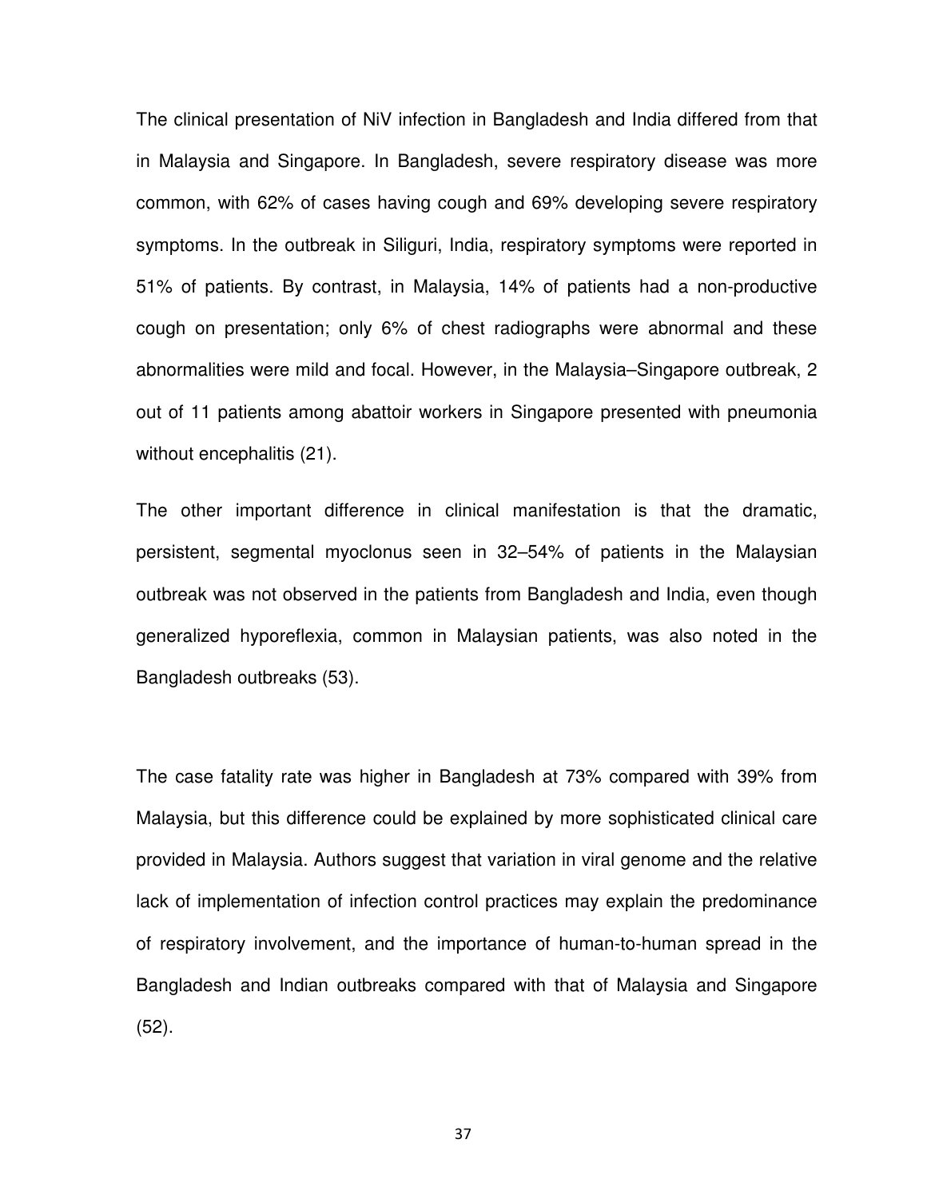The clinical presentation of NiV infection in Bangladesh and India differed from that in Malaysia and Singapore. In Bangladesh, severe respiratory disease was more common, with 62% of cases having cough and 69% developing severe respiratory symptoms. In the outbreak in Siliguri, India, respiratory symptoms were reported in 51% of patients. By contrast, in Malaysia, 14% of patients had a non-productive cough on presentation; only 6% of chest radiographs were abnormal and these abnormalities were mild and focal. However, in the Malaysia–Singapore outbreak, 2 out of 11 patients among abattoir workers in Singapore presented with pneumonia without encephalitis (21).

The other important difference in clinical manifestation is that the dramatic, persistent, segmental myoclonus seen in 32–54% of patients in the Malaysian outbreak was not observed in the patients from Bangladesh and India, even though generalized hyporeflexia, common in Malaysian patients, was also noted in the Bangladesh outbreaks (53).

The case fatality rate was higher in Bangladesh at 73% compared with 39% from Malaysia, but this difference could be explained by more sophisticated clinical care provided in Malaysia. Authors suggest that variation in viral genome and the relative lack of implementation of infection control practices may explain the predominance of respiratory involvement, and the importance of human-to-human spread in the Bangladesh and Indian outbreaks compared with that of Malaysia and Singapore (52).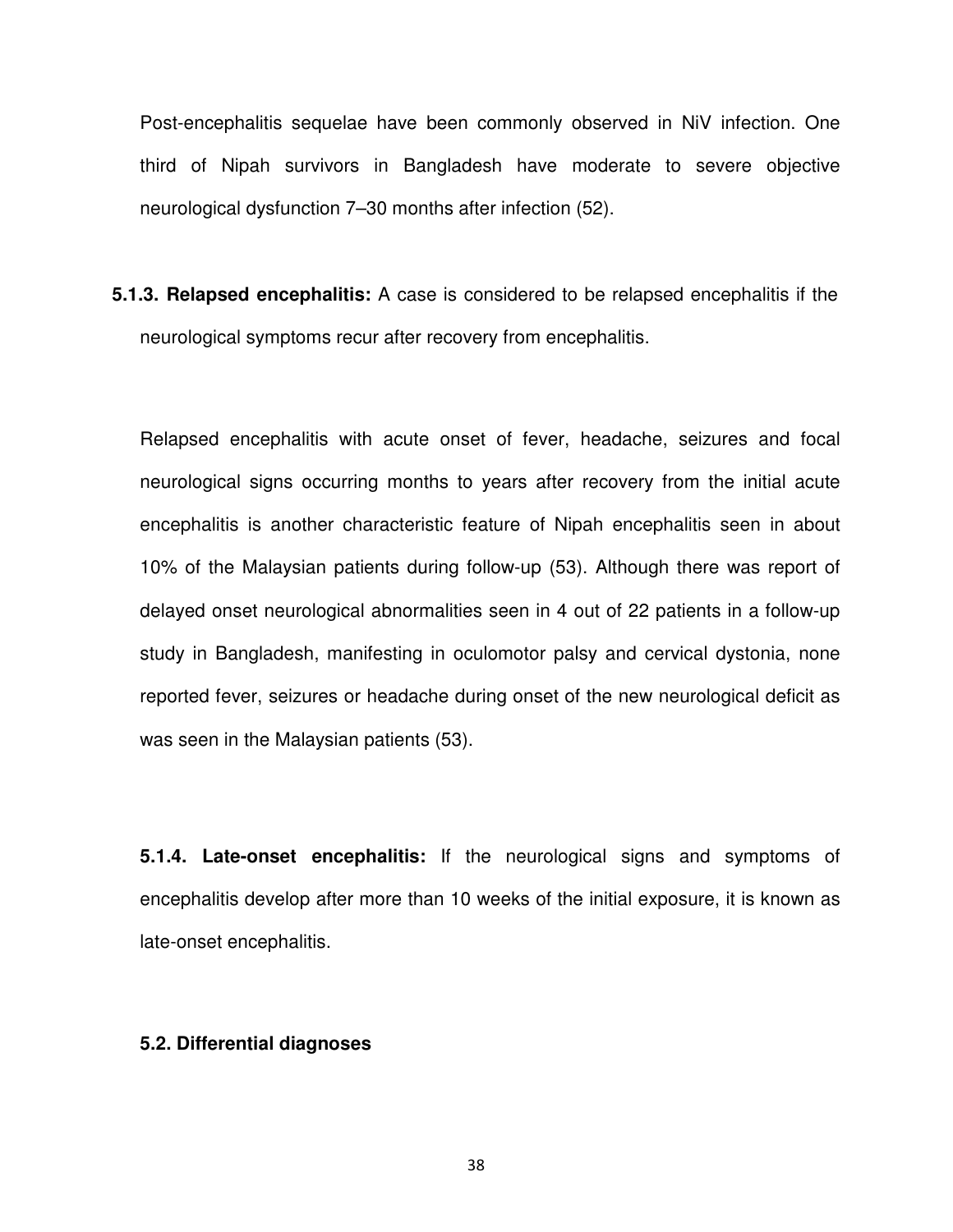Post-encephalitis sequelae have been commonly observed in NiV infection. One third of Nipah survivors in Bangladesh have moderate to severe objective neurological dysfunction 7–30 months after infection (52).

**5.1.3. Relapsed encephalitis:** A case is considered to be relapsed encephalitis if the neurological symptoms recur after recovery from encephalitis.

Relapsed encephalitis with acute onset of fever, headache, seizures and focal neurological signs occurring months to years after recovery from the initial acute encephalitis is another characteristic feature of Nipah encephalitis seen in about 10% of the Malaysian patients during follow-up (53). Although there was report of delayed onset neurological abnormalities seen in 4 out of 22 patients in a follow-up study in Bangladesh, manifesting in oculomotor palsy and cervical dystonia, none reported fever, seizures or headache during onset of the new neurological deficit as was seen in the Malaysian patients (53).

**5.1.4. Late-onset encephalitis:** If the neurological signs and symptoms of encephalitis develop after more than 10 weeks of the initial exposure, it is known as late-onset encephalitis.

### 5.2. Differential diagnoses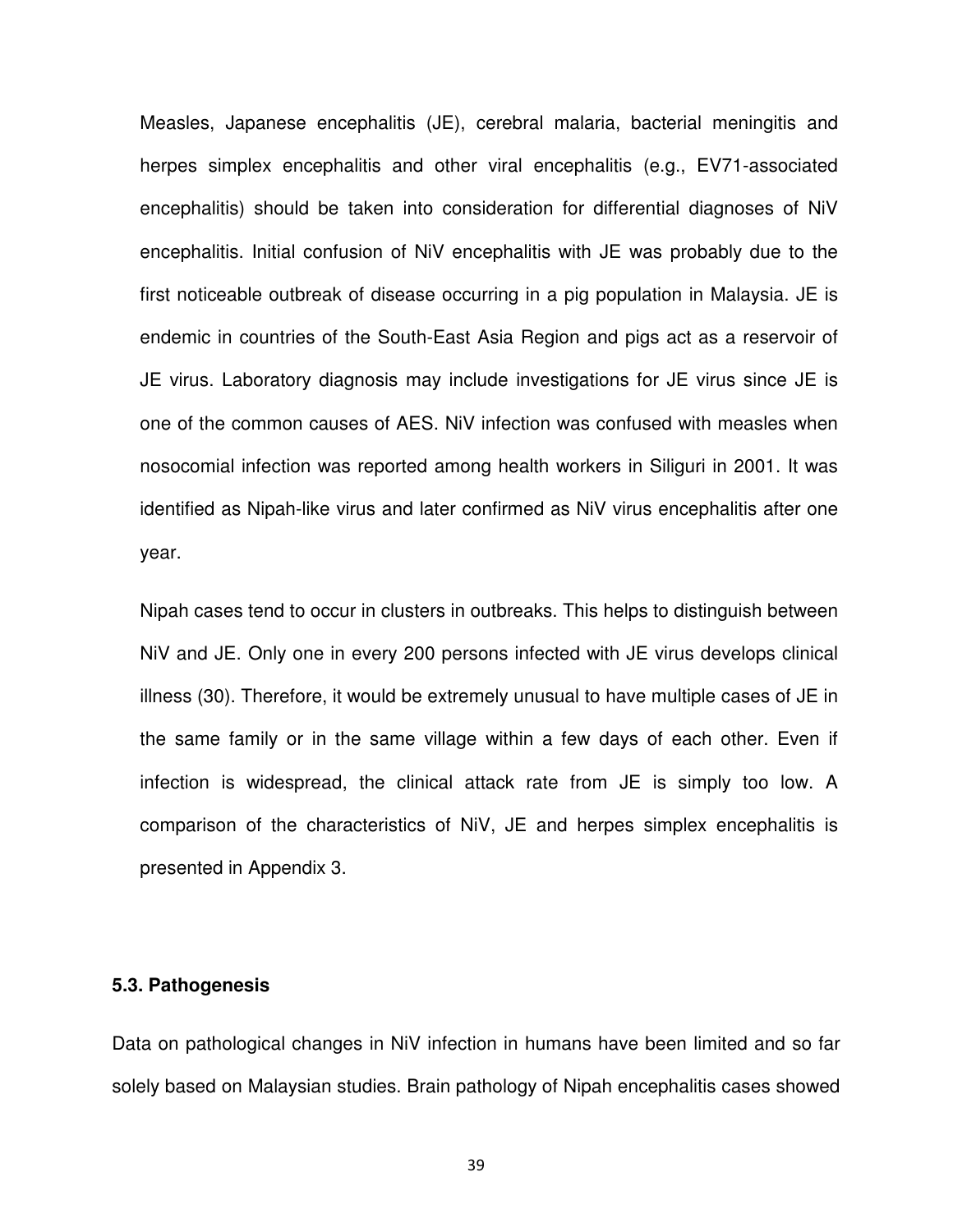Measles, Japanese encephalitis (JE), cerebral malaria, bacterial meningitis and herpes simplex encephalitis and other viral encephalitis (e.g., EV71-associated encephalitis) should be taken into consideration for differential diagnoses of NiV encephalitis. Initial confusion of NiV encephalitis with JE was probably due to the first noticeable outbreak of disease occurring in a pig population in Malaysia. JE is endemic in countries of the South-East Asia Region and pigs act as a reservoir of JE virus. Laboratory diagnosis may include investigations for JE virus since JE is one of the common causes of AES. NiV infection was confused with measles when nosocomial infection was reported among health workers in Siliguri in 2001. It was identified as Nipah-like virus and later confirmed as NiV virus encephalitis after one year.

Nipah cases tend to occur in clusters in outbreaks. This helps to distinguish between NiV and JE. Only one in every 200 persons infected with JE virus develops clinical illness (30). Therefore, it would be extremely unusual to have multiple cases of JE in the same family or in the same village within a few days of each other. Even if infection is widespread, the clinical attack rate from JE is simply too low. A comparison of the characteristics of NiV, JE and herpes simplex encephalitis is presented in Appendix 3.

### 5.3. Pathogenesis

Data on pathological changes in NiV infection in humans have been limited and so far solely based on Malaysian studies. Brain pathology of Nipah encephalitis cases showed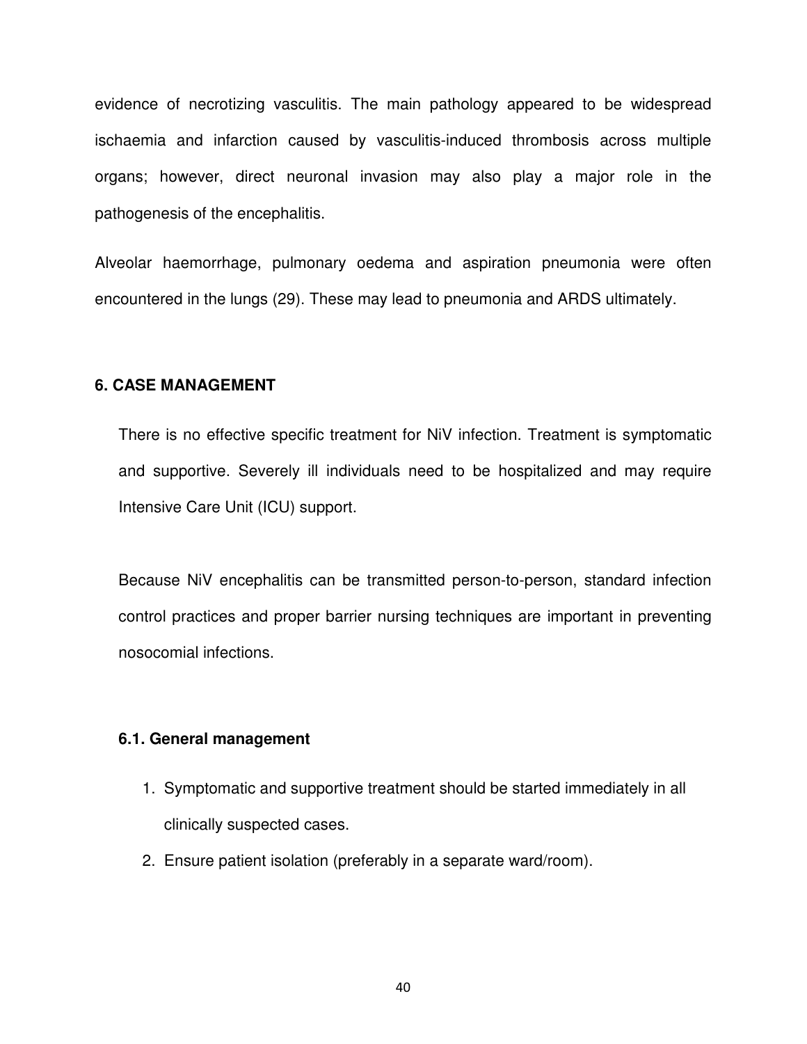evidence of necrotizing vasculitis. The main pathology appeared to be widespread ischaemia and infarction caused by vasculitis-induced thrombosis across multiple organs; however, direct neuronal invasion may also play a major role in the pathogenesis of the encephalitis.

Alveolar haemorrhage, pulmonary oedema and aspiration pneumonia were often encountered in the lungs (29). These may lead to pneumonia and ARDS ultimately.

## 6. CASE MANAGEMENT

There is no effective specific treatment for NiV infection. Treatment is symptomatic and supportive. Severely ill individuals need to be hospitalized and may require Intensive Care Unit (ICU) support.

Because NiV encephalitis can be transmitted person-to-person, standard infection control practices and proper barrier nursing techniques are important in preventing nosocomial infections.

### 6.1. General management

1. Symptomatic and supportive treatment should be started immediately in all clinically suspected cases.
2. Ensure patient isolation (preferably in a separate ward/room).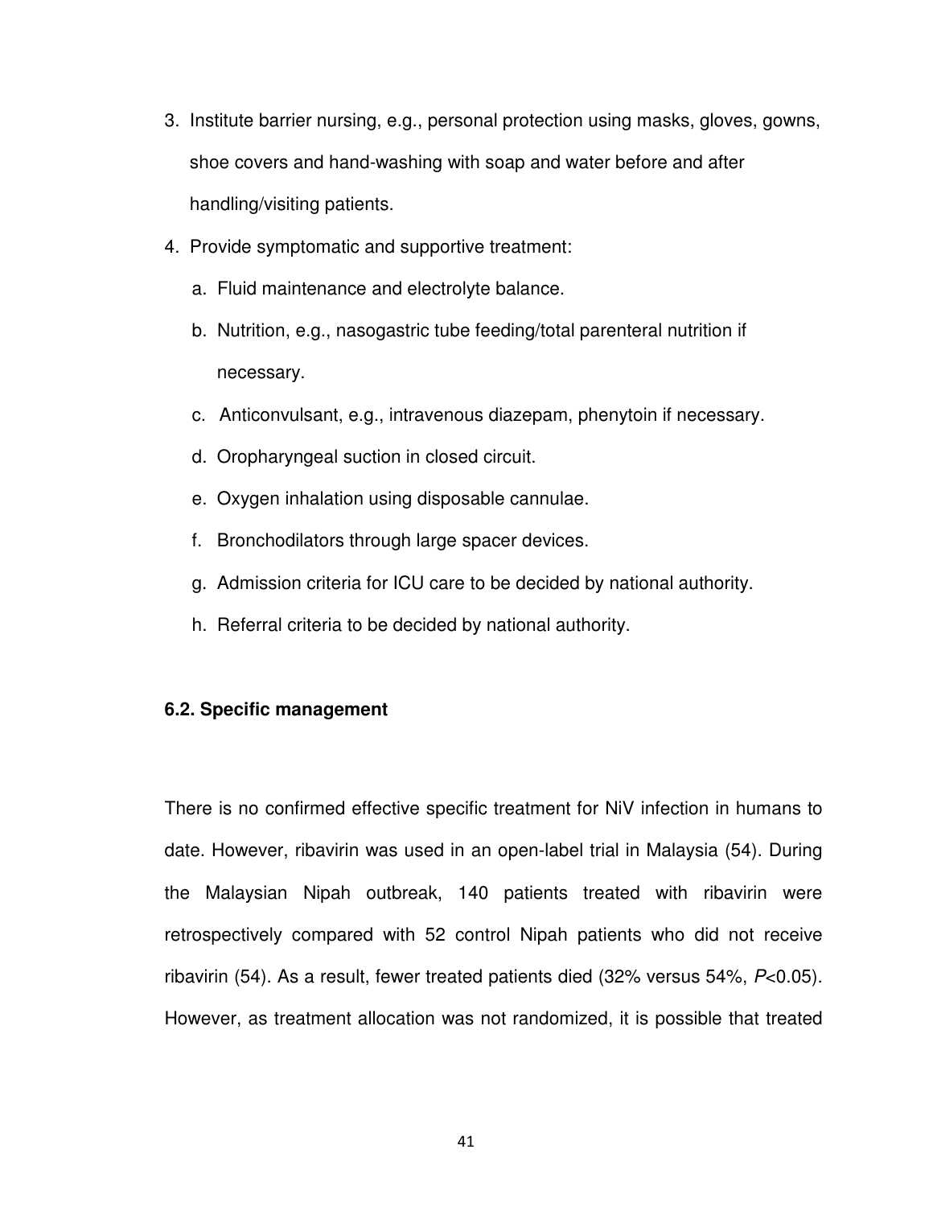3. Institute barrier nursing, e.g., personal protection using masks, gloves, gowns, shoe covers and hand-washing with soap and water before and after handling/visiting patients.
4. Provide symptomatic and supportive treatment:
   a. Fluid maintenance and electrolyte balance.
   b. Nutrition, e.g., nasogastric tube feeding/total parenteral nutrition if necessary.
   c. Anticonvulsant, e.g., intravenous diazepam, phenytoin if necessary.
   d. Oropharyngeal suction in closed circuit.
   e. Oxygen inhalation using disposable cannulae.
   f. Bronchodilators through large spacer devices.
   g. Admission criteria for ICU care to be decided by national authority.
   h. Referral criteria to be decided by national authority.

### 6.2. Specific management

There is no confirmed effective specific treatment for NiV infection in humans to date. However, ribavirin was used in an open-label trial in Malaysia (54). During the Malaysian Nipah outbreak, 140 patients treated with ribavirin were retrospectively compared with 52 control Nipah patients who did not receive ribavirin (54). As a result, fewer treated patients died (32% versus 54%, $P<0.05$). However, as treatment allocation was not randomized, it is possible that treated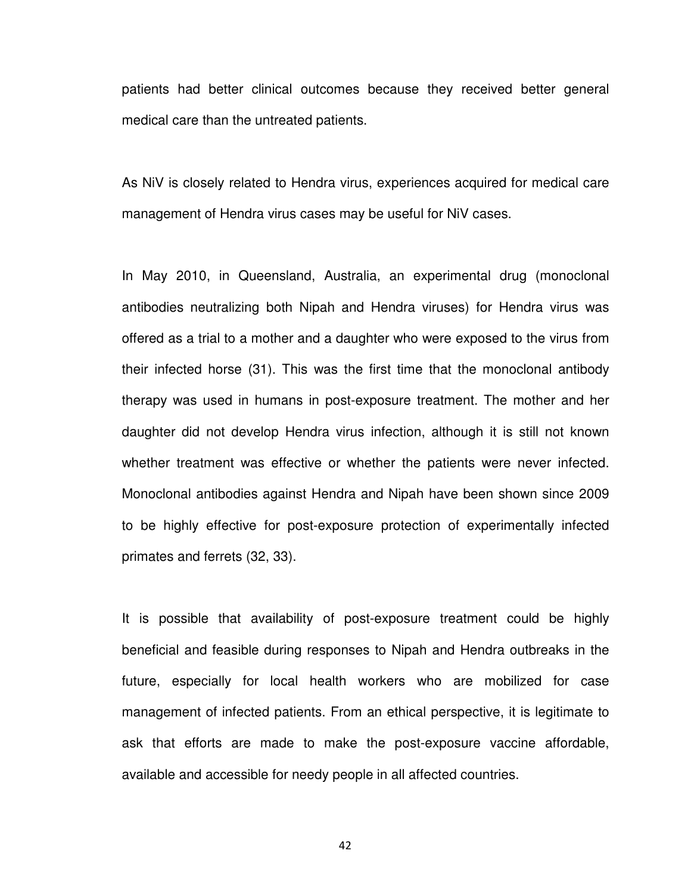patients had better clinical outcomes because they received better general medical care than the untreated patients.

As NiV is closely related to Hendra virus, experiences acquired for medical care management of Hendra virus cases may be useful for NiV cases.

In May 2010, in Queensland, Australia, an experimental drug (monoclonal antibodies neutralizing both Nipah and Hendra viruses) for Hendra virus was offered as a trial to a mother and a daughter who were exposed to the virus from their infected horse (31). This was the first time that the monoclonal antibody therapy was used in humans in post-exposure treatment. The mother and her daughter did not develop Hendra virus infection, although it is still not known whether treatment was effective or whether the patients were never infected. Monoclonal antibodies against Hendra and Nipah have been shown since 2009 to be highly effective for post-exposure protection of experimentally infected primates and ferrets (32, 33).

It is possible that availability of post-exposure treatment could be highly beneficial and feasible during responses to Nipah and Hendra outbreaks in the future, especially for local health workers who are mobilized for case management of infected patients. From an ethical perspective, it is legitimate to ask that efforts are made to make the post-exposure vaccine affordable, available and accessible for needy people in all affected countries.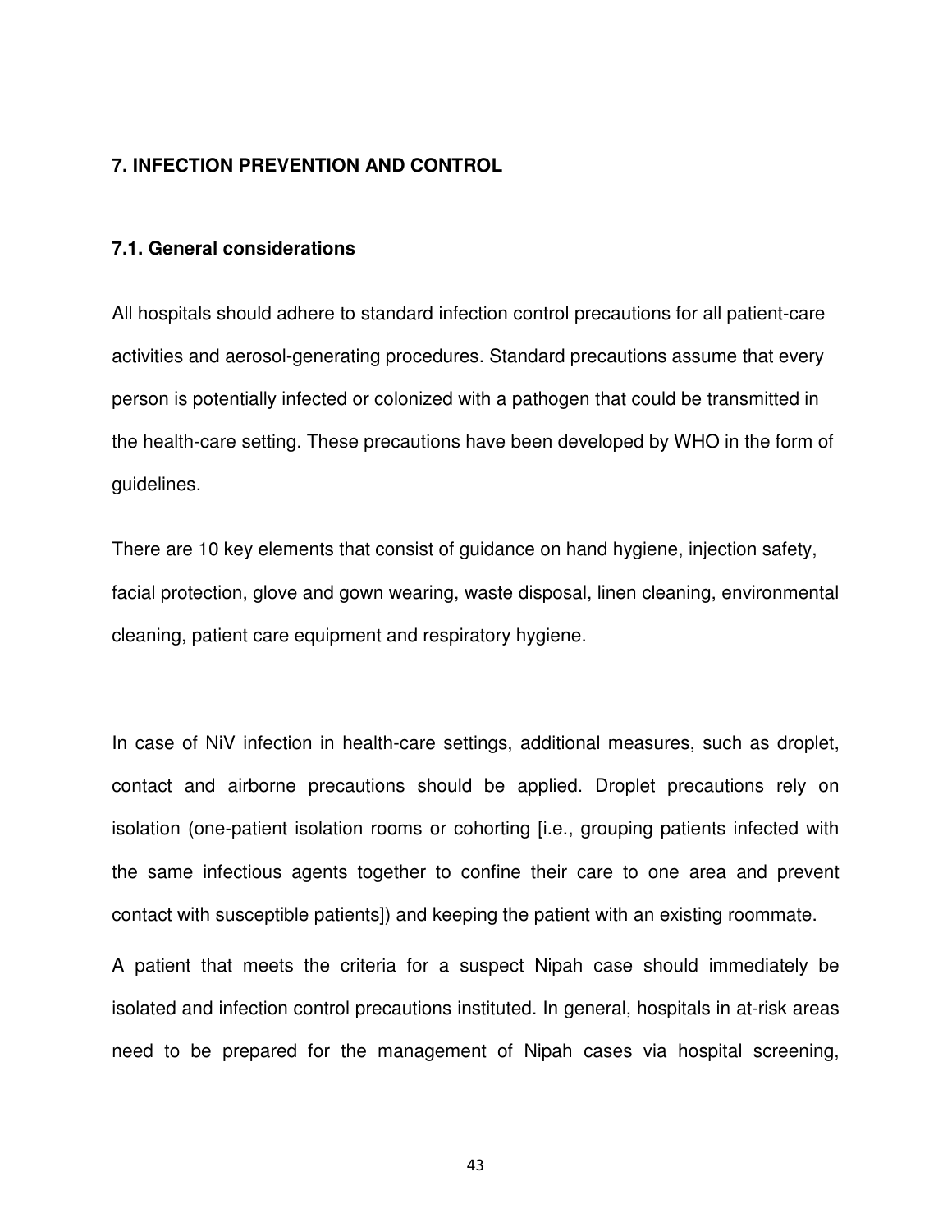## 7. INFECTION PREVENTION AND CONTROL

### 7.1. General considerations

All hospitals should adhere to standard infection control precautions for all patient-care activities and aerosol-generating procedures. Standard precautions assume that every person is potentially infected or colonized with a pathogen that could be transmitted in the health-care setting. These precautions have been developed by WHO in the form of guidelines.

There are 10 key elements that consist of guidance on hand hygiene, injection safety, facial protection, glove and gown wearing, waste disposal, linen cleaning, environmental cleaning, patient care equipment and respiratory hygiene.

In case of NiV infection in health-care settings, additional measures, such as droplet, contact and airborne precautions should be applied. Droplet precautions rely on isolation (one-patient isolation rooms or cohorting [i.e., grouping patients infected with the same infectious agents together to confine their care to one area and prevent contact with susceptible patients]) and keeping the patient with an existing roommate.

A patient that meets the criteria for a suspect Nipah case should immediately be isolated and infection control precautions instituted. In general, hospitals in at-risk areas need to be prepared for the management of Nipah cases via hospital screening,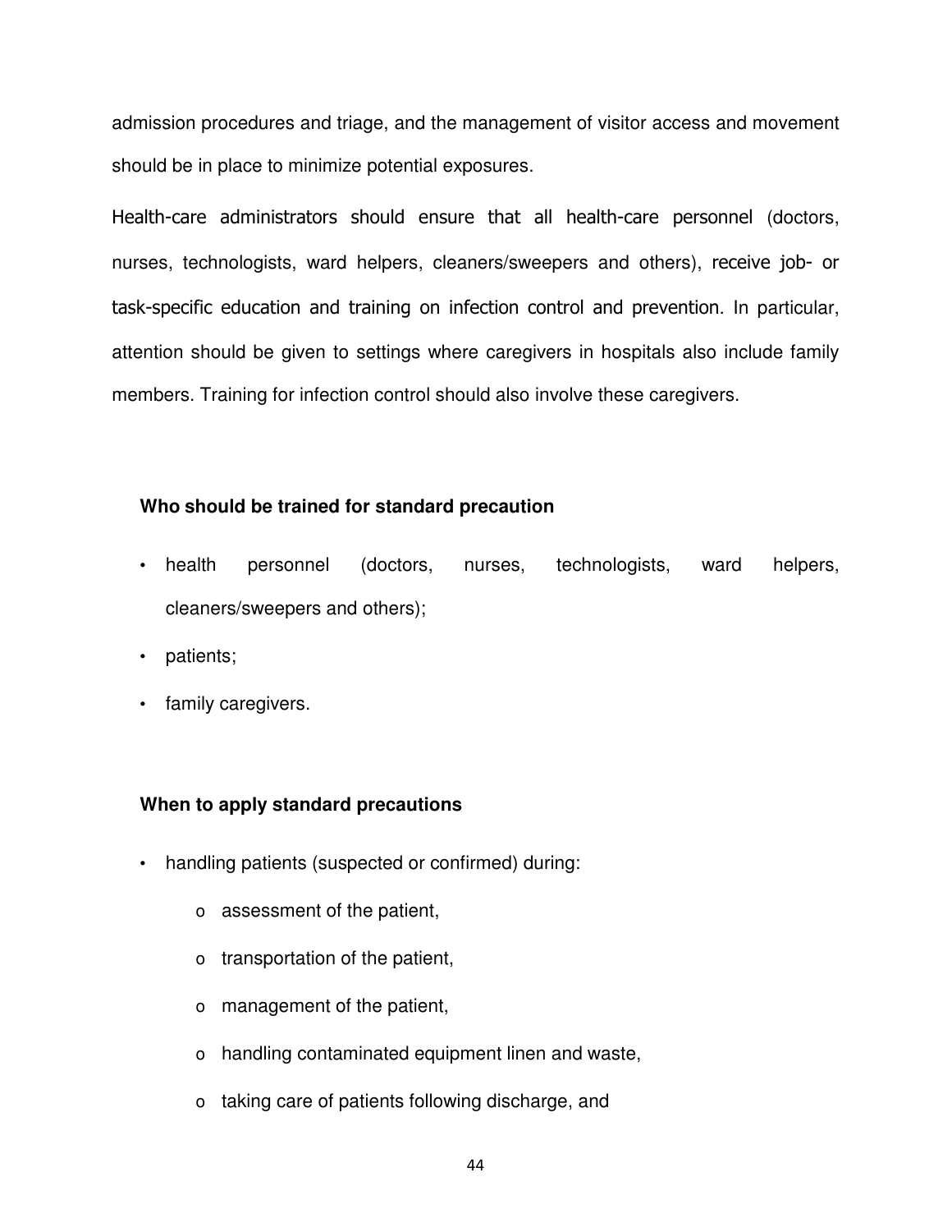admission procedures and triage, and the management of visitor access and movement should be in place to minimize potential exposures.

Health-care administrators should ensure that all health-care personnel (doctors, nurses, technologists, ward helpers, cleaners/sweepers and others), receive job- or task-specific education and training on infection control and prevention. In particular, attention should be given to settings where caregivers in hospitals also include family members. Training for infection control should also involve these caregivers.

**Who should be trained for standard precaution**

- health personnel (doctors, nurses, technologists, ward helpers, cleaners/sweepers and others);
- patients;
- family caregivers.

**When to apply standard precautions**

- handling patients (suspected or confirmed) during:
    - assessment of the patient,
    - transportation of the patient,
    - management of the patient,
    - handling contaminated equipment linen and waste,
    - taking care of patients following discharge, and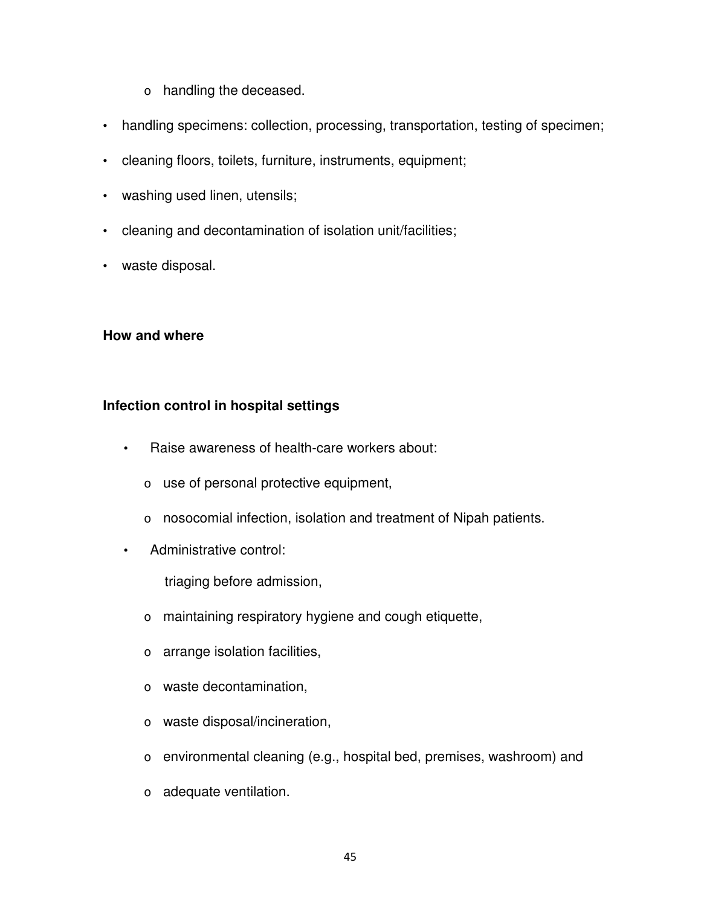- handling the deceased.
- handling specimens: collection, processing, transportation, testing of specimen;
- cleaning floors, toilets, furniture, instruments, equipment;
- washing used linen, utensils;
- cleaning and decontamination of isolation unit/facilities;
- waste disposal.

**How and where**

**Infection control in hospital settings**

- Raise awareness of health-care workers about:
  - use of personal protective equipment,
  - nosocomial infection, isolation and treatment of Nipah patients.
- Administrative control:
  - triaging before admission,
  - maintaining respiratory hygiene and cough etiquette,
  - arrange isolation facilities,
  - waste decontamination,
  - waste disposal/incineration,
  - environmental cleaning (e.g., hospital bed, premises, washroom) and
  - adequate ventilation.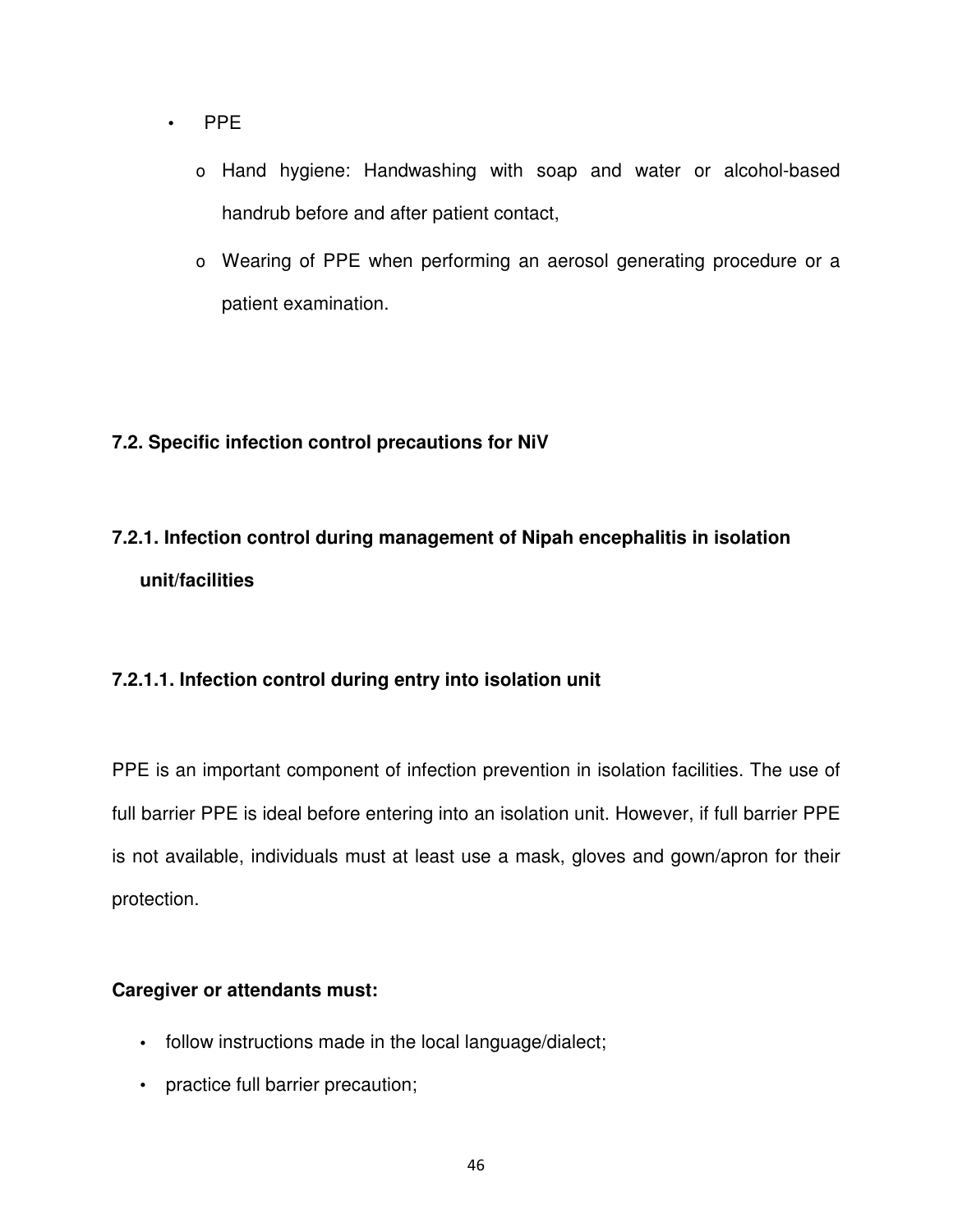- PPE
  - Hand hygiene: Handwashing with soap and water or alcohol-based handrub before and after patient contact,
  - Wearing of PPE when performing an aerosol generating procedure or a patient examination.

### 7.2. Specific infection control precautions for NiV

#### 7.2.1. Infection control during management of Nipah encephalitis in isolation unit/facilities

##### 7.2.1.1. Infection control during entry into isolation unit

PPE is an important component of infection prevention in isolation facilities. The use of full barrier PPE is ideal before entering into an isolation unit. However, if full barrier PPE is not available, individuals must at least use a mask, gloves and gown/apron for their protection.

**Caregiver or attendants must:**

- follow instructions made in the local language/dialect;
- practice full barrier precaution;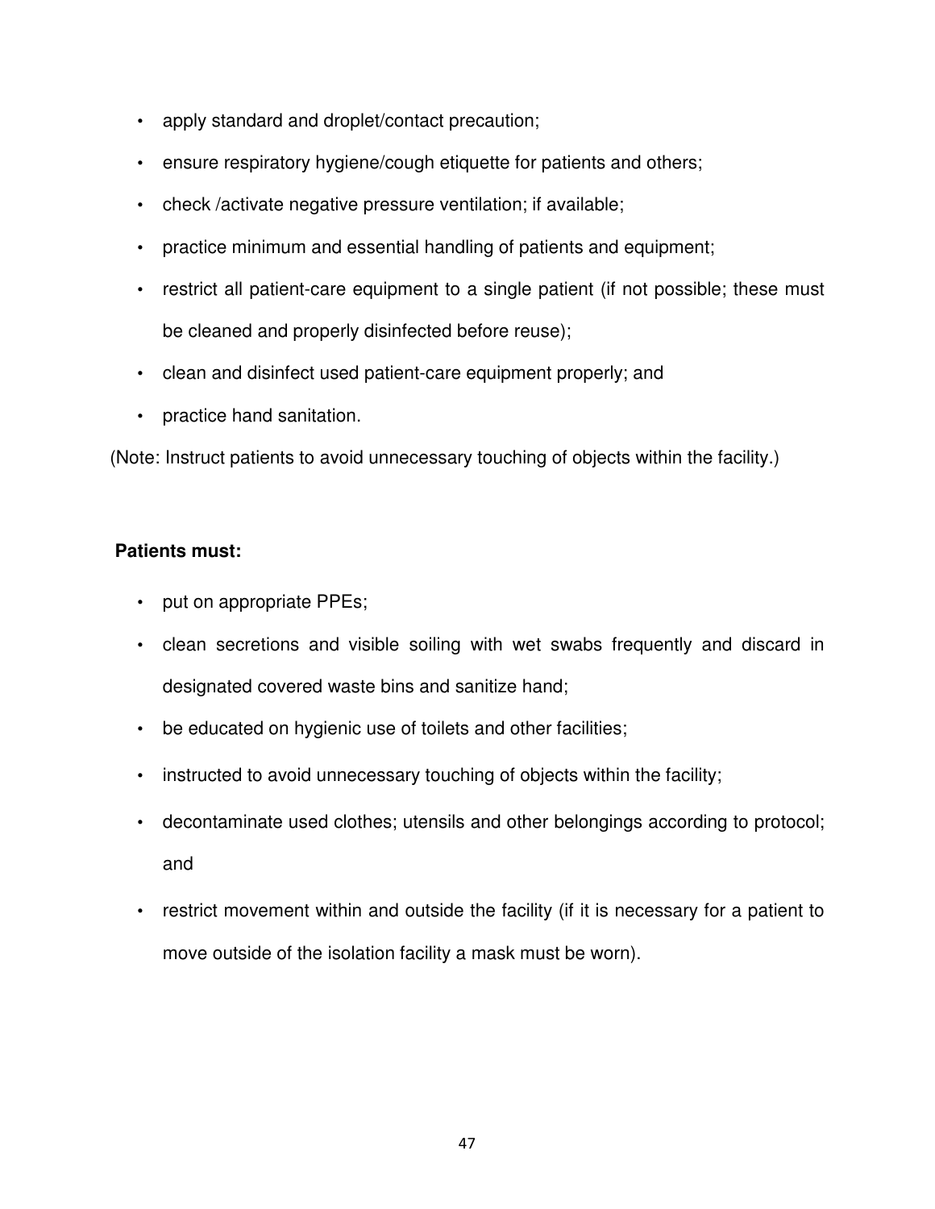- apply standard and droplet/contact precaution;
- ensure respiratory hygiene/cough etiquette for patients and others;
- check /activate negative pressure ventilation; if available;
- practice minimum and essential handling of patients and equipment;
- restrict all patient-care equipment to a single patient (if not possible; these must be cleaned and properly disinfected before reuse);
- clean and disinfect used patient-care equipment properly; and
- practice hand sanitation.

(Note: Instruct patients to avoid unnecessary touching of objects within the facility.)

**Patients must:**

- put on appropriate PPEs;
- clean secretions and visible soiling with wet swabs frequently and discard in designated covered waste bins and sanitize hand;
- be educated on hygienic use of toilets and other facilities;
- instructed to avoid unnecessary touching of objects within the facility;
- decontaminate used clothes; utensils and other belongings according to protocol; and
- restrict movement within and outside the facility (if it is necessary for a patient to move outside of the isolation facility a mask must be worn).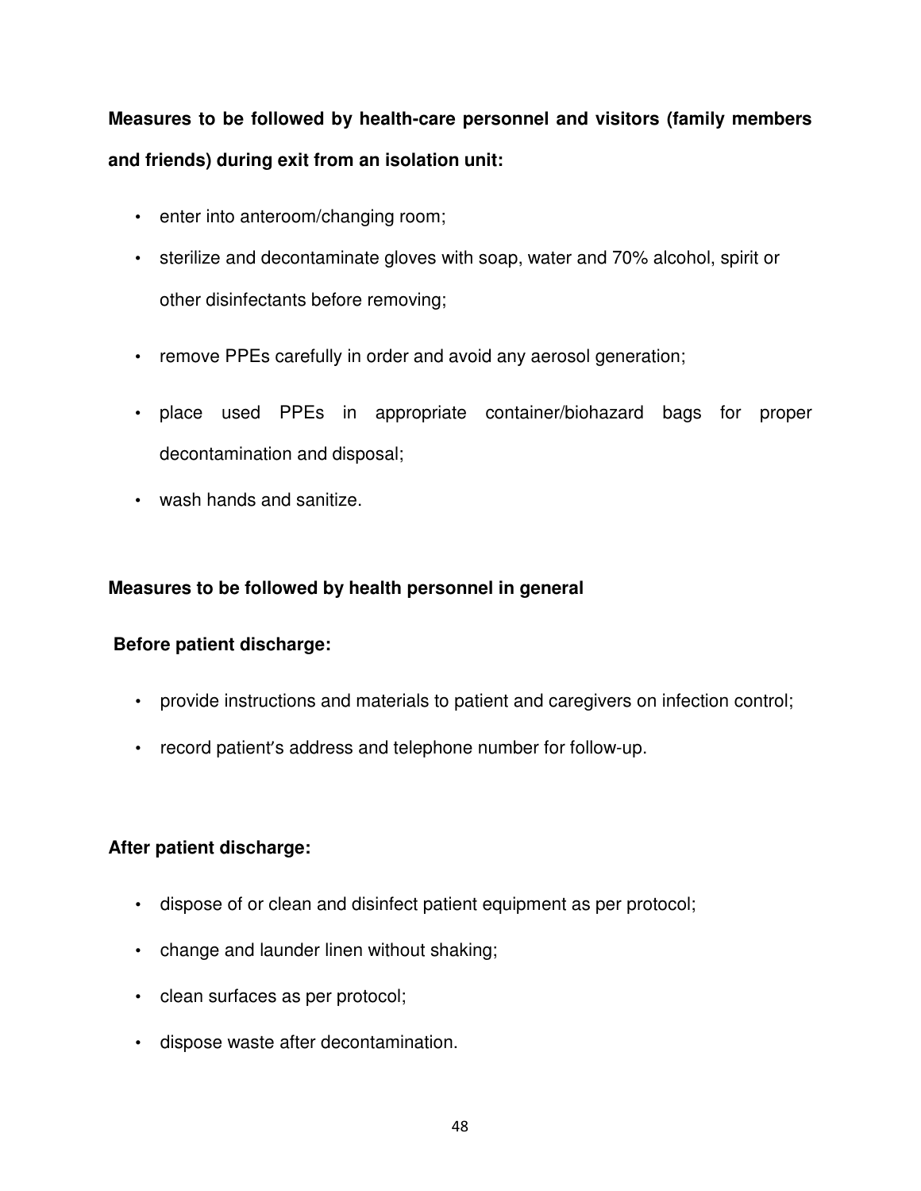**Measures to be followed by health-care personnel and visitors (family members and friends) during exit from an isolation unit:**

- enter into anteroom/changing room;
- sterilize and decontaminate gloves with soap, water and 70% alcohol, spirit or other disinfectants before removing;
- remove PPEs carefully in order and avoid any aerosol generation;
- place used PPEs in appropriate container/biohazard bags for proper decontamination and disposal;
- wash hands and sanitize.

**Measures to be followed by health personnel in general**

**Before patient discharge:**

- provide instructions and materials to patient and caregivers on infection control;
- record patient's address and telephone number for follow-up.

**After patient discharge:**

- dispose of or clean and disinfect patient equipment as per protocol;
- change and launder linen without shaking;
- clean surfaces as per protocol;
- dispose waste after decontamination.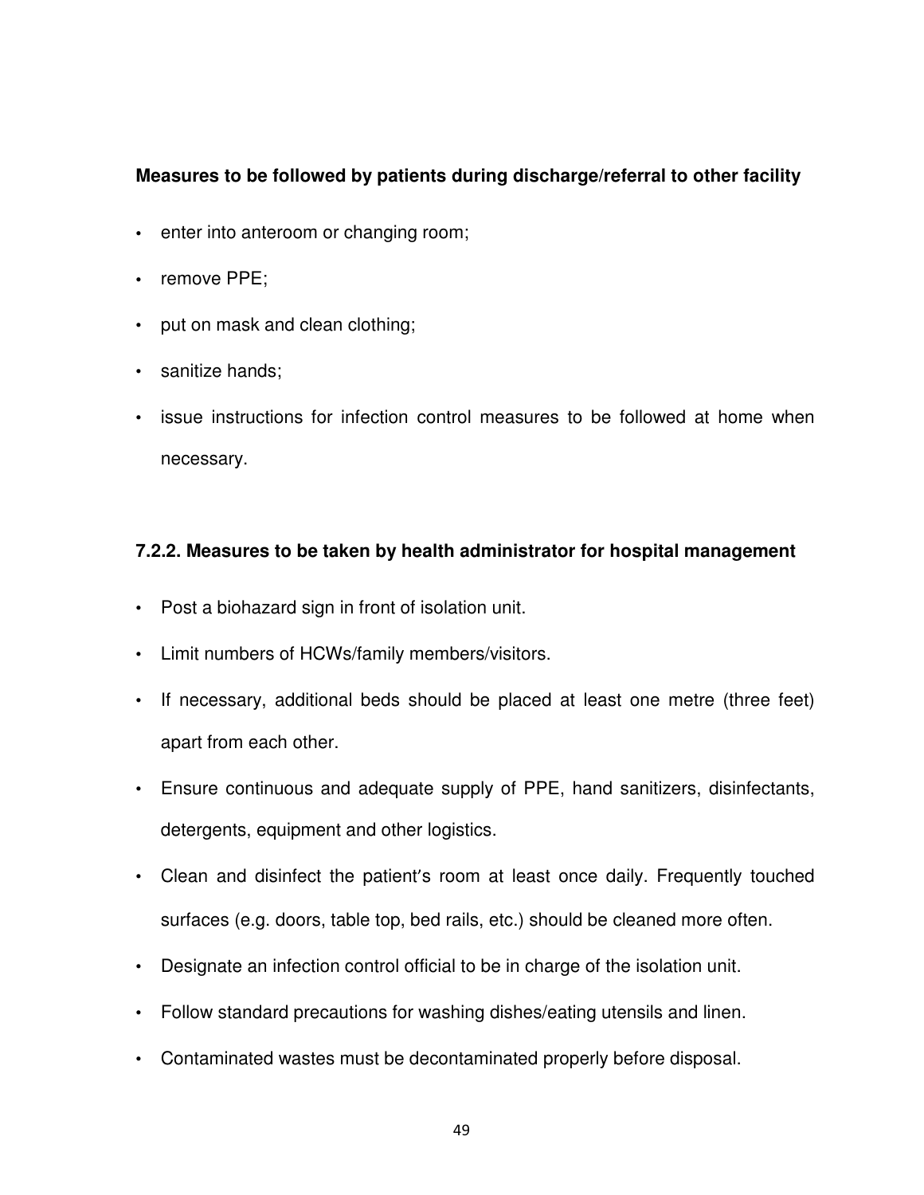**Measures to be followed by patients during discharge/referral to other facility**

- enter into anteroom or changing room;
- remove PPE;
- put on mask and clean clothing;
- sanitize hands;
- issue instructions for infection control measures to be followed at home when necessary.

### 7.2.2. Measures to be taken by health administrator for hospital management

- Post a biohazard sign in front of isolation unit.
- Limit numbers of HCWs/family members/visitors.
- If necessary, additional beds should be placed at least one metre (three feet) apart from each other.
- Ensure continuous and adequate supply of PPE, hand sanitizers, disinfectants, detergents, equipment and other logistics.
- Clean and disinfect the patient's room at least once daily. Frequently touched surfaces (e.g. doors, table top, bed rails, etc.) should be cleaned more often.
- Designate an infection control official to be in charge of the isolation unit.
- Follow standard precautions for washing dishes/eating utensils and linen.
- Contaminated wastes must be decontaminated properly before disposal.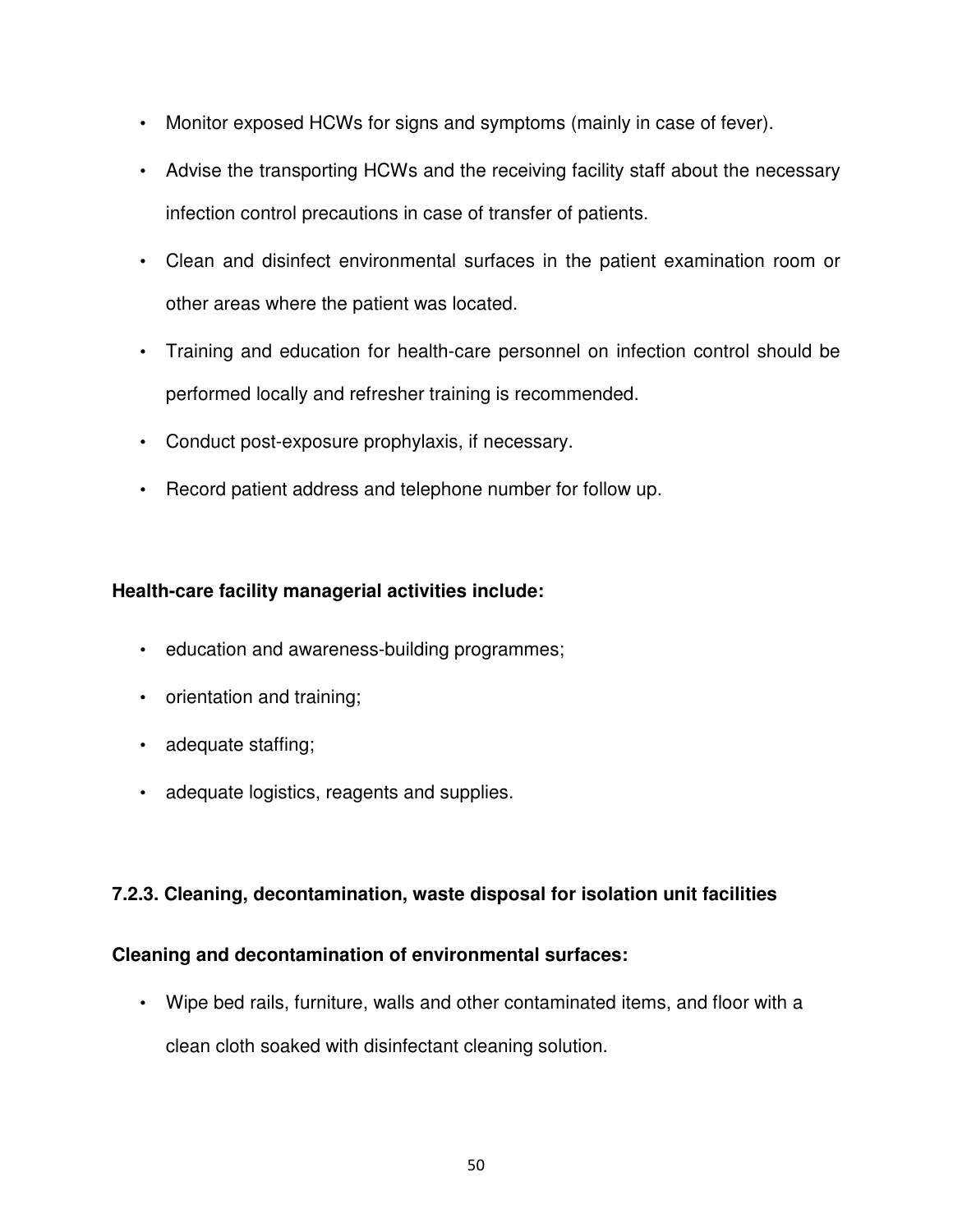- Monitor exposed HCWs for signs and symptoms (mainly in case of fever).
- Advise the transporting HCWs and the receiving facility staff about the necessary infection control precautions in case of transfer of patients.
- Clean and disinfect environmental surfaces in the patient examination room or other areas where the patient was located.
- Training and education for health-care personnel on infection control should be performed locally and refresher training is recommended.
- Conduct post-exposure prophylaxis, if necessary.
- Record patient address and telephone number for follow up.

**Health-care facility managerial activities include:**

- education and awareness-building programmes;
- orientation and training;
- adequate staffing;
- adequate logistics, reagents and supplies.

### 7.2.3. Cleaning, decontamination, waste disposal for isolation unit facilities

**Cleaning and decontamination of environmental surfaces:**

- Wipe bed rails, furniture, walls and other contaminated items, and floor with a clean cloth soaked with disinfectant cleaning solution.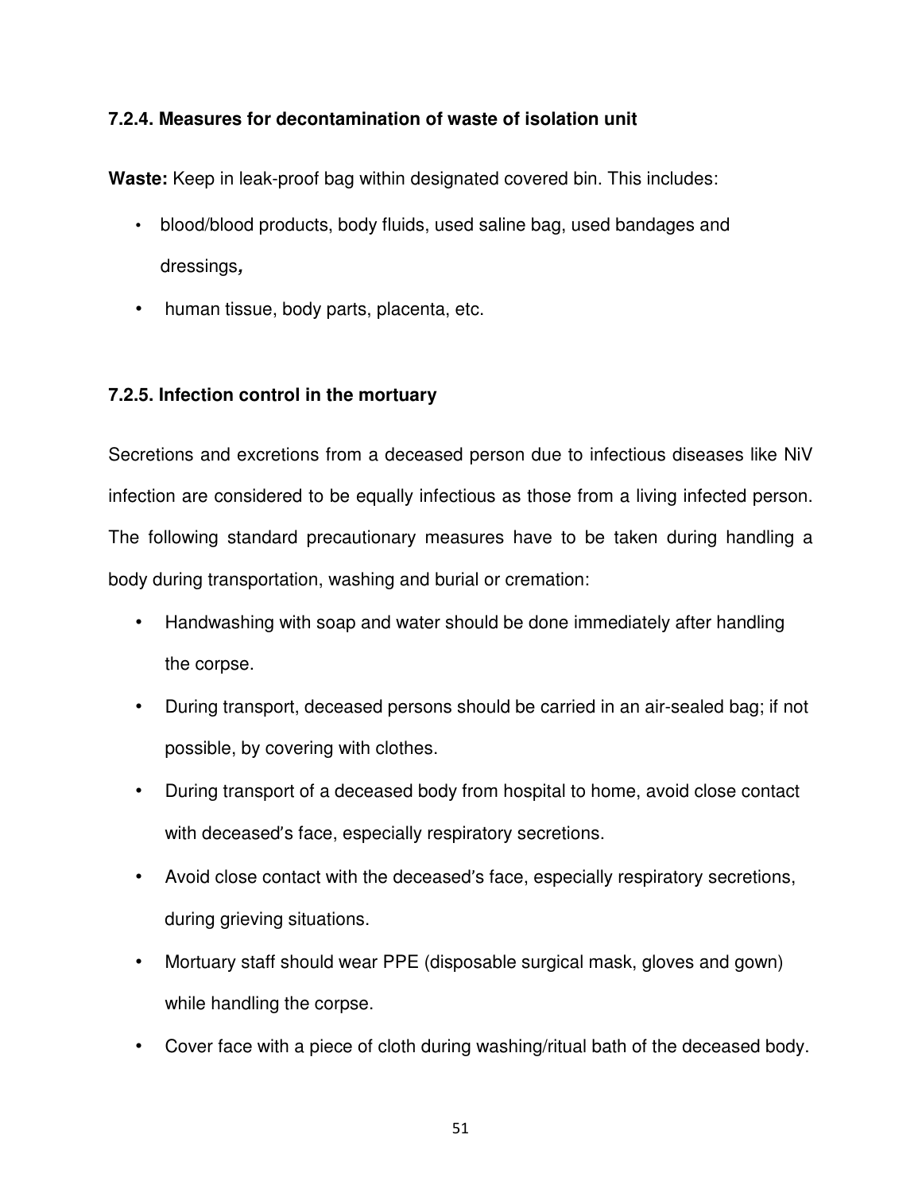### 7.2.4. Measures for decontamination of waste of isolation unit

**Waste:** Keep in leak-proof bag within designated covered bin. This includes:

- blood/blood products, body fluids, used saline bag, used bandages and dressings**,**
- human tissue, body parts, placenta, etc.

### 7.2.5. Infection control in the mortuary

Secretions and excretions from a deceased person due to infectious diseases like NiV infection are considered to be equally infectious as those from a living infected person. The following standard precautionary measures have to be taken during handling a body during transportation, washing and burial or cremation:

- Handwashing with soap and water should be done immediately after handling the corpse.
- During transport, deceased persons should be carried in an air-sealed bag; if not possible, by covering with clothes.
- During transport of a deceased body from hospital to home, avoid close contact with deceased's face, especially respiratory secretions.
- Avoid close contact with the deceased's face, especially respiratory secretions, during grieving situations.
- Mortuary staff should wear PPE (disposable surgical mask, gloves and gown) while handling the corpse.
- Cover face with a piece of cloth during washing/ritual bath of the deceased body.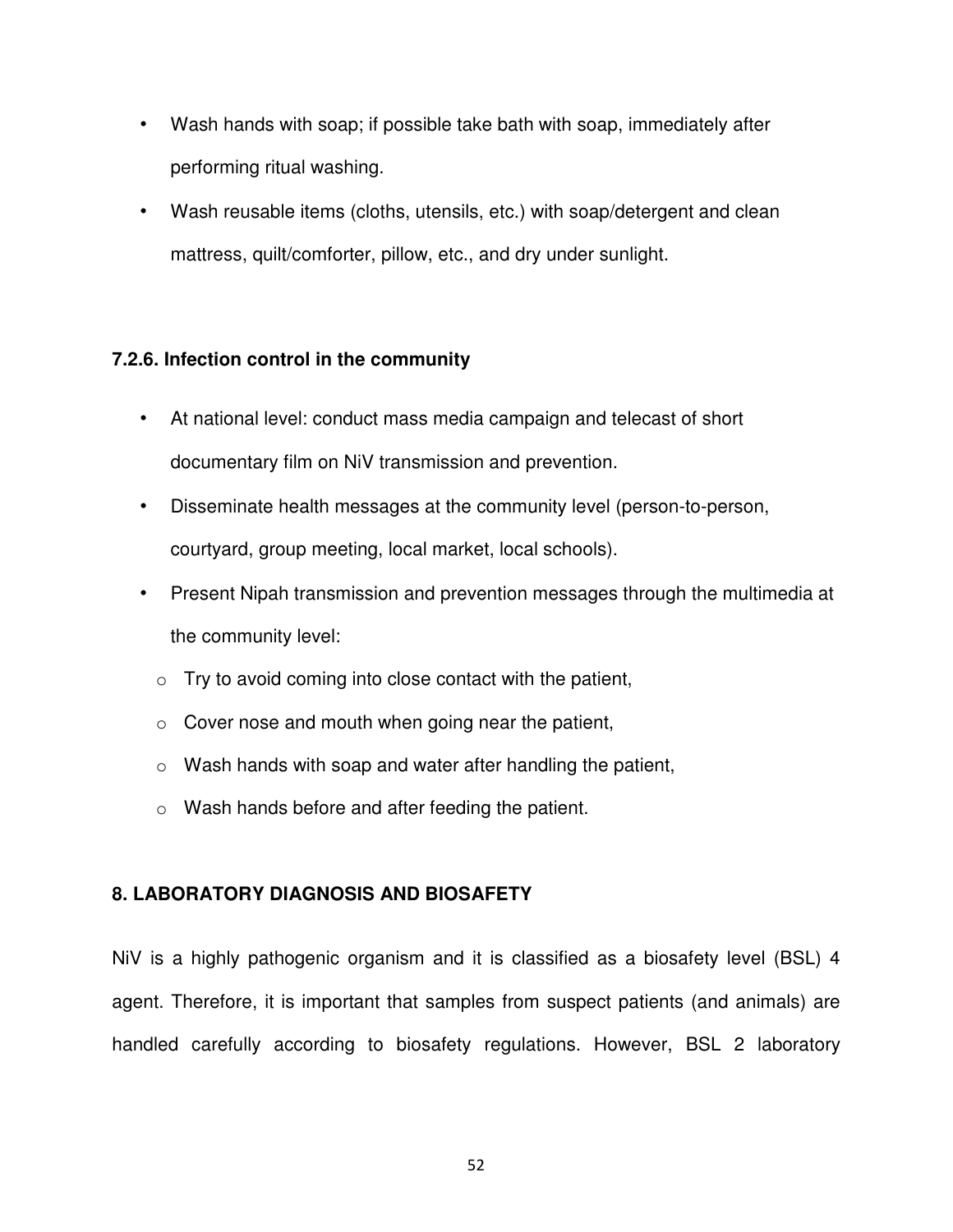- Wash hands with soap; if possible take bath with soap, immediately after performing ritual washing.
- Wash reusable items (cloths, utensils, etc.) with soap/detergent and clean mattress, quilt/comforter, pillow, etc., and dry under sunlight.

### 7.2.6. Infection control in the community

- At national level: conduct mass media campaign and telecast of short documentary film on NiV transmission and prevention.
- Disseminate health messages at the community level (person-to-person, courtyard, group meeting, local market, local schools).
- Present Nipah transmission and prevention messages through the multimedia at the community level:
  - Try to avoid coming into close contact with the patient,
  - Cover nose and mouth when going near the patient,
  - Wash hands with soap and water after handling the patient,
  - Wash hands before and after feeding the patient.

## 8. LABORATORY DIAGNOSIS AND BIOSAFETY

NiV is a highly pathogenic organism and it is classified as a biosafety level (BSL) 4 agent. Therefore, it is important that samples from suspect patients (and animals) are handled carefully according to biosafety regulations. However, BSL 2 laboratory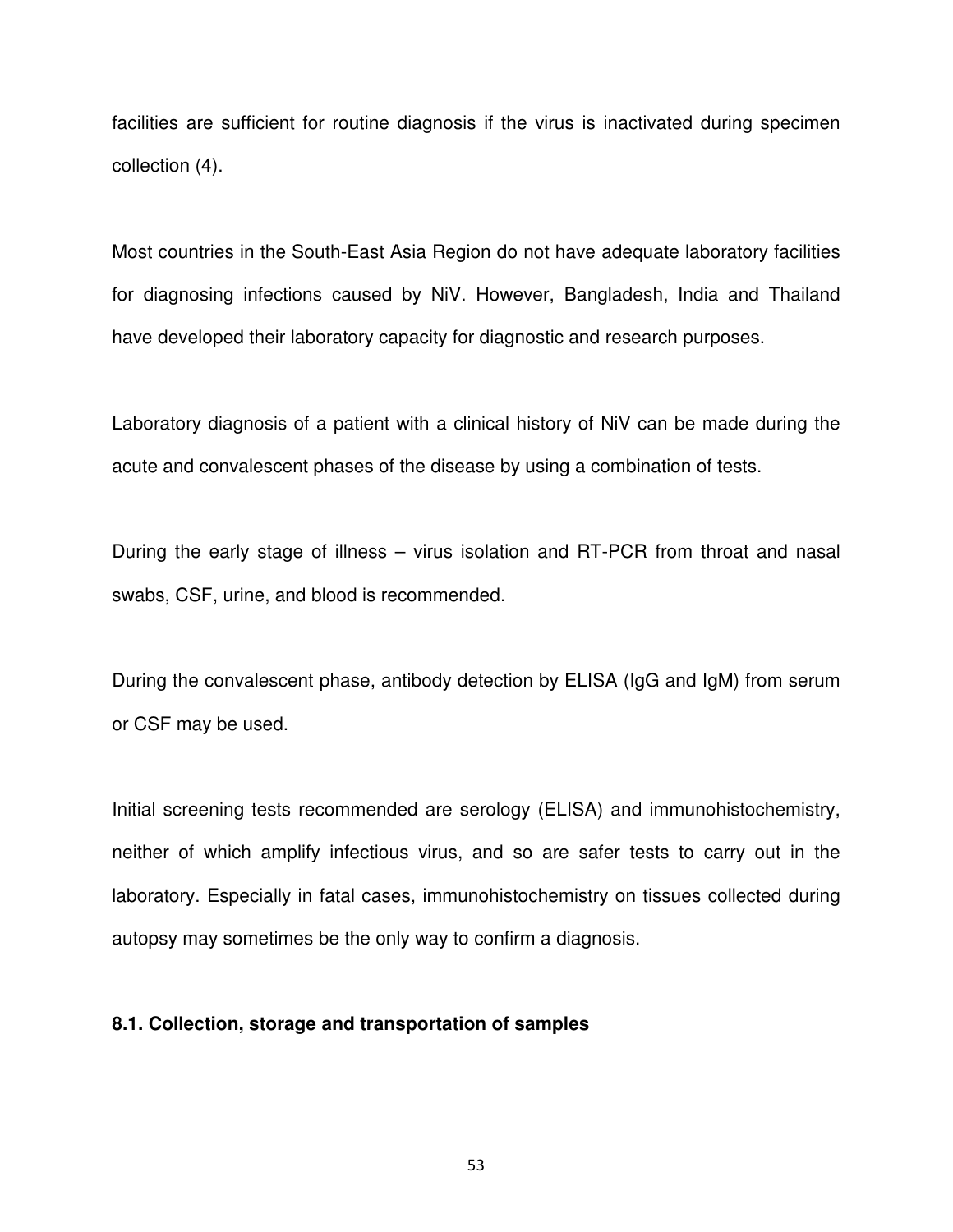facilities are sufficient for routine diagnosis if the virus is inactivated during specimen collection (4).

Most countries in the South-East Asia Region do not have adequate laboratory facilities for diagnosing infections caused by NiV. However, Bangladesh, India and Thailand have developed their laboratory capacity for diagnostic and research purposes.

Laboratory diagnosis of a patient with a clinical history of NiV can be made during the acute and convalescent phases of the disease by using a combination of tests.

During the early stage of illness – virus isolation and RT-PCR from throat and nasal swabs, CSF, urine, and blood is recommended.

During the convalescent phase, antibody detection by ELISA (IgG and IgM) from serum or CSF may be used.

Initial screening tests recommended are serology (ELISA) and immunohistochemistry, neither of which amplify infectious virus, and so are safer tests to carry out in the laboratory. Especially in fatal cases, immunohistochemistry on tissues collected during autopsy may sometimes be the only way to confirm a diagnosis.

### 8.1. Collection, storage and transportation of samples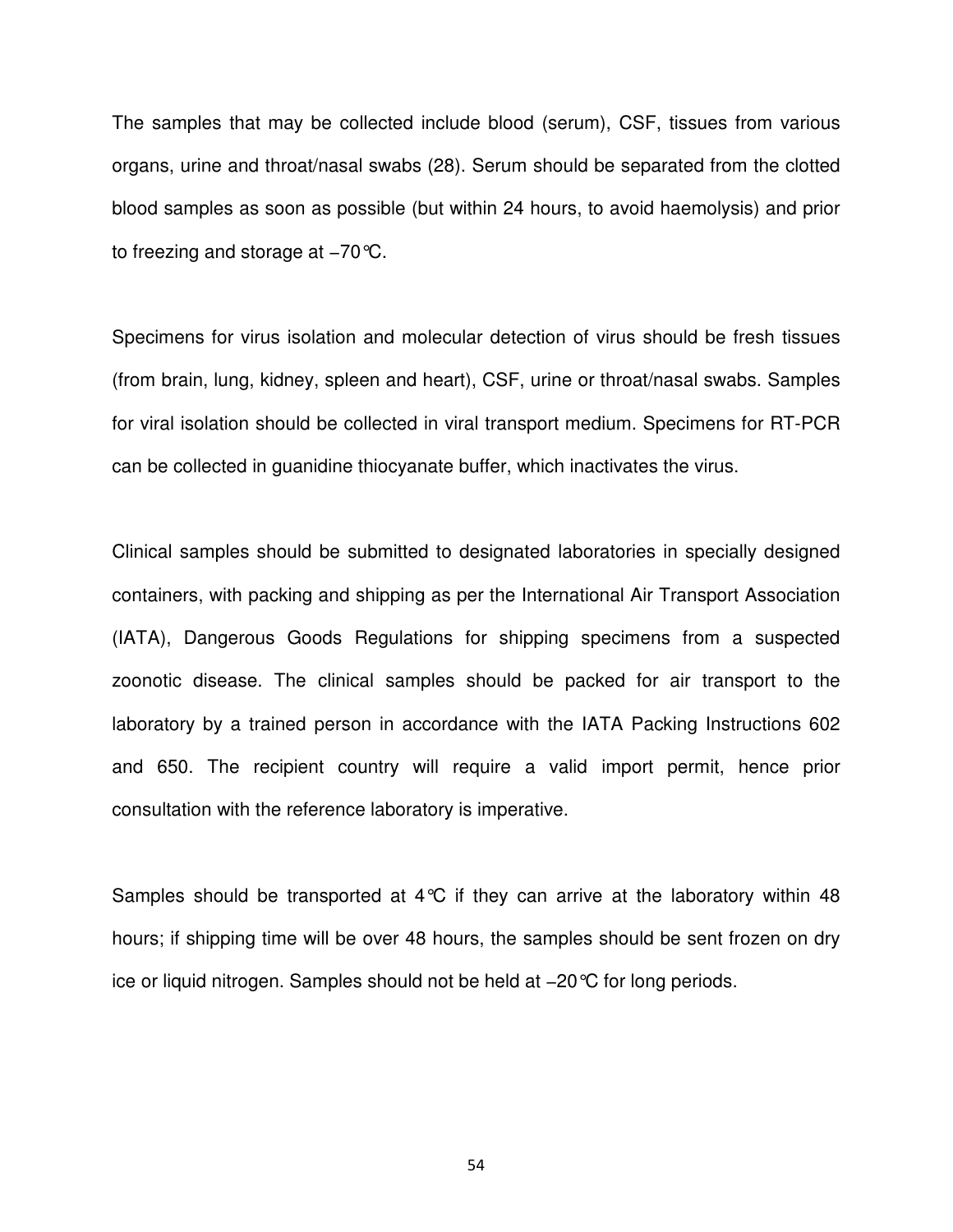The samples that may be collected include blood (serum), CSF, tissues from various organs, urine and throat/nasal swabs (28). Serum should be separated from the clotted blood samples as soon as possible (but within 24 hours, to avoid haemolysis) and prior to freezing and storage at −70°C.

Specimens for virus isolation and molecular detection of virus should be fresh tissues (from brain, lung, kidney, spleen and heart), CSF, urine or throat/nasal swabs. Samples for viral isolation should be collected in viral transport medium. Specimens for RT-PCR can be collected in guanidine thiocyanate buffer, which inactivates the virus.

Clinical samples should be submitted to designated laboratories in specially designed containers, with packing and shipping as per the International Air Transport Association (IATA), Dangerous Goods Regulations for shipping specimens from a suspected zoonotic disease. The clinical samples should be packed for air transport to the laboratory by a trained person in accordance with the IATA Packing Instructions 602 and 650. The recipient country will require a valid import permit, hence prior consultation with the reference laboratory is imperative.

Samples should be transported at 4°C if they can arrive at the laboratory within 48 hours; if shipping time will be over 48 hours, the samples should be sent frozen on dry ice or liquid nitrogen. Samples should not be held at −20°C for long periods.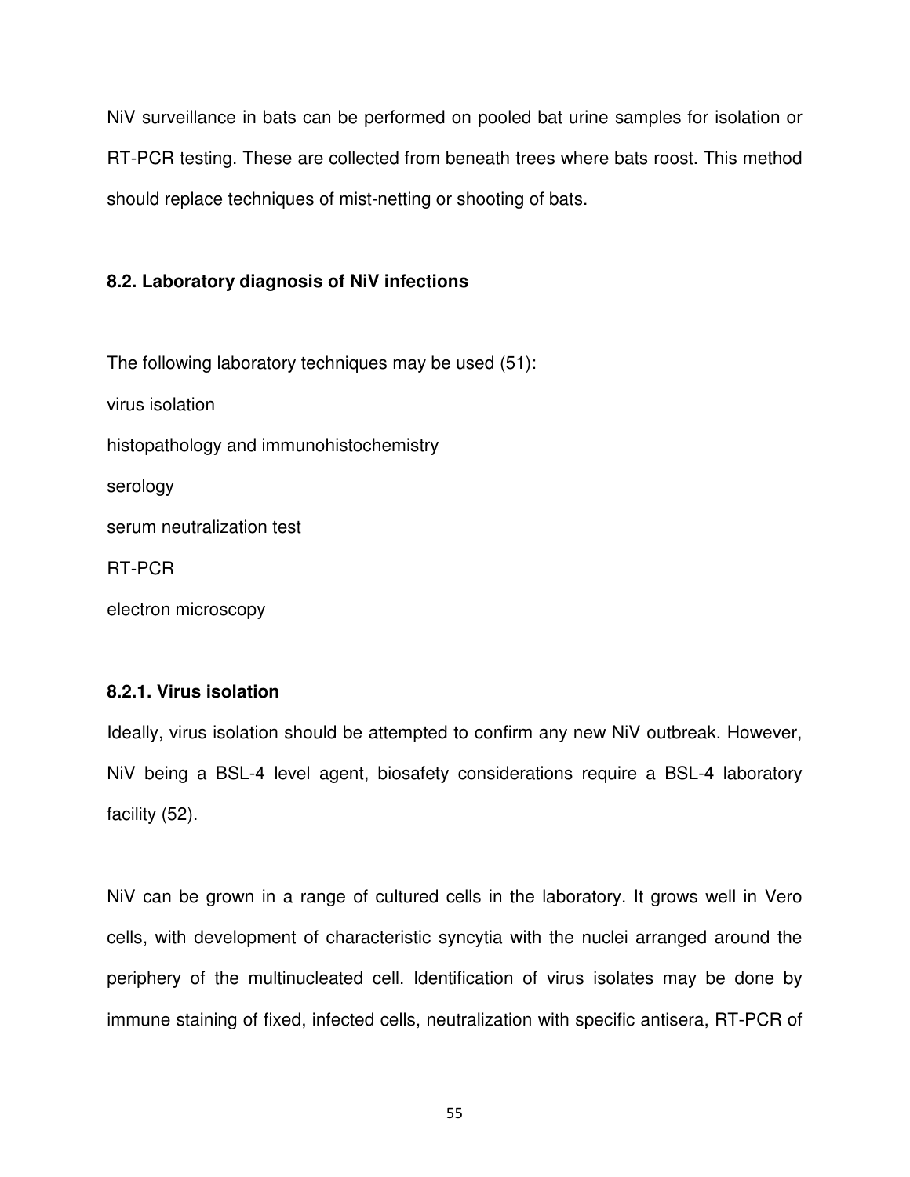NiV surveillance in bats can be performed on pooled bat urine samples for isolation or RT-PCR testing. These are collected from beneath trees where bats roost. This method should replace techniques of mist-netting or shooting of bats.

### 8.2. Laboratory diagnosis of NiV infections

The following laboratory techniques may be used (51):

virus isolation

histopathology and immunohistochemistry

serology

serum neutralization test

RT-PCR

electron microscopy

#### 8.2.1. Virus isolation

Ideally, virus isolation should be attempted to confirm any new NiV outbreak. However, NiV being a BSL-4 level agent, biosafety considerations require a BSL-4 laboratory facility (52).

NiV can be grown in a range of cultured cells in the laboratory. It grows well in Vero cells, with development of characteristic syncytia with the nuclei arranged around the periphery of the multinucleated cell. Identification of virus isolates may be done by immune staining of fixed, infected cells, neutralization with specific antisera, RT-PCR of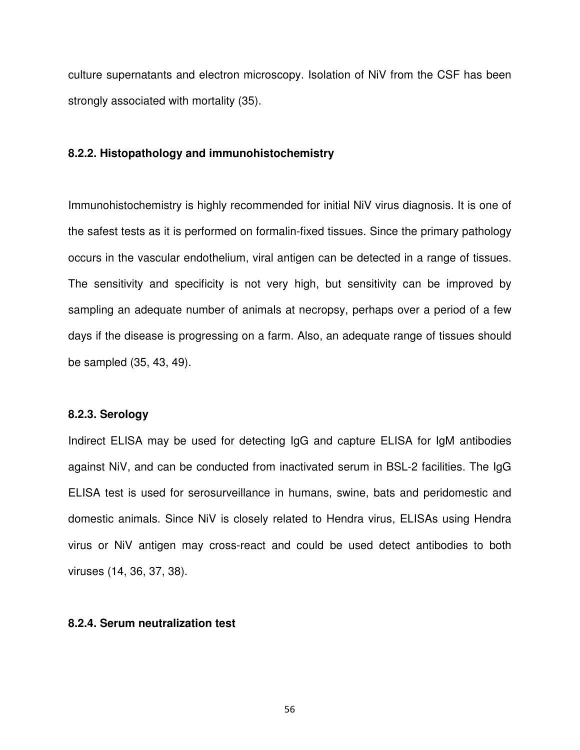culture supernatants and electron microscopy. Isolation of NiV from the CSF has been strongly associated with mortality (35).

### 8.2.2. Histopathology and immunohistochemistry

Immunohistochemistry is highly recommended for initial NiV virus diagnosis. It is one of the safest tests as it is performed on formalin-fixed tissues. Since the primary pathology occurs in the vascular endothelium, viral antigen can be detected in a range of tissues. The sensitivity and specificity is not very high, but sensitivity can be improved by sampling an adequate number of animals at necropsy, perhaps over a period of a few days if the disease is progressing on a farm. Also, an adequate range of tissues should be sampled (35, 43, 49).

### 8.2.3. Serology

Indirect ELISA may be used for detecting IgG and capture ELISA for IgM antibodies against NiV, and can be conducted from inactivated serum in BSL-2 facilities. The IgG ELISA test is used for serosurveillance in humans, swine, bats and peridomestic and domestic animals. Since NiV is closely related to Hendra virus, ELISAs using Hendra virus or NiV antigen may cross-react and could be used detect antibodies to both viruses (14, 36, 37, 38).

### 8.2.4. Serum neutralization test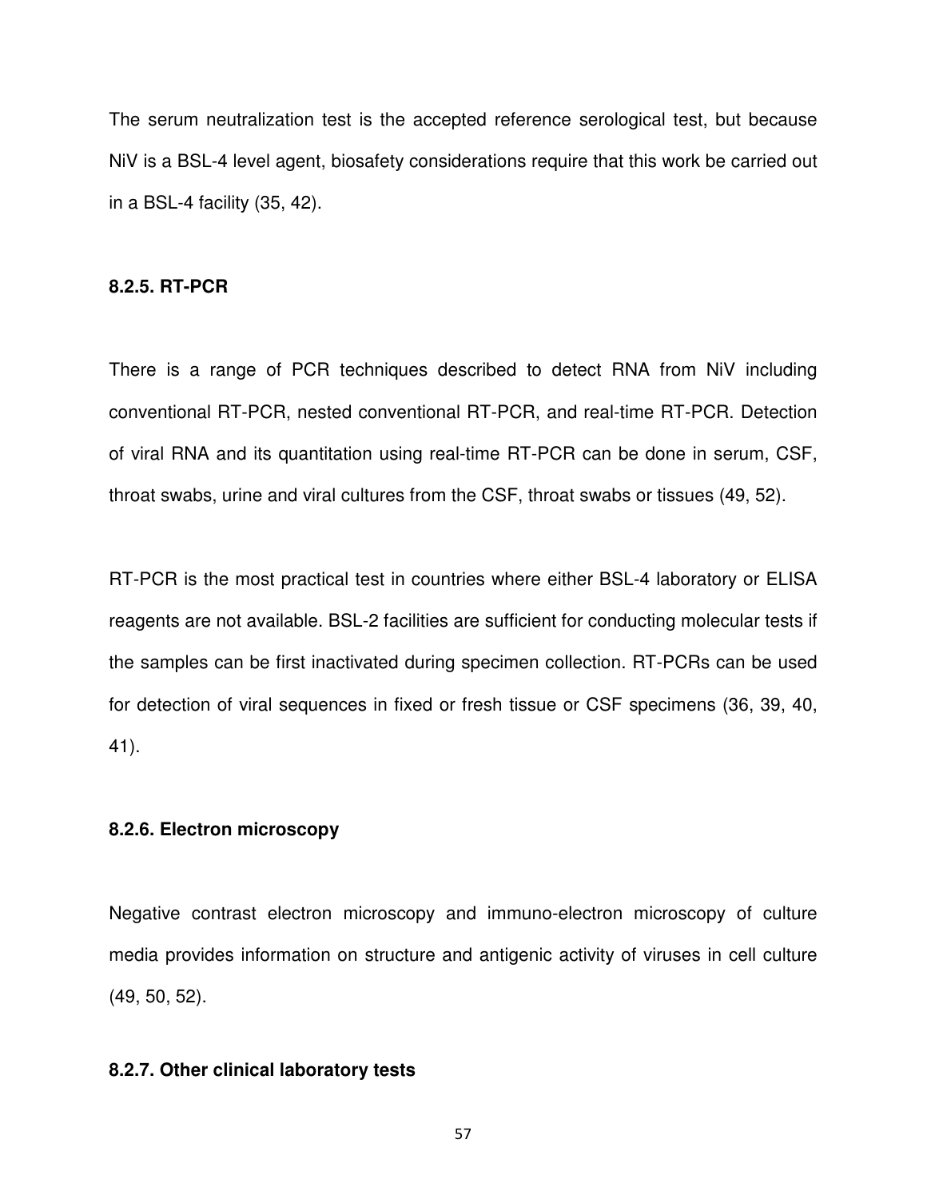The serum neutralization test is the accepted reference serological test, but because NiV is a BSL-4 level agent, biosafety considerations require that this work be carried out in a BSL-4 facility (35, 42).

### 8.2.5. RT-PCR

There is a range of PCR techniques described to detect RNA from NiV including conventional RT-PCR, nested conventional RT-PCR, and real-time RT-PCR. Detection of viral RNA and its quantitation using real-time RT-PCR can be done in serum, CSF, throat swabs, urine and viral cultures from the CSF, throat swabs or tissues (49, 52).

RT-PCR is the most practical test in countries where either BSL-4 laboratory or ELISA reagents are not available. BSL-2 facilities are sufficient for conducting molecular tests if the samples can be first inactivated during specimen collection. RT-PCRs can be used for detection of viral sequences in fixed or fresh tissue or CSF specimens (36, 39, 40, 41).

### 8.2.6. Electron microscopy

Negative contrast electron microscopy and immuno-electron microscopy of culture media provides information on structure and antigenic activity of viruses in cell culture (49, 50, 52).

### 8.2.7. Other clinical laboratory tests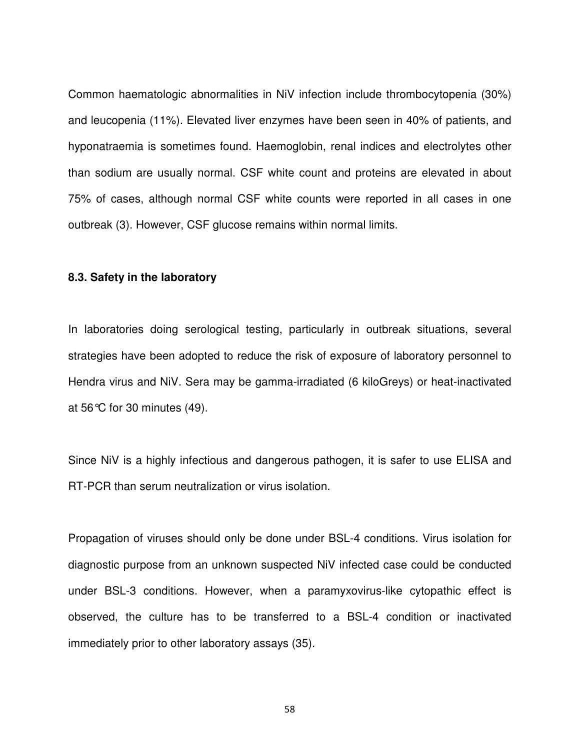Common haematologic abnormalities in NiV infection include thrombocytopenia (30%) and leucopenia (11%). Elevated liver enzymes have been seen in 40% of patients, and hyponatraemia is sometimes found. Haemoglobin, renal indices and electrolytes other than sodium are usually normal. CSF white count and proteins are elevated in about 75% of cases, although normal CSF white counts were reported in all cases in one outbreak (3). However, CSF glucose remains within normal limits.

### 8.3. Safety in the laboratory

In laboratories doing serological testing, particularly in outbreak situations, several strategies have been adopted to reduce the risk of exposure of laboratory personnel to Hendra virus and NiV. Sera may be gamma-irradiated (6 kiloGreys) or heat-inactivated at 56°C for 30 minutes (49).

Since NiV is a highly infectious and dangerous pathogen, it is safer to use ELISA and RT-PCR than serum neutralization or virus isolation.

Propagation of viruses should only be done under BSL-4 conditions. Virus isolation for diagnostic purpose from an unknown suspected NiV infected case could be conducted under BSL-3 conditions. However, when a paramyxovirus-like cytopathic effect is observed, the culture has to be transferred to a BSL-4 condition or inactivated immediately prior to other laboratory assays (35).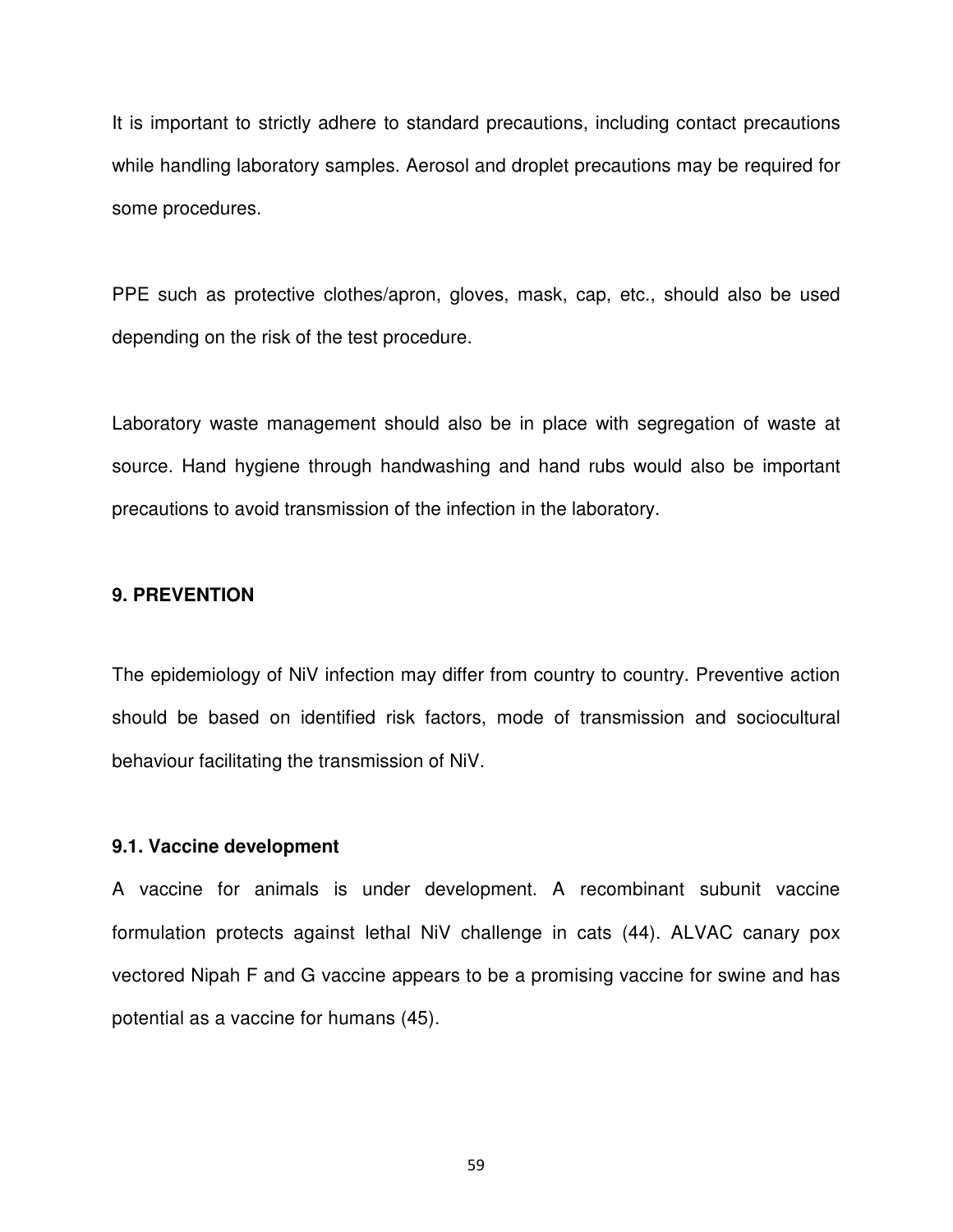It is important to strictly adhere to standard precautions, including contact precautions while handling laboratory samples. Aerosol and droplet precautions may be required for some procedures.

PPE such as protective clothes/apron, gloves, mask, cap, etc., should also be used depending on the risk of the test procedure.

Laboratory waste management should also be in place with segregation of waste at source. Hand hygiene through handwashing and hand rubs would also be important precautions to avoid transmission of the infection in the laboratory.

## 9. PREVENTION

The epidemiology of NiV infection may differ from country to country. Preventive action should be based on identified risk factors, mode of transmission and sociocultural behaviour facilitating the transmission of NiV.

### 9.1. Vaccine development

A vaccine for animals is under development. A recombinant subunit vaccine formulation protects against lethal NiV challenge in cats (44). ALVAC canary pox vectored Nipah F and G vaccine appears to be a promising vaccine for swine and has potential as a vaccine for humans (45).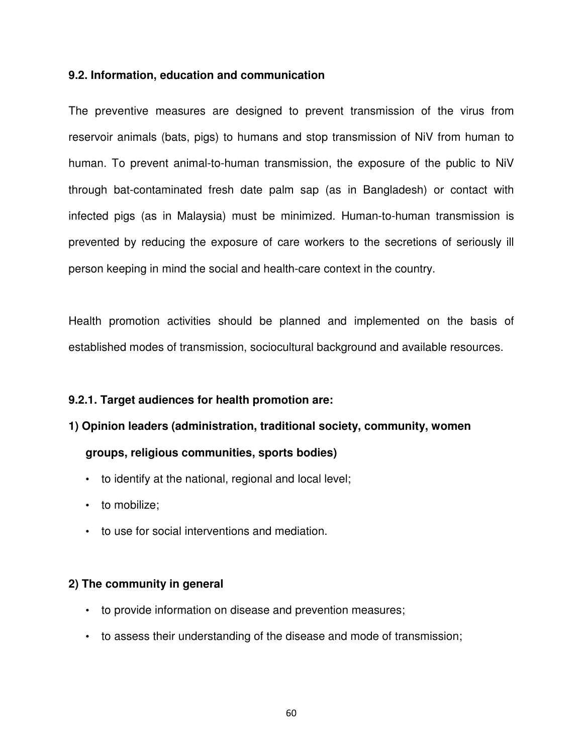## 9.2. Information, education and communication

The preventive measures are designed to prevent transmission of the virus from reservoir animals (bats, pigs) to humans and stop transmission of NiV from human to human. To prevent animal-to-human transmission, the exposure of the public to NiV through bat-contaminated fresh date palm sap (as in Bangladesh) or contact with infected pigs (as in Malaysia) must be minimized. Human-to-human transmission is prevented by reducing the exposure of care workers to the secretions of seriously ill person keeping in mind the social and health-care context in the country.

Health promotion activities should be planned and implemented on the basis of established modes of transmission, sociocultural background and available resources.

### 9.2.1. Target audiences for health promotion are:

**1) Opinion leaders (administration, traditional society, community, women groups, religious communities, sports bodies)**

- to identify at the national, regional and local level;
- to mobilize;
- to use for social interventions and mediation.

**2) The community in general**

- to provide information on disease and prevention measures;
- to assess their understanding of the disease and mode of transmission;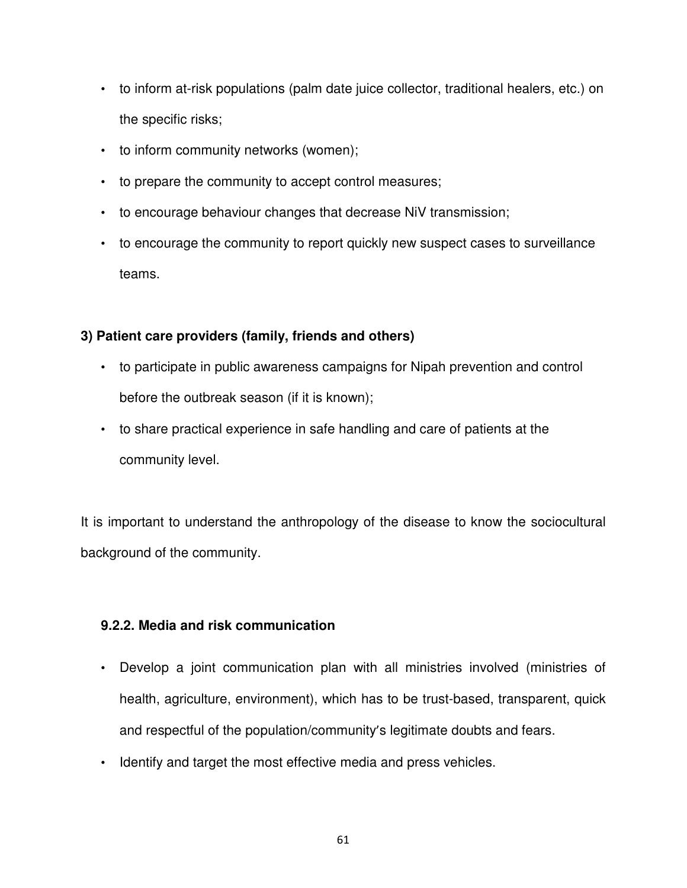- to inform at-risk populations (palm date juice collector, traditional healers, etc.) on the specific risks;
- to inform community networks (women);
- to prepare the community to accept control measures;
- to encourage behaviour changes that decrease NiV transmission;
- to encourage the community to report quickly new suspect cases to surveillance teams.

**3) Patient care providers (family, friends and others)**

- to participate in public awareness campaigns for Nipah prevention and control before the outbreak season (if it is known);
- to share practical experience in safe handling and care of patients at the community level.

It is important to understand the anthropology of the disease to know the sociocultural background of the community.

### 9.2.2. Media and risk communication

- Develop a joint communication plan with all ministries involved (ministries of health, agriculture, environment), which has to be trust-based, transparent, quick and respectful of the population/community's legitimate doubts and fears.
- Identify and target the most effective media and press vehicles.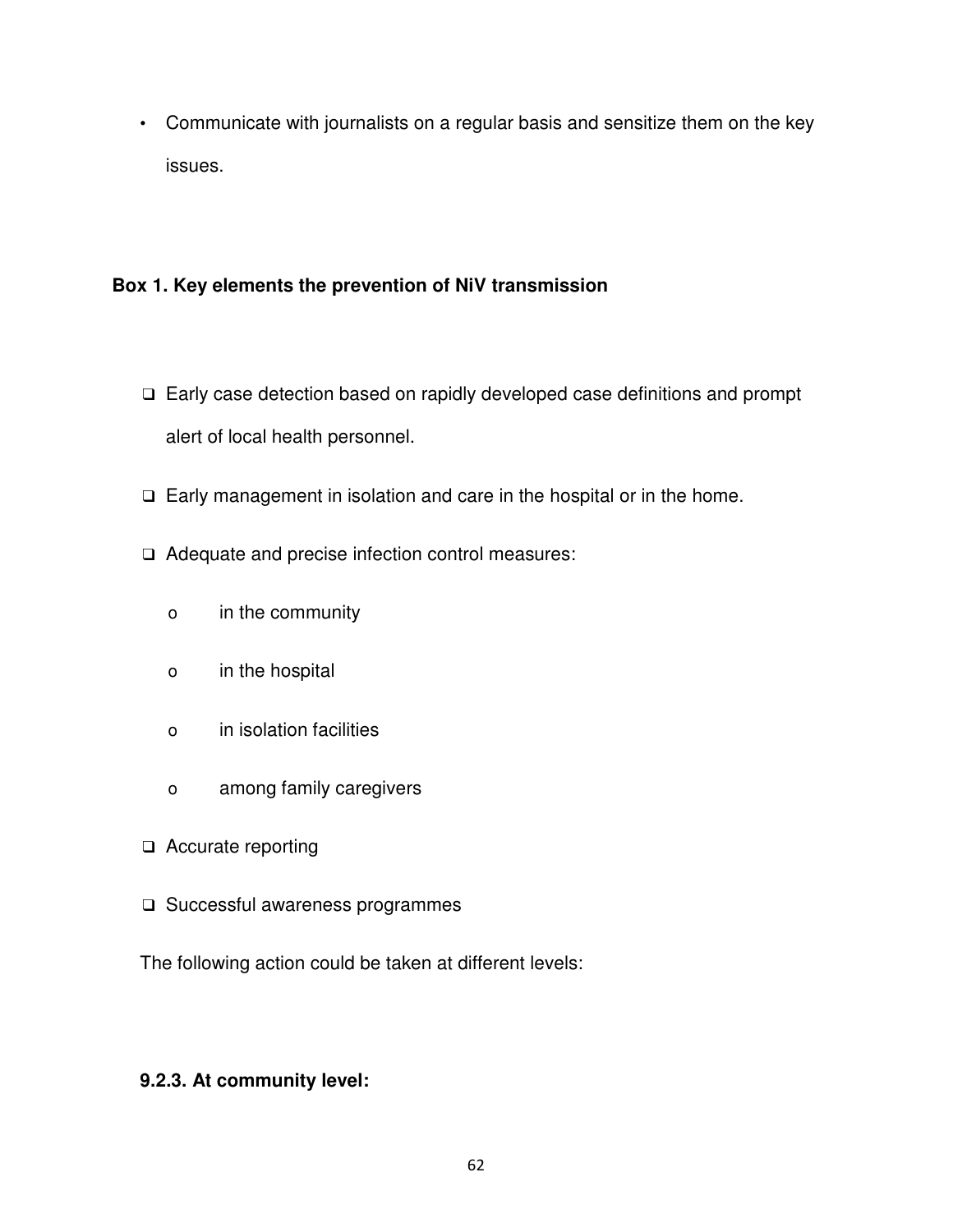- Communicate with journalists on a regular basis and sensitize them on the key issues.

**Box 1. Key elements the prevention of NiV transmission**

- Early case detection based on rapidly developed case definitions and prompt alert of local health personnel.
- Early management in isolation and care in the hospital or in the home.
- Adequate and precise infection control measures:
  - in the community
  - in the hospital
  - in isolation facilities
  - among family caregivers
- Accurate reporting
- Successful awareness programmes

The following action could be taken at different levels:

### 9.2.3. At community level: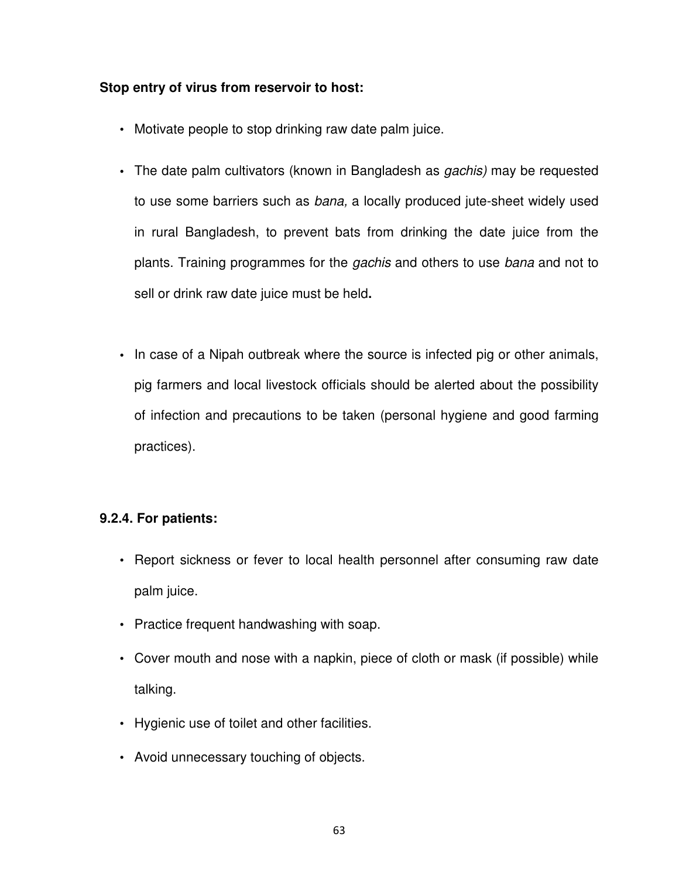**Stop entry of virus from reservoir to host:**

- Motivate people to stop drinking raw date palm juice.
- The date palm cultivators (known in Bangladesh as *gachis)* may be requested to use some barriers such as *bana,* a locally produced jute-sheet widely used in rural Bangladesh, to prevent bats from drinking the date juice from the plants. Training programmes for the *gachis* and others to use *bana* and not to sell or drink raw date juice must be held**.**
- In case of a Nipah outbreak where the source is infected pig or other animals, pig farmers and local livestock officials should be alerted about the possibility of infection and precautions to be taken (personal hygiene and good farming practices).

#### 9.2.4. For patients:

- Report sickness or fever to local health personnel after consuming raw date palm juice.
- Practice frequent handwashing with soap.
- Cover mouth and nose with a napkin, piece of cloth or mask (if possible) while talking.
- Hygienic use of toilet and other facilities.
- Avoid unnecessary touching of objects.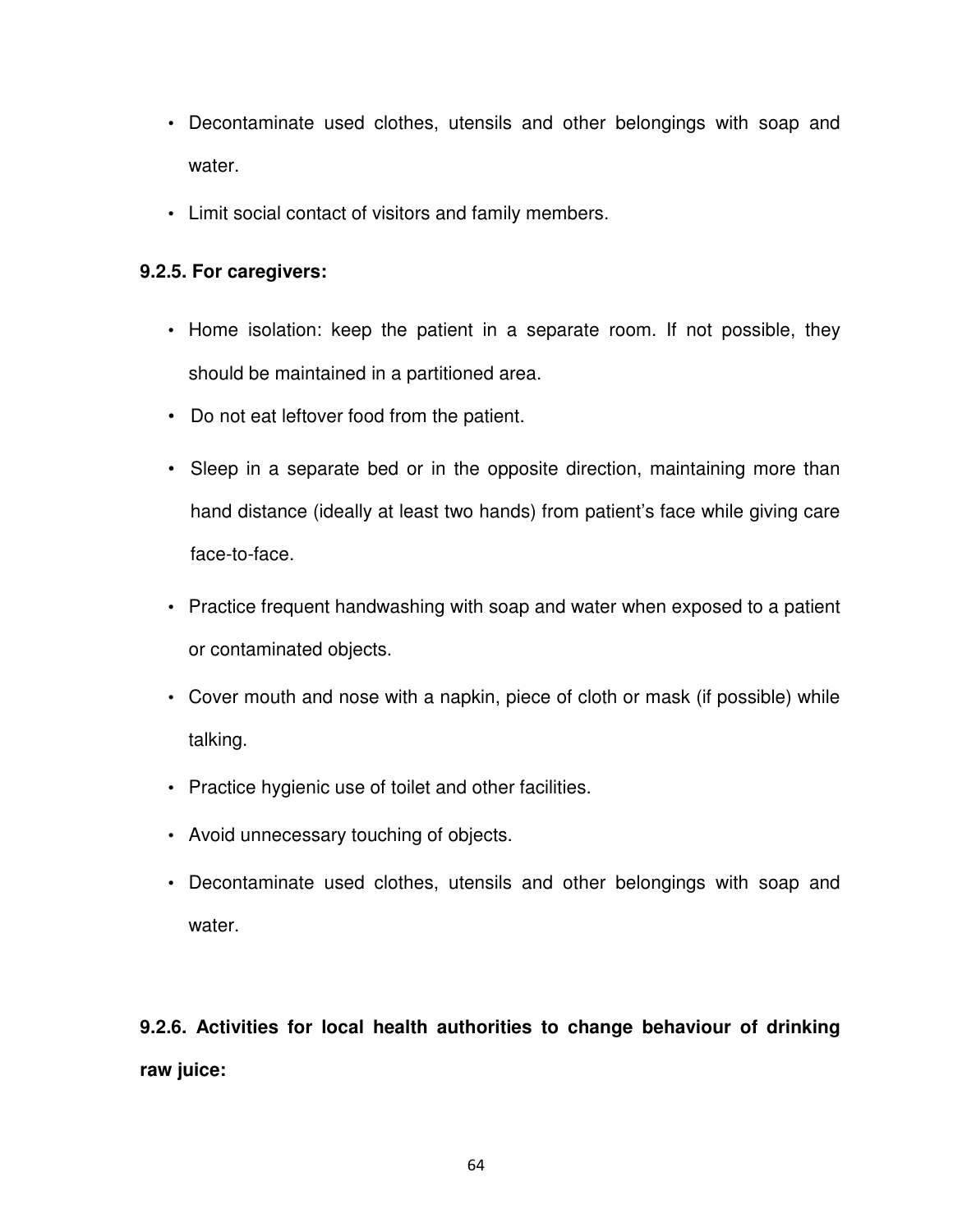- Decontaminate used clothes, utensils and other belongings with soap and water.
- Limit social contact of visitors and family members.

**9.2.5. For caregivers:**

- Home isolation: keep the patient in a separate room. If not possible, they should be maintained in a partitioned area.
- Do not eat leftover food from the patient.
- Sleep in a separate bed or in the opposite direction, maintaining more than hand distance (ideally at least two hands) from patient's face while giving care face-to-face.
- Practice frequent handwashing with soap and water when exposed to a patient or contaminated objects.
- Cover mouth and nose with a napkin, piece of cloth or mask (if possible) while talking.
- Practice hygienic use of toilet and other facilities.
- Avoid unnecessary touching of objects.
- Decontaminate used clothes, utensils and other belongings with soap and water.

**9.2.6. Activities for local health authorities to change behaviour of drinking raw juice:**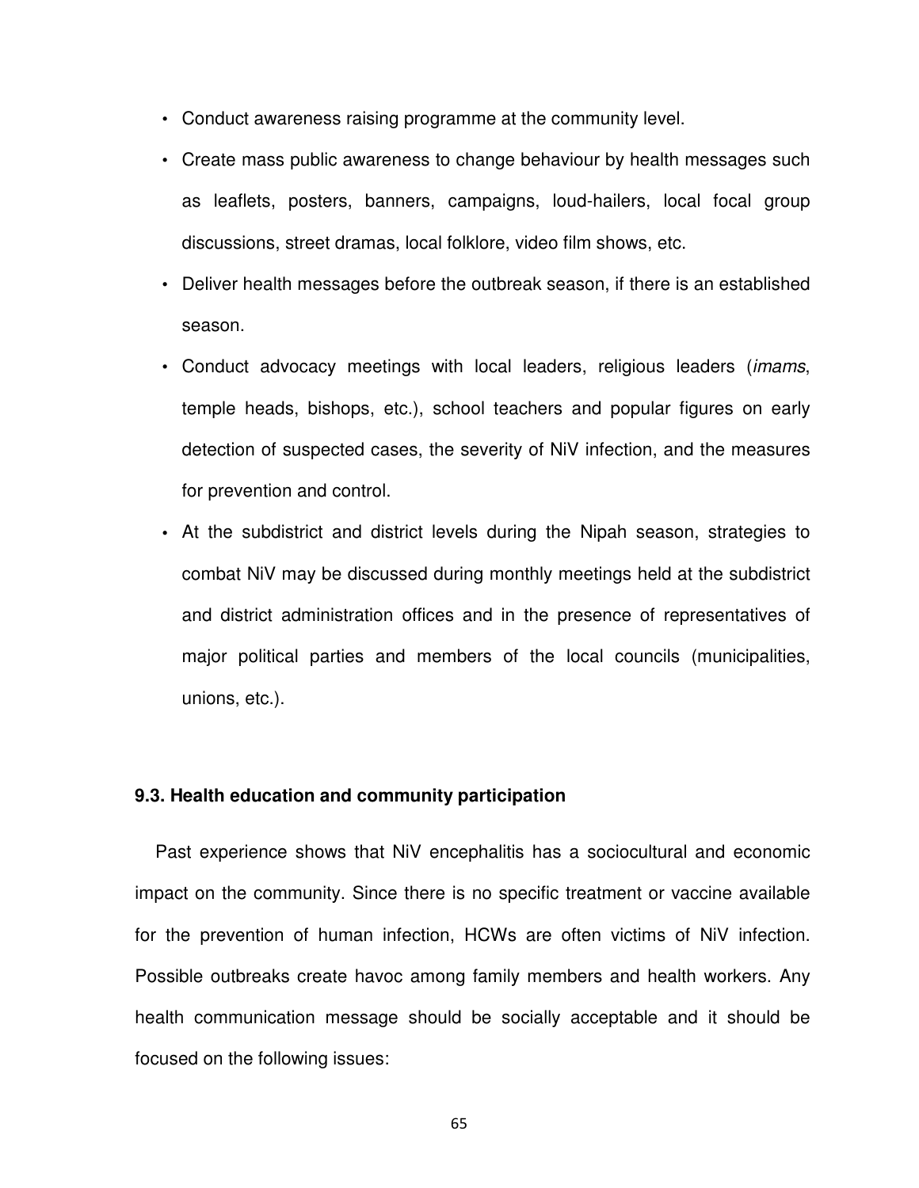- Conduct awareness raising programme at the community level.
- Create mass public awareness to change behaviour by health messages such as leaflets, posters, banners, campaigns, loud-hailers, local focal group discussions, street dramas, local folklore, video film shows, etc.
- Deliver health messages before the outbreak season, if there is an established season.
- Conduct advocacy meetings with local leaders, religious leaders (*imams*, temple heads, bishops, etc.), school teachers and popular figures on early detection of suspected cases, the severity of NiV infection, and the measures for prevention and control.
- At the subdistrict and district levels during the Nipah season, strategies to combat NiV may be discussed during monthly meetings held at the subdistrict and district administration offices and in the presence of representatives of major political parties and members of the local councils (municipalities, unions, etc.).

### 9.3. Health education and community participation

Past experience shows that NiV encephalitis has a sociocultural and economic impact on the community. Since there is no specific treatment or vaccine available for the prevention of human infection, HCWs are often victims of NiV infection. Possible outbreaks create havoc among family members and health workers. Any health communication message should be socially acceptable and it should be focused on the following issues: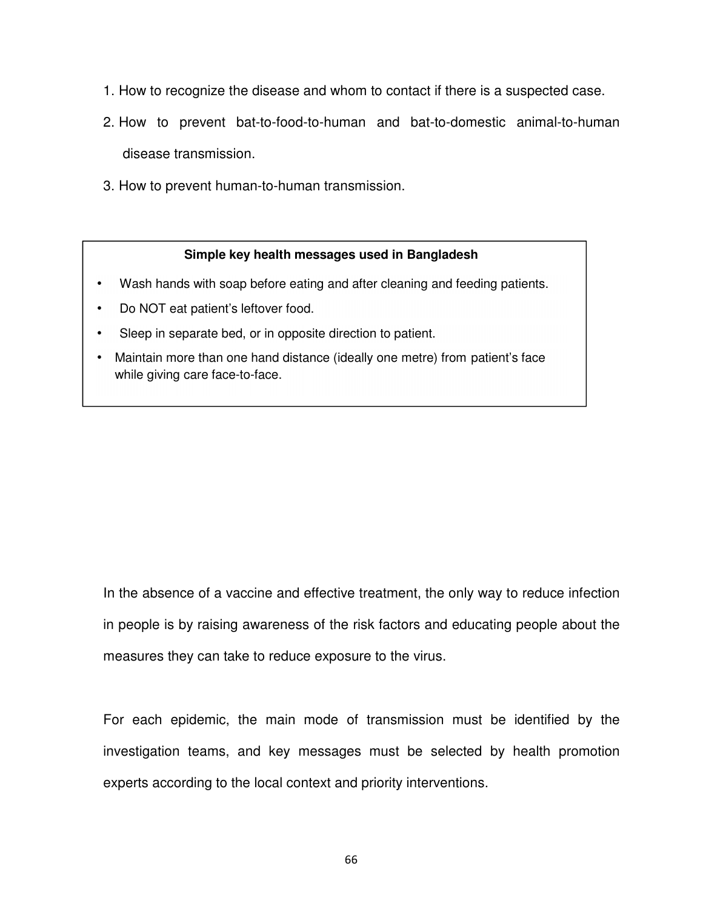1. How to recognize the disease and whom to contact if there is a suspected case.
2. How to prevent bat-to-food-to-human and bat-to-domestic animal-to-human disease transmission.
3. How to prevent human-to-human transmission.

> **Simple key health messages used in Bangladesh**
>
> - Wash hands with soap before eating and after cleaning and feeding patients.
> - Do NOT eat patient's leftover food.
> - Sleep in separate bed, or in opposite direction to patient.
> - Maintain more than one hand distance (ideally one metre) from patient's face while giving care face-to-face.

In the absence of a vaccine and effective treatment, the only way to reduce infection in people is by raising awareness of the risk factors and educating people about the measures they can take to reduce exposure to the virus.

For each epidemic, the main mode of transmission must be identified by the investigation teams, and key messages must be selected by health promotion experts according to the local context and priority interventions.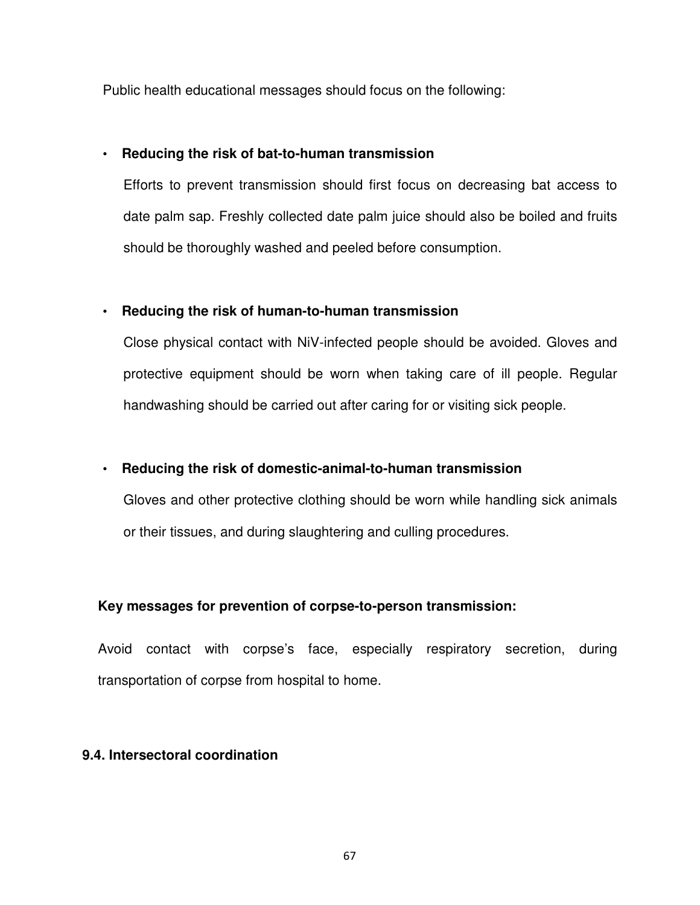Public health educational messages should focus on the following:

- **Reducing the risk of bat-to-human transmission**

  Efforts to prevent transmission should first focus on decreasing bat access to date palm sap. Freshly collected date palm juice should also be boiled and fruits should be thoroughly washed and peeled before consumption.

- **Reducing the risk of human-to-human transmission**

  Close physical contact with NiV-infected people should be avoided. Gloves and protective equipment should be worn when taking care of ill people. Regular handwashing should be carried out after caring for or visiting sick people.

- **Reducing the risk of domestic-animal-to-human transmission**

  Gloves and other protective clothing should be worn while handling sick animals or their tissues, and during slaughtering and culling procedures.

**Key messages for prevention of corpse-to-person transmission:**

Avoid contact with corpse's face, especially respiratory secretion, during transportation of corpse from hospital to home.

### 9.4. Intersectoral coordination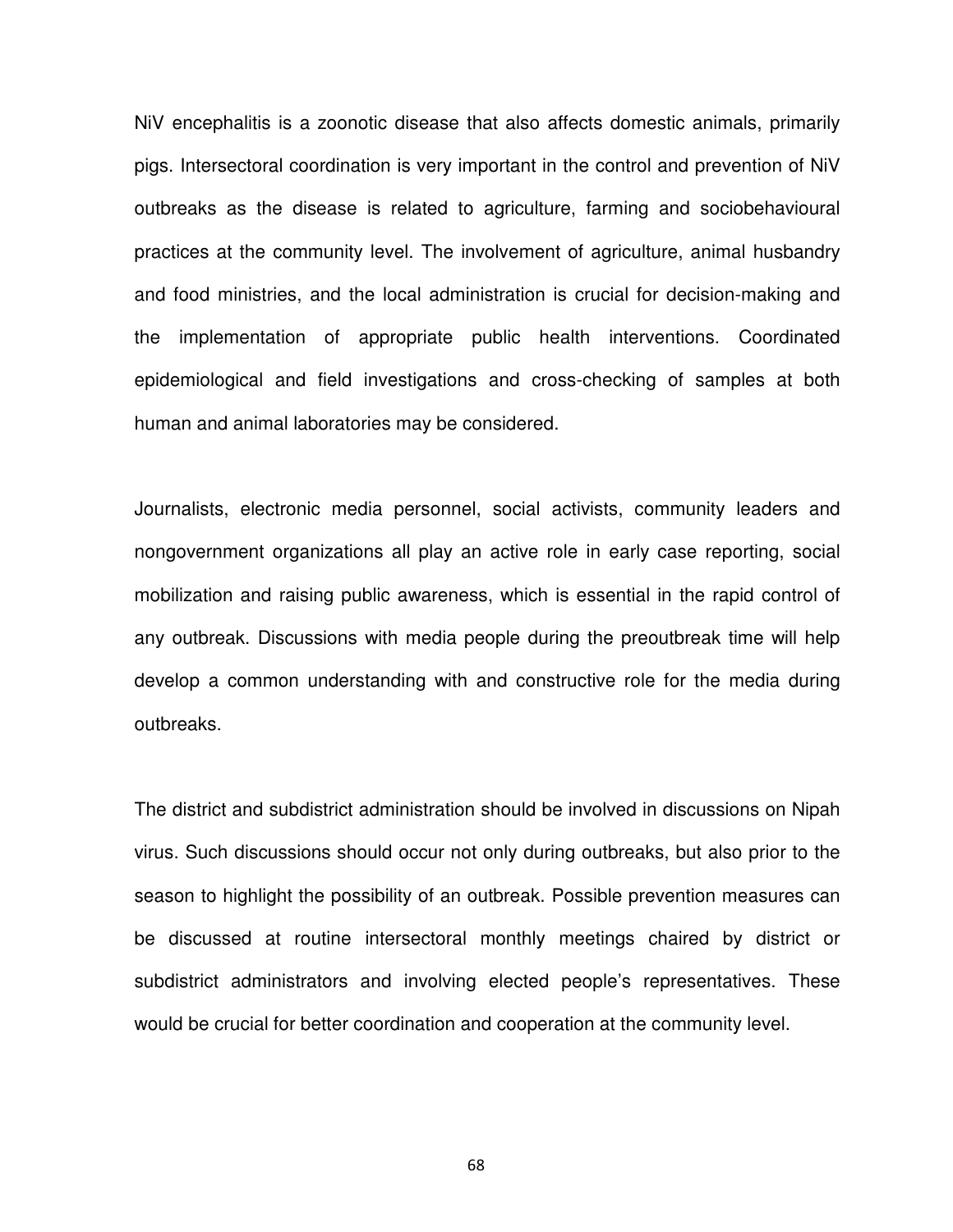NiV encephalitis is a zoonotic disease that also affects domestic animals, primarily pigs. Intersectoral coordination is very important in the control and prevention of NiV outbreaks as the disease is related to agriculture, farming and sociobehavioural practices at the community level. The involvement of agriculture, animal husbandry and food ministries, and the local administration is crucial for decision-making and the implementation of appropriate public health interventions. Coordinated epidemiological and field investigations and cross-checking of samples at both human and animal laboratories may be considered.

Journalists, electronic media personnel, social activists, community leaders and nongovernment organizations all play an active role in early case reporting, social mobilization and raising public awareness, which is essential in the rapid control of any outbreak. Discussions with media people during the preoutbreak time will help develop a common understanding with and constructive role for the media during outbreaks.

The district and subdistrict administration should be involved in discussions on Nipah virus. Such discussions should occur not only during outbreaks, but also prior to the season to highlight the possibility of an outbreak. Possible prevention measures can be discussed at routine intersectoral monthly meetings chaired by district or subdistrict administrators and involving elected people's representatives. These would be crucial for better coordination and cooperation at the community level.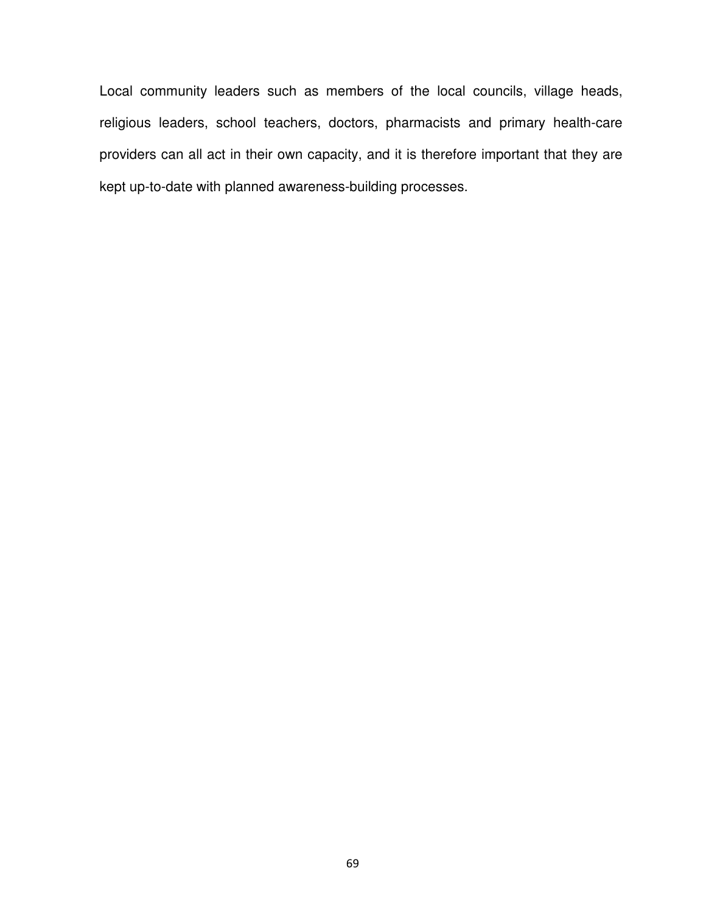Local community leaders such as members of the local councils, village heads, religious leaders, school teachers, doctors, pharmacists and primary health-care providers can all act in their own capacity, and it is therefore important that they are kept up-to-date with planned awareness-building processes.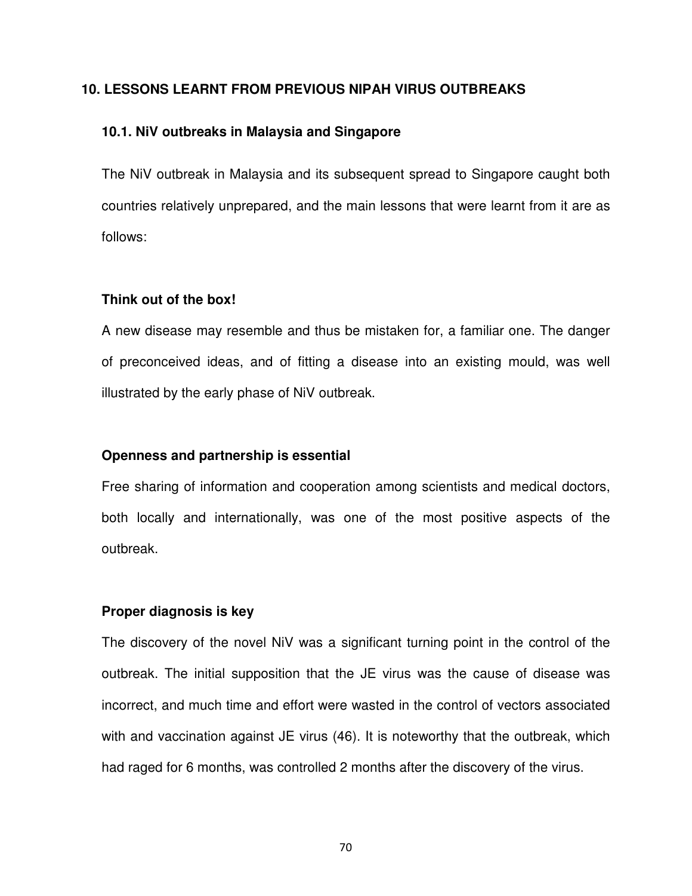# 10. LESSONS LEARNT FROM PREVIOUS NIPAH VIRUS OUTBREAKS

## 10.1. NiV outbreaks in Malaysia and Singapore

The NiV outbreak in Malaysia and its subsequent spread to Singapore caught both countries relatively unprepared, and the main lessons that were learnt from it are as follows:

**Think out of the box!**

A new disease may resemble and thus be mistaken for, a familiar one. The danger of preconceived ideas, and of fitting a disease into an existing mould, was well illustrated by the early phase of NiV outbreak.

**Openness and partnership is essential**

Free sharing of information and cooperation among scientists and medical doctors, both locally and internationally, was one of the most positive aspects of the outbreak.

**Proper diagnosis is key**

The discovery of the novel NiV was a significant turning point in the control of the outbreak. The initial supposition that the JE virus was the cause of disease was incorrect, and much time and effort were wasted in the control of vectors associated with and vaccination against JE virus (46). It is noteworthy that the outbreak, which had raged for 6 months, was controlled 2 months after the discovery of the virus.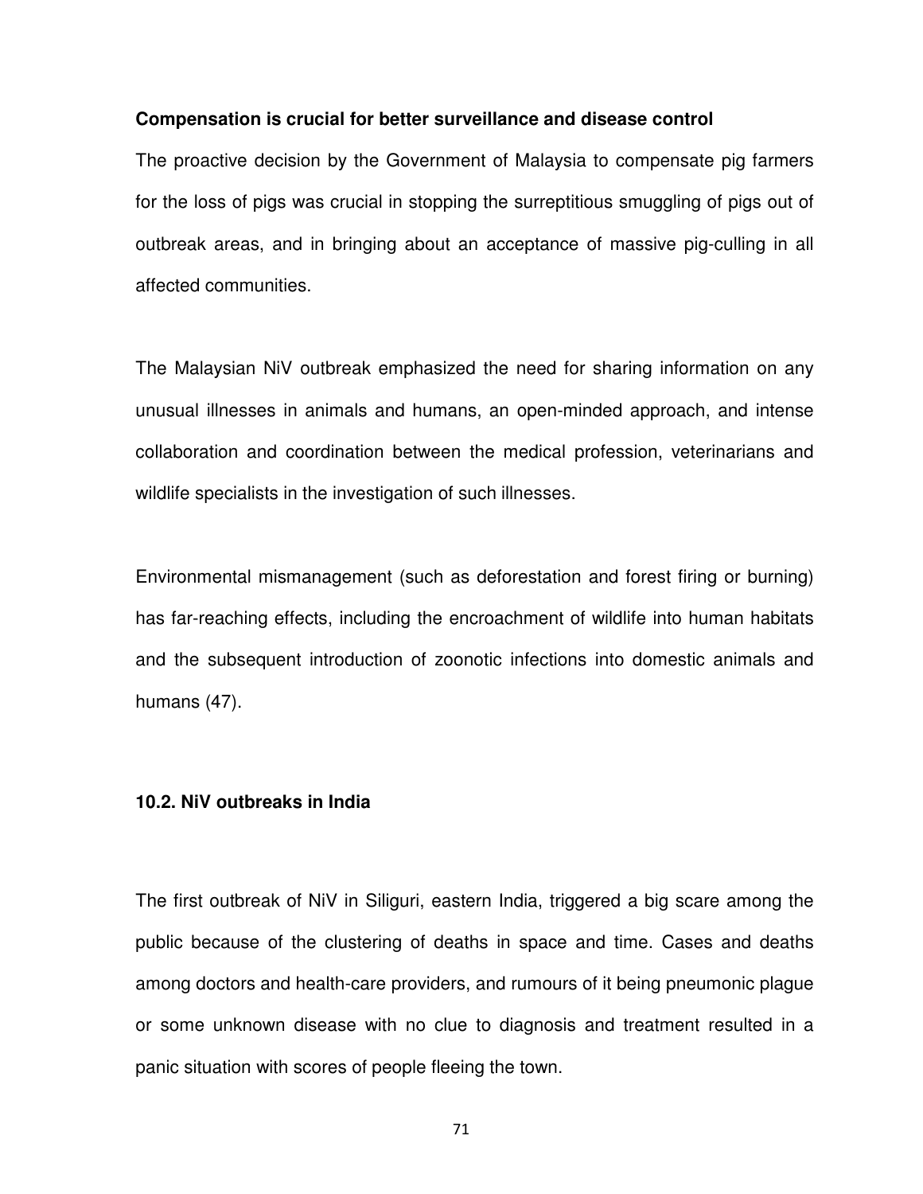**Compensation is crucial for better surveillance and disease control**

The proactive decision by the Government of Malaysia to compensate pig farmers for the loss of pigs was crucial in stopping the surreptitious smuggling of pigs out of outbreak areas, and in bringing about an acceptance of massive pig-culling in all affected communities.

The Malaysian NiV outbreak emphasized the need for sharing information on any unusual illnesses in animals and humans, an open-minded approach, and intense collaboration and coordination between the medical profession, veterinarians and wildlife specialists in the investigation of such illnesses.

Environmental mismanagement (such as deforestation and forest firing or burning) has far-reaching effects, including the encroachment of wildlife into human habitats and the subsequent introduction of zoonotic infections into domestic animals and humans (47).

## 10.2. NiV outbreaks in India

The first outbreak of NiV in Siliguri, eastern India, triggered a big scare among the public because of the clustering of deaths in space and time. Cases and deaths among doctors and health-care providers, and rumours of it being pneumonic plague or some unknown disease with no clue to diagnosis and treatment resulted in a panic situation with scores of people fleeing the town.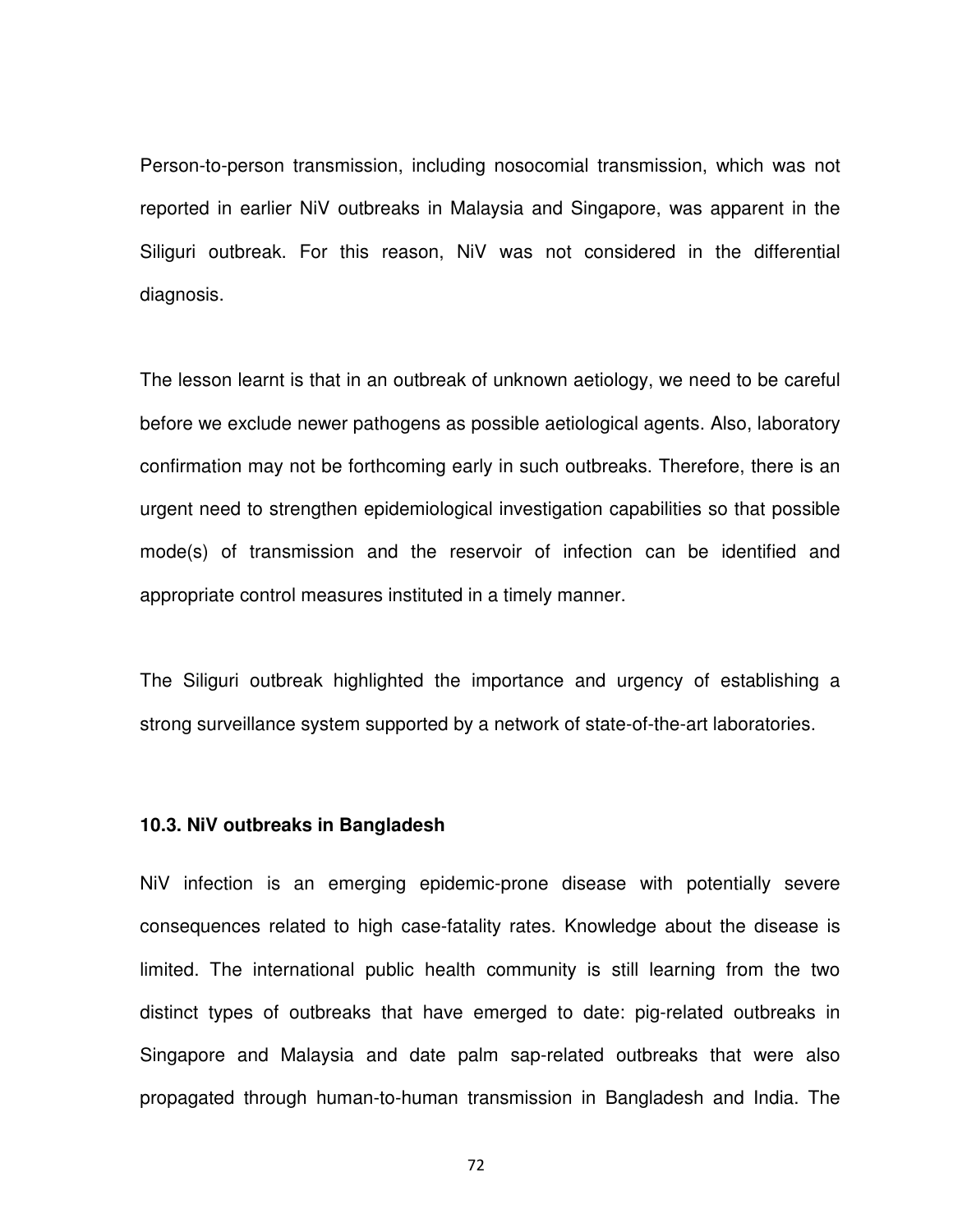Person-to-person transmission, including nosocomial transmission, which was not reported in earlier NiV outbreaks in Malaysia and Singapore, was apparent in the Siliguri outbreak. For this reason, NiV was not considered in the differential diagnosis.

The lesson learnt is that in an outbreak of unknown aetiology, we need to be careful before we exclude newer pathogens as possible aetiological agents. Also, laboratory confirmation may not be forthcoming early in such outbreaks. Therefore, there is an urgent need to strengthen epidemiological investigation capabilities so that possible mode(s) of transmission and the reservoir of infection can be identified and appropriate control measures instituted in a timely manner.

The Siliguri outbreak highlighted the importance and urgency of establishing a strong surveillance system supported by a network of state-of-the-art laboratories.

### 10.3. NiV outbreaks in Bangladesh

NiV infection is an emerging epidemic-prone disease with potentially severe consequences related to high case-fatality rates. Knowledge about the disease is limited. The international public health community is still learning from the two distinct types of outbreaks that have emerged to date: pig-related outbreaks in Singapore and Malaysia and date palm sap-related outbreaks that were also propagated through human-to-human transmission in Bangladesh and India. The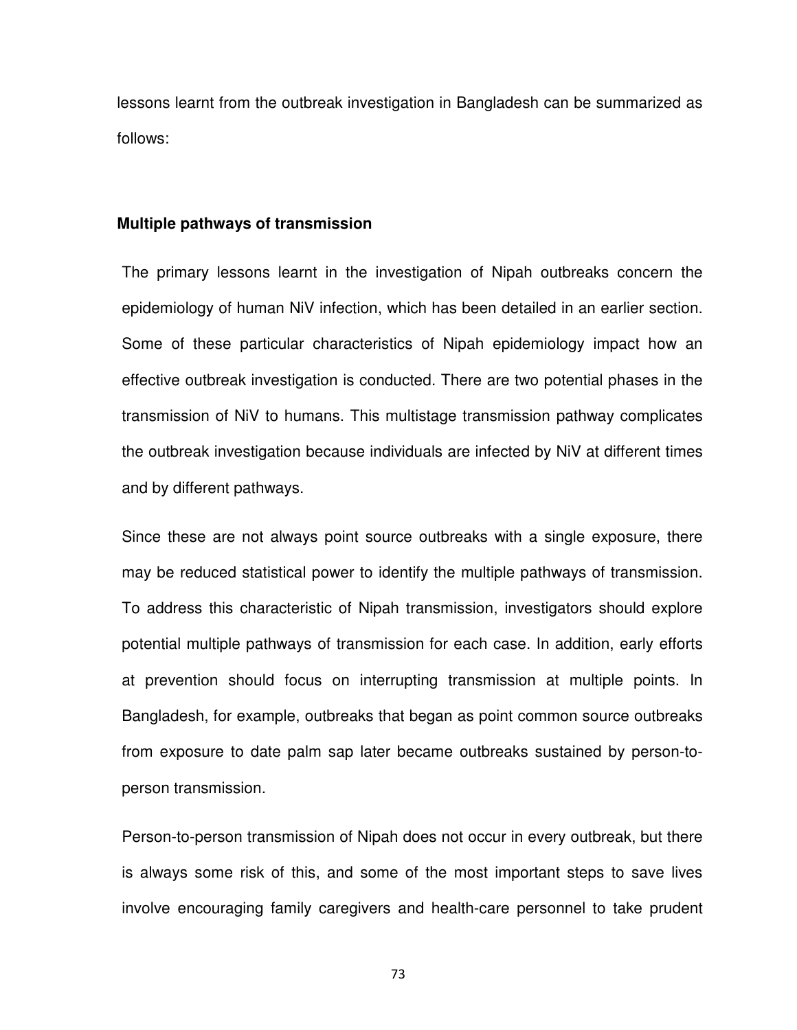lessons learnt from the outbreak investigation in Bangladesh can be summarized as follows:

**Multiple pathways of transmission**

The primary lessons learnt in the investigation of Nipah outbreaks concern the epidemiology of human NiV infection, which has been detailed in an earlier section. Some of these particular characteristics of Nipah epidemiology impact how an effective outbreak investigation is conducted. There are two potential phases in the transmission of NiV to humans. This multistage transmission pathway complicates the outbreak investigation because individuals are infected by NiV at different times and by different pathways.

Since these are not always point source outbreaks with a single exposure, there may be reduced statistical power to identify the multiple pathways of transmission. To address this characteristic of Nipah transmission, investigators should explore potential multiple pathways of transmission for each case. In addition, early efforts at prevention should focus on interrupting transmission at multiple points. In Bangladesh, for example, outbreaks that began as point common source outbreaks from exposure to date palm sap later became outbreaks sustained by person-to-person transmission.

Person-to-person transmission of Nipah does not occur in every outbreak, but there is always some risk of this, and some of the most important steps to save lives involve encouraging family caregivers and health-care personnel to take prudent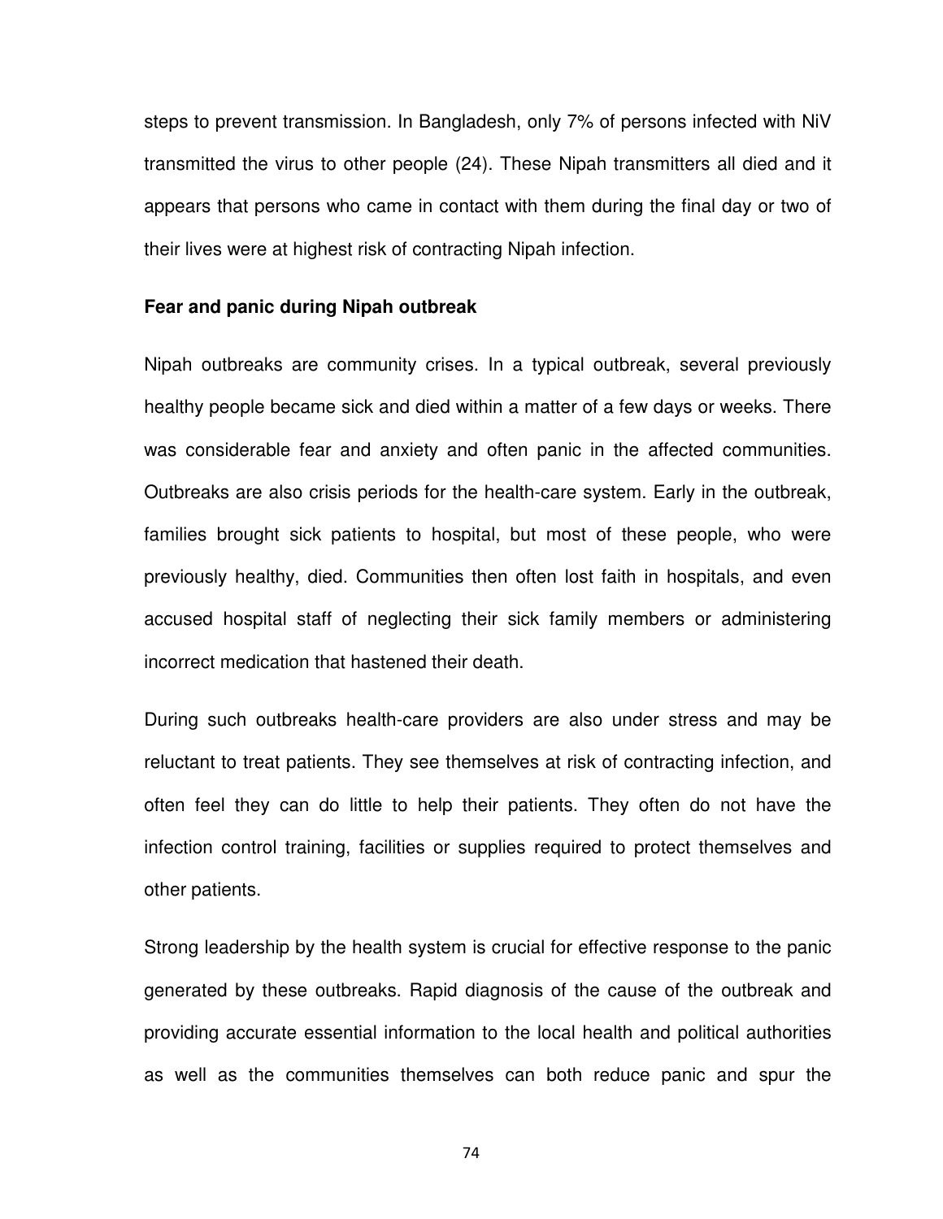steps to prevent transmission. In Bangladesh, only 7% of persons infected with NiV transmitted the virus to other people (24). These Nipah transmitters all died and it appears that persons who came in contact with them during the final day or two of their lives were at highest risk of contracting Nipah infection.

**Fear and panic during Nipah outbreak**

Nipah outbreaks are community crises. In a typical outbreak, several previously healthy people became sick and died within a matter of a few days or weeks. There was considerable fear and anxiety and often panic in the affected communities. Outbreaks are also crisis periods for the health-care system. Early in the outbreak, families brought sick patients to hospital, but most of these people, who were previously healthy, died. Communities then often lost faith in hospitals, and even accused hospital staff of neglecting their sick family members or administering incorrect medication that hastened their death.

During such outbreaks health-care providers are also under stress and may be reluctant to treat patients. They see themselves at risk of contracting infection, and often feel they can do little to help their patients. They often do not have the infection control training, facilities or supplies required to protect themselves and other patients.

Strong leadership by the health system is crucial for effective response to the panic generated by these outbreaks. Rapid diagnosis of the cause of the outbreak and providing accurate essential information to the local health and political authorities as well as the communities themselves can both reduce panic and spur the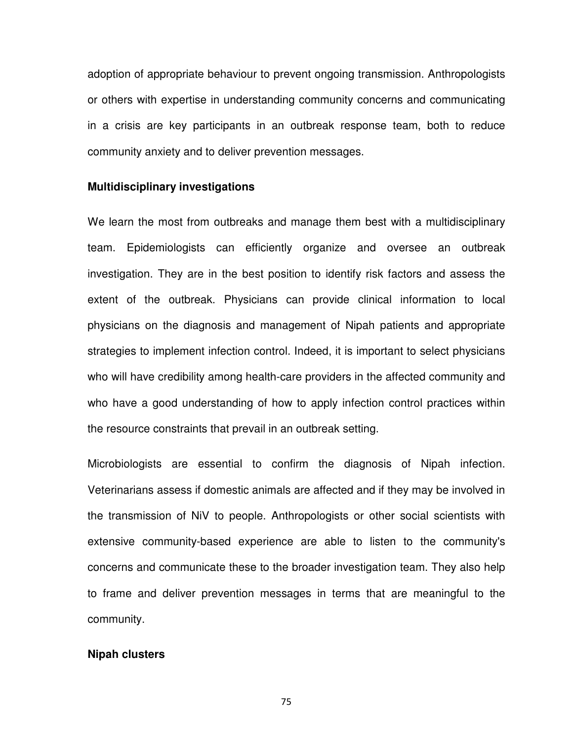adoption of appropriate behaviour to prevent ongoing transmission. Anthropologists or others with expertise in understanding community concerns and communicating in a crisis are key participants in an outbreak response team, both to reduce community anxiety and to deliver prevention messages.

**Multidisciplinary investigations**

We learn the most from outbreaks and manage them best with a multidisciplinary team. Epidemiologists can efficiently organize and oversee an outbreak investigation. They are in the best position to identify risk factors and assess the extent of the outbreak. Physicians can provide clinical information to local physicians on the diagnosis and management of Nipah patients and appropriate strategies to implement infection control. Indeed, it is important to select physicians who will have credibility among health-care providers in the affected community and who have a good understanding of how to apply infection control practices within the resource constraints that prevail in an outbreak setting.

Microbiologists are essential to confirm the diagnosis of Nipah infection. Veterinarians assess if domestic animals are affected and if they may be involved in the transmission of NiV to people. Anthropologists or other social scientists with extensive community-based experience are able to listen to the community's concerns and communicate these to the broader investigation team. They also help to frame and deliver prevention messages in terms that are meaningful to the community.

**Nipah clusters**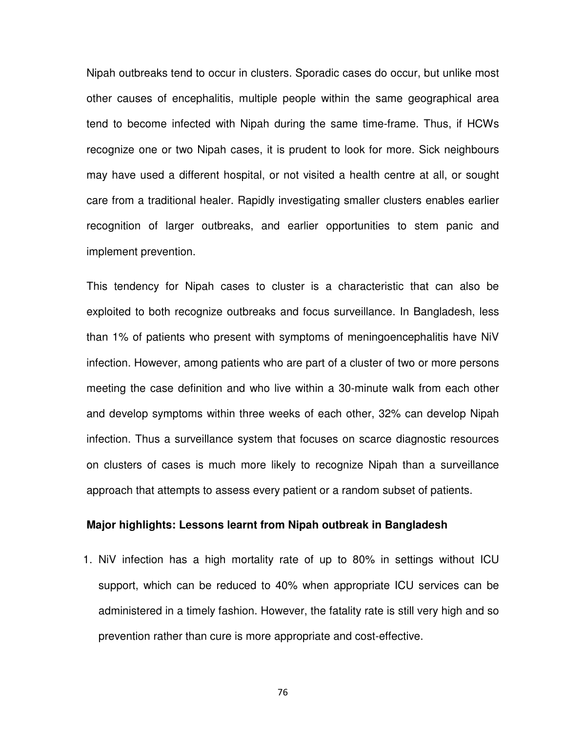Nipah outbreaks tend to occur in clusters. Sporadic cases do occur, but unlike most other causes of encephalitis, multiple people within the same geographical area tend to become infected with Nipah during the same time-frame. Thus, if HCWs recognize one or two Nipah cases, it is prudent to look for more. Sick neighbours may have used a different hospital, or not visited a health centre at all, or sought care from a traditional healer. Rapidly investigating smaller clusters enables earlier recognition of larger outbreaks, and earlier opportunities to stem panic and implement prevention.

This tendency for Nipah cases to cluster is a characteristic that can also be exploited to both recognize outbreaks and focus surveillance. In Bangladesh, less than 1% of patients who present with symptoms of meningoencephalitis have NiV infection. However, among patients who are part of a cluster of two or more persons meeting the case definition and who live within a 30-minute walk from each other and develop symptoms within three weeks of each other, 32% can develop Nipah infection. Thus a surveillance system that focuses on scarce diagnostic resources on clusters of cases is much more likely to recognize Nipah than a surveillance approach that attempts to assess every patient or a random subset of patients.

**Major highlights: Lessons learnt from Nipah outbreak in Bangladesh**

1. NiV infection has a high mortality rate of up to 80% in settings without ICU support, which can be reduced to 40% when appropriate ICU services can be administered in a timely fashion. However, the fatality rate is still very high and so prevention rather than cure is more appropriate and cost-effective.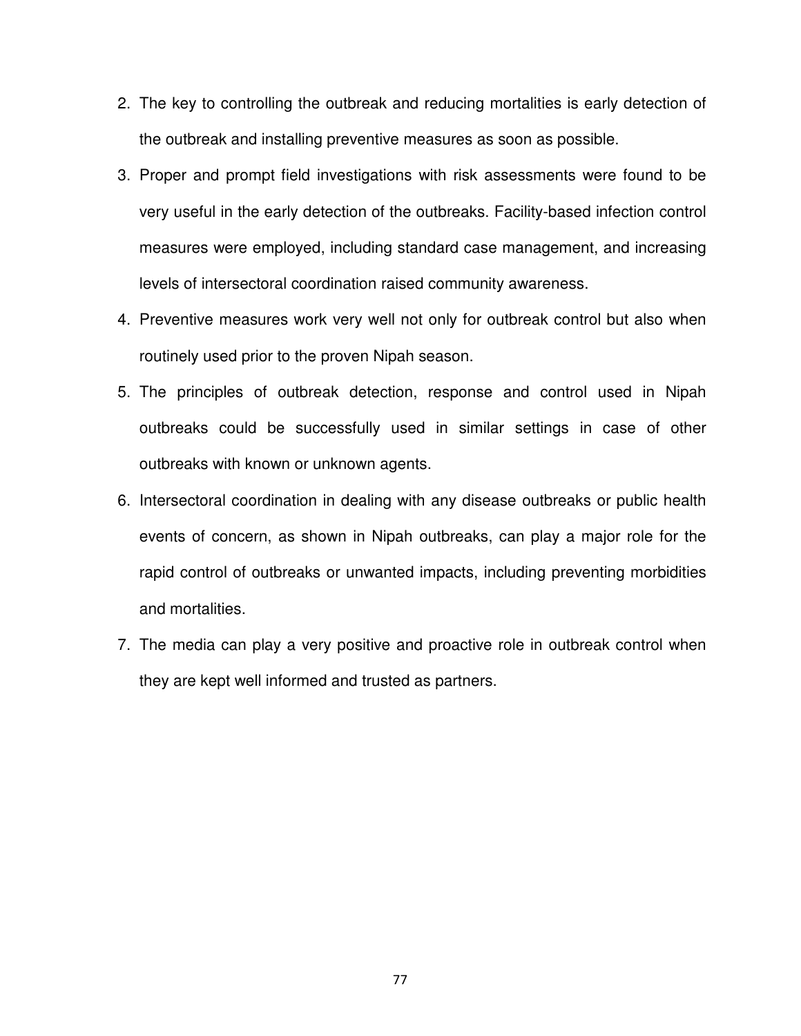2. The key to controlling the outbreak and reducing mortalities is early detection of the outbreak and installing preventive measures as soon as possible.
3. Proper and prompt field investigations with risk assessments were found to be very useful in the early detection of the outbreaks. Facility-based infection control measures were employed, including standard case management, and increasing levels of intersectoral coordination raised community awareness.
4. Preventive measures work very well not only for outbreak control but also when routinely used prior to the proven Nipah season.
5. The principles of outbreak detection, response and control used in Nipah outbreaks could be successfully used in similar settings in case of other outbreaks with known or unknown agents.
6. Intersectoral coordination in dealing with any disease outbreaks or public health events of concern, as shown in Nipah outbreaks, can play a major role for the rapid control of outbreaks or unwanted impacts, including preventing morbidities and mortalities.
7. The media can play a very positive and proactive role in outbreak control when they are kept well informed and trusted as partners.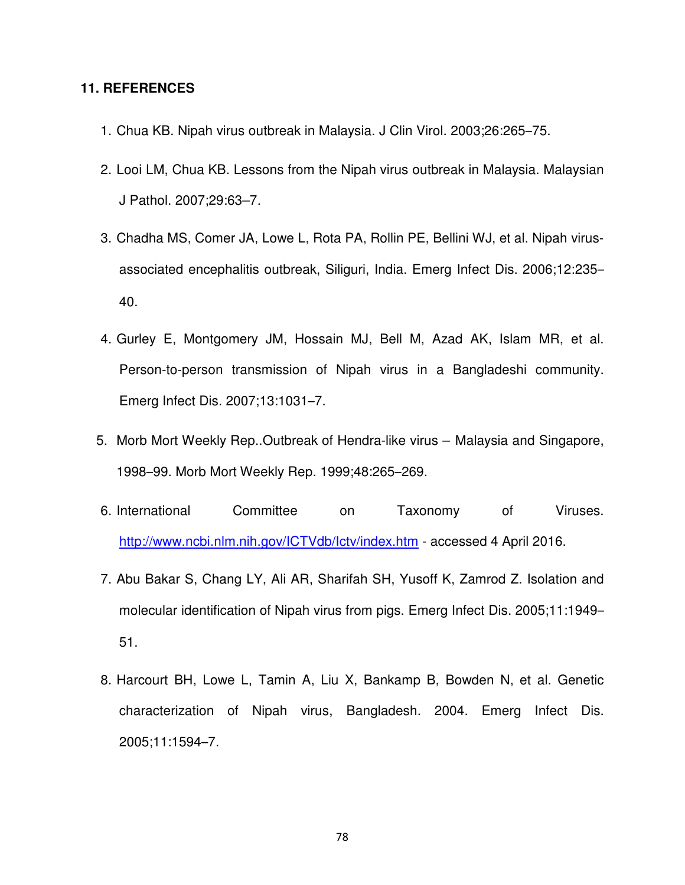## 11. REFERENCES

1. Chua KB. Nipah virus outbreak in Malaysia. J Clin Virol. 2003;26:265–75.
2. Looi LM, Chua KB. Lessons from the Nipah virus outbreak in Malaysia. Malaysian J Pathol. 2007;29:63–7.
3. Chadha MS, Comer JA, Lowe L, Rota PA, Rollin PE, Bellini WJ, et al. Nipah virus-associated encephalitis outbreak, Siliguri, India. Emerg Infect Dis. 2006;12:235–40.
4. Gurley E, Montgomery JM, Hossain MJ, Bell M, Azad AK, Islam MR, et al. Person-to-person transmission of Nipah virus in a Bangladeshi community. Emerg Infect Dis. 2007;13:1031–7.
5. Morb Mort Weekly Rep..Outbreak of Hendra-like virus – Malaysia and Singapore, 1998–99. Morb Mort Weekly Rep. 1999;48:265–269.
6. International Committee on Taxonomy of Viruses. http://www.ncbi.nlm.nih.gov/ICTVdb/Ictv/index.htm - accessed 4 April 2016.
7. Abu Bakar S, Chang LY, Ali AR, Sharifah SH, Yusoff K, Zamrod Z. Isolation and molecular identification of Nipah virus from pigs. Emerg Infect Dis. 2005;11:1949–51.
8. Harcourt BH, Lowe L, Tamin A, Liu X, Bankamp B, Bowden N, et al. Genetic characterization of Nipah virus, Bangladesh. 2004. Emerg Infect Dis. 2005;11:1594–7.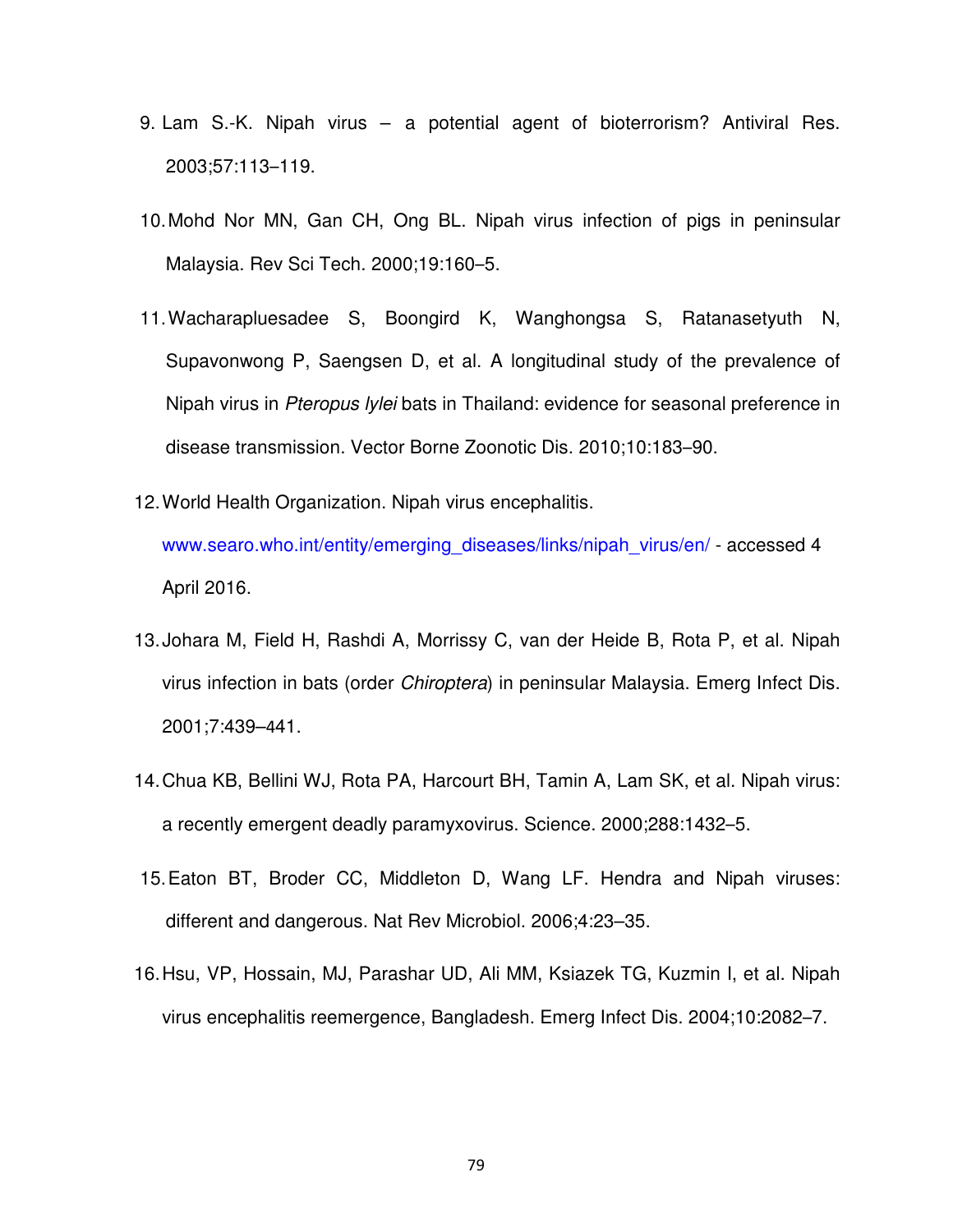9. Lam S.-K. Nipah virus – a potential agent of bioterrorism? Antiviral Res. 2003;57:113–119.
10. Mohd Nor MN, Gan CH, Ong BL. Nipah virus infection of pigs in peninsular Malaysia. Rev Sci Tech. 2000;19:160–5.
11. Wacharapluesadee S, Boongird K, Wanghongsa S, Ratanasetyuth N, Supavonwong P, Saengsen D, et al. A longitudinal study of the prevalence of Nipah virus in *Pteropus lylei* bats in Thailand: evidence for seasonal preference in disease transmission. Vector Borne Zoonotic Dis. 2010;10:183–90.
12. World Health Organization. Nipah virus encephalitis. www.searo.who.int/entity/emerging_diseases/links/nipah_virus/en/ - accessed 4 April 2016.
13. Johara M, Field H, Rashdi A, Morrissy C, van der Heide B, Rota P, et al. Nipah virus infection in bats (order *Chiroptera*) in peninsular Malaysia. Emerg Infect Dis. 2001;7:439–441.
14. Chua KB, Bellini WJ, Rota PA, Harcourt BH, Tamin A, Lam SK, et al. Nipah virus: a recently emergent deadly paramyxovirus. Science. 2000;288:1432–5.
15. Eaton BT, Broder CC, Middleton D, Wang LF. Hendra and Nipah viruses: different and dangerous. Nat Rev Microbiol. 2006;4:23–35.
16. Hsu, VP, Hossain, MJ, Parashar UD, Ali MM, Ksiazek TG, Kuzmin I, et al. Nipah virus encephalitis reemergence, Bangladesh. Emerg Infect Dis. 2004;10:2082–7.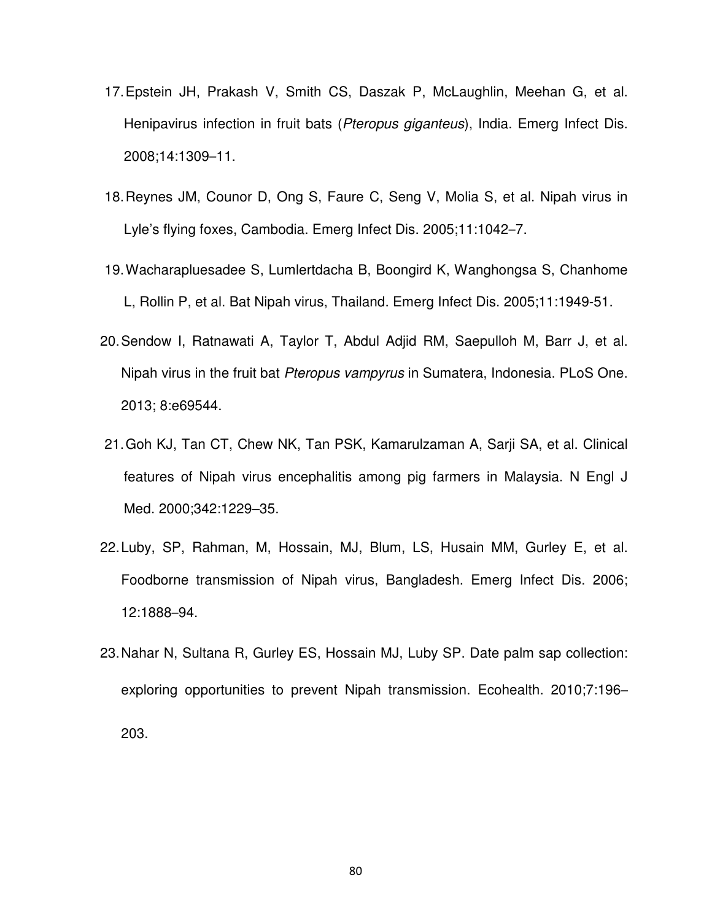17. Epstein JH, Prakash V, Smith CS, Daszak P, McLaughlin, Meehan G, et al. Henipavirus infection in fruit bats (*Pteropus giganteus*), India. Emerg Infect Dis. 2008;14:1309–11.

18. Reynes JM, Counor D, Ong S, Faure C, Seng V, Molia S, et al. Nipah virus in Lyle's flying foxes, Cambodia. Emerg Infect Dis. 2005;11:1042–7.

19. Wacharapluesadee S, Lumlertdacha B, Boongird K, Wanghongsa S, Chanhome L, Rollin P, et al. Bat Nipah virus, Thailand. Emerg Infect Dis. 2005;11:1949-51.

20. Sendow I, Ratnawati A, Taylor T, Abdul Adjid RM, Saepulloh M, Barr J, et al. Nipah virus in the fruit bat *Pteropus vampyrus* in Sumatera, Indonesia. PLoS One. 2013; 8:e69544.

21. Goh KJ, Tan CT, Chew NK, Tan PSK, Kamarulzaman A, Sarji SA, et al. Clinical features of Nipah virus encephalitis among pig farmers in Malaysia. N Engl J Med. 2000;342:1229–35.

22. Luby, SP, Rahman, M, Hossain, MJ, Blum, LS, Husain MM, Gurley E, et al. Foodborne transmission of Nipah virus, Bangladesh. Emerg Infect Dis. 2006; 12:1888–94.

23. Nahar N, Sultana R, Gurley ES, Hossain MJ, Luby SP. Date palm sap collection: exploring opportunities to prevent Nipah transmission. Ecohealth. 2010;7:196–203.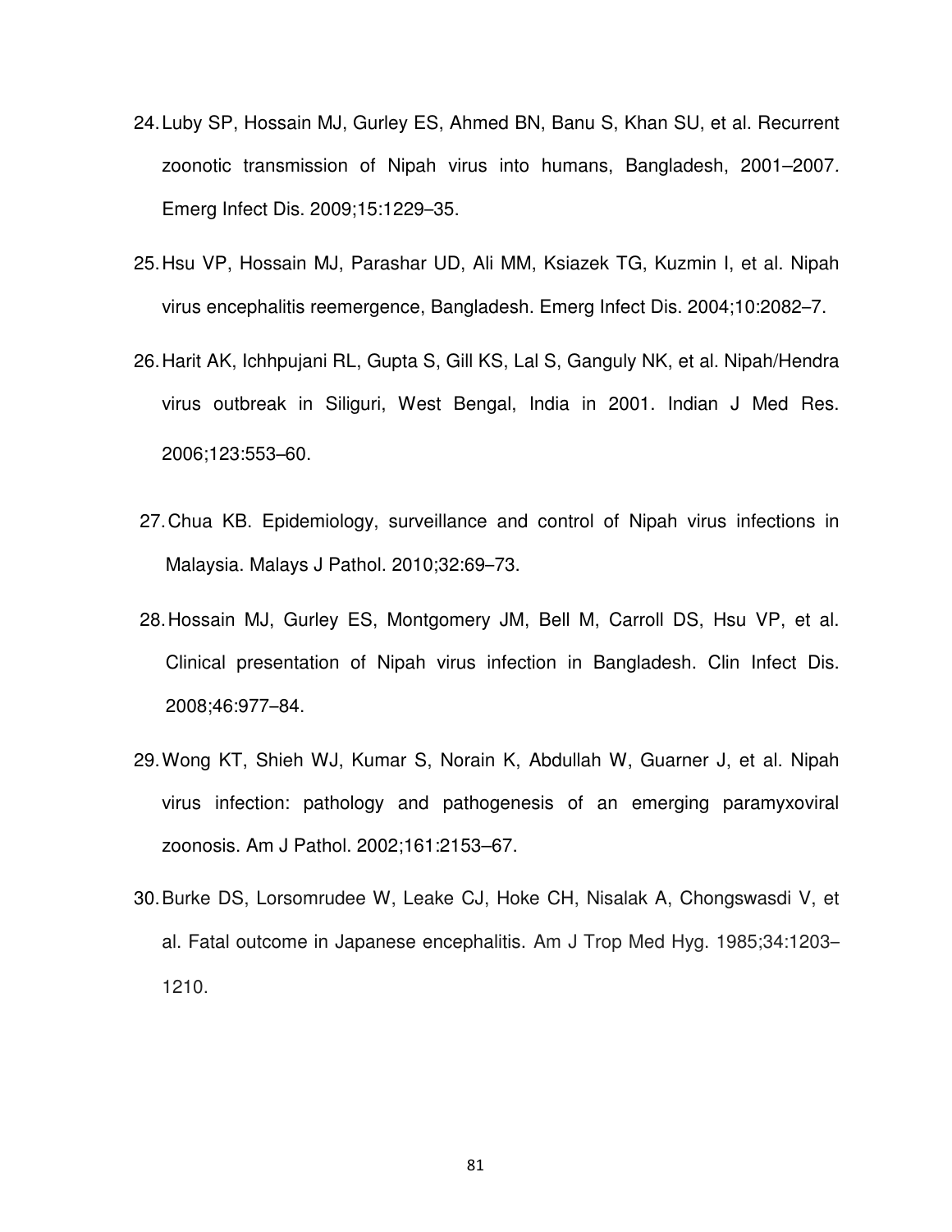24. Luby SP, Hossain MJ, Gurley ES, Ahmed BN, Banu S, Khan SU, et al. Recurrent zoonotic transmission of Nipah virus into humans, Bangladesh, 2001–2007. Emerg Infect Dis. 2009;15:1229–35.

25. Hsu VP, Hossain MJ, Parashar UD, Ali MM, Ksiazek TG, Kuzmin I, et al. Nipah virus encephalitis reemergence, Bangladesh. Emerg Infect Dis. 2004;10:2082–7.

26. Harit AK, Ichhpujani RL, Gupta S, Gill KS, Lal S, Ganguly NK, et al. Nipah/Hendra virus outbreak in Siliguri, West Bengal, India in 2001. Indian J Med Res. 2006;123:553–60.

27. Chua KB. Epidemiology, surveillance and control of Nipah virus infections in Malaysia. Malays J Pathol. 2010;32:69–73.

28. Hossain MJ, Gurley ES, Montgomery JM, Bell M, Carroll DS, Hsu VP, et al. Clinical presentation of Nipah virus infection in Bangladesh. Clin Infect Dis. 2008;46:977–84.

29. Wong KT, Shieh WJ, Kumar S, Norain K, Abdullah W, Guarner J, et al. Nipah virus infection: pathology and pathogenesis of an emerging paramyxoviral zoonosis. Am J Pathol. 2002;161:2153–67.

30. Burke DS, Lorsomrudee W, Leake CJ, Hoke CH, Nisalak A, Chongswasdi V, et al. Fatal outcome in Japanese encephalitis. Am J Trop Med Hyg. 1985;34:1203–1210.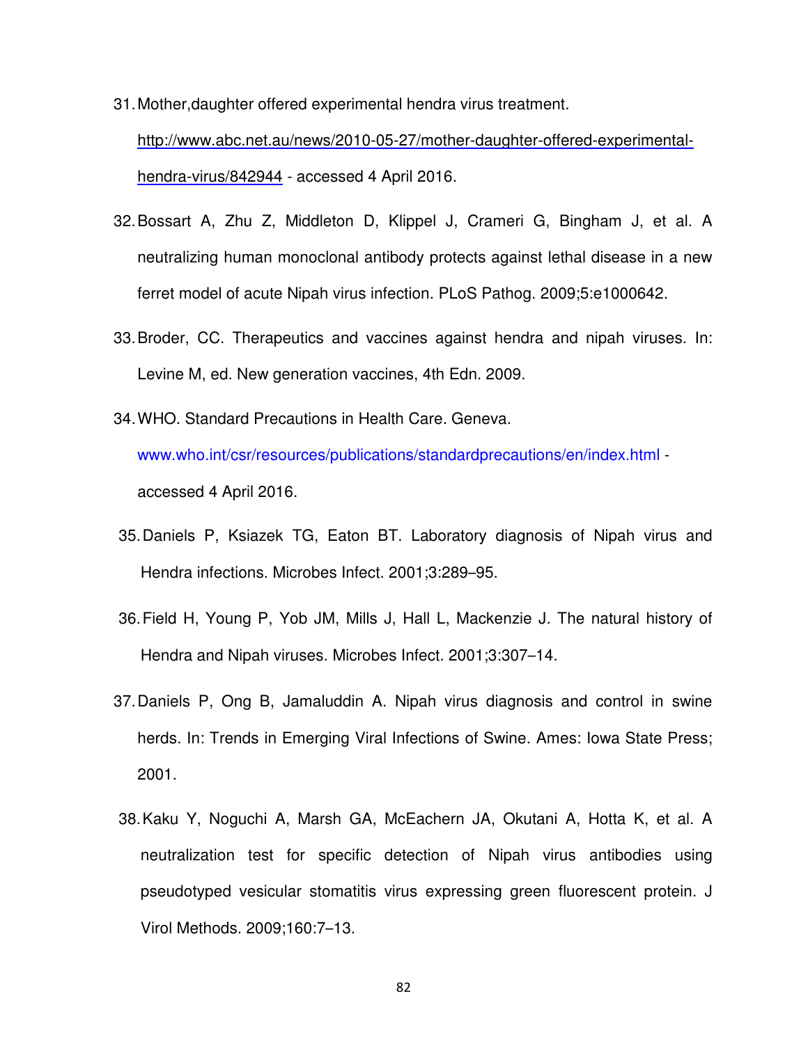31. Mother,daughter offered experimental hendra virus treatment. http://www.abc.net.au/news/2010-05-27/mother-daughter-offered-experimental-hendra-virus/842944 - accessed 4 April 2016.

32. Bossart A, Zhu Z, Middleton D, Klippel J, Crameri G, Bingham J, et al. A neutralizing human monoclonal antibody protects against lethal disease in a new ferret model of acute Nipah virus infection. PLoS Pathog. 2009;5:e1000642.

33. Broder, CC. Therapeutics and vaccines against hendra and nipah viruses. In: Levine M, ed. New generation vaccines, 4th Edn. 2009.

34. WHO. Standard Precautions in Health Care. Geneva. www.who.int/csr/resources/publications/standardprecautions/en/index.html - accessed 4 April 2016.

35. Daniels P, Ksiazek TG, Eaton BT. Laboratory diagnosis of Nipah virus and Hendra infections. Microbes Infect. 2001;3:289–95.

36. Field H, Young P, Yob JM, Mills J, Hall L, Mackenzie J. The natural history of Hendra and Nipah viruses. Microbes Infect. 2001;3:307–14.

37. Daniels P, Ong B, Jamaluddin A. Nipah virus diagnosis and control in swine herds. In: Trends in Emerging Viral Infections of Swine. Ames: Iowa State Press; 2001.

38. Kaku Y, Noguchi A, Marsh GA, McEachern JA, Okutani A, Hotta K, et al. A neutralization test for specific detection of Nipah virus antibodies using pseudotyped vesicular stomatitis virus expressing green fluorescent protein. J Virol Methods. 2009;160:7–13.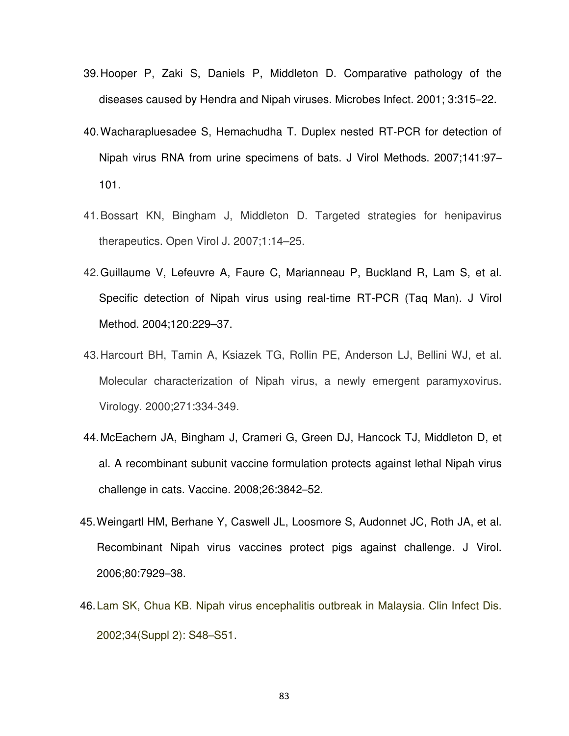39. Hooper P, Zaki S, Daniels P, Middleton D. Comparative pathology of the diseases caused by Hendra and Nipah viruses. Microbes Infect. 2001; 3:315–22.

40. Wacharapluesadee S, Hemachudha T. Duplex nested RT-PCR for detection of Nipah virus RNA from urine specimens of bats. J Virol Methods. 2007;141:97–101.

41. Bossart KN, Bingham J, Middleton D. Targeted strategies for henipavirus therapeutics. Open Virol J. 2007;1:14–25.

42. Guillaume V, Lefeuvre A, Faure C, Marianneau P, Buckland R, Lam S, et al. Specific detection of Nipah virus using real-time RT-PCR (Taq Man). J Virol Method. 2004;120:229–37.

43. Harcourt BH, Tamin A, Ksiazek TG, Rollin PE, Anderson LJ, Bellini WJ, et al. Molecular characterization of Nipah virus, a newly emergent paramyxovirus. Virology. 2000;271:334-349.

44. McEachern JA, Bingham J, Crameri G, Green DJ, Hancock TJ, Middleton D, et al. A recombinant subunit vaccine formulation protects against lethal Nipah virus challenge in cats. Vaccine. 2008;26:3842–52.

45. Weingartl HM, Berhane Y, Caswell JL, Loosmore S, Audonnet JC, Roth JA, et al. Recombinant Nipah virus vaccines protect pigs against challenge. J Virol. 2006;80:7929–38.

46. Lam SK, Chua KB. Nipah virus encephalitis outbreak in Malaysia. Clin Infect Dis. 2002;34(Suppl 2): S48–S51.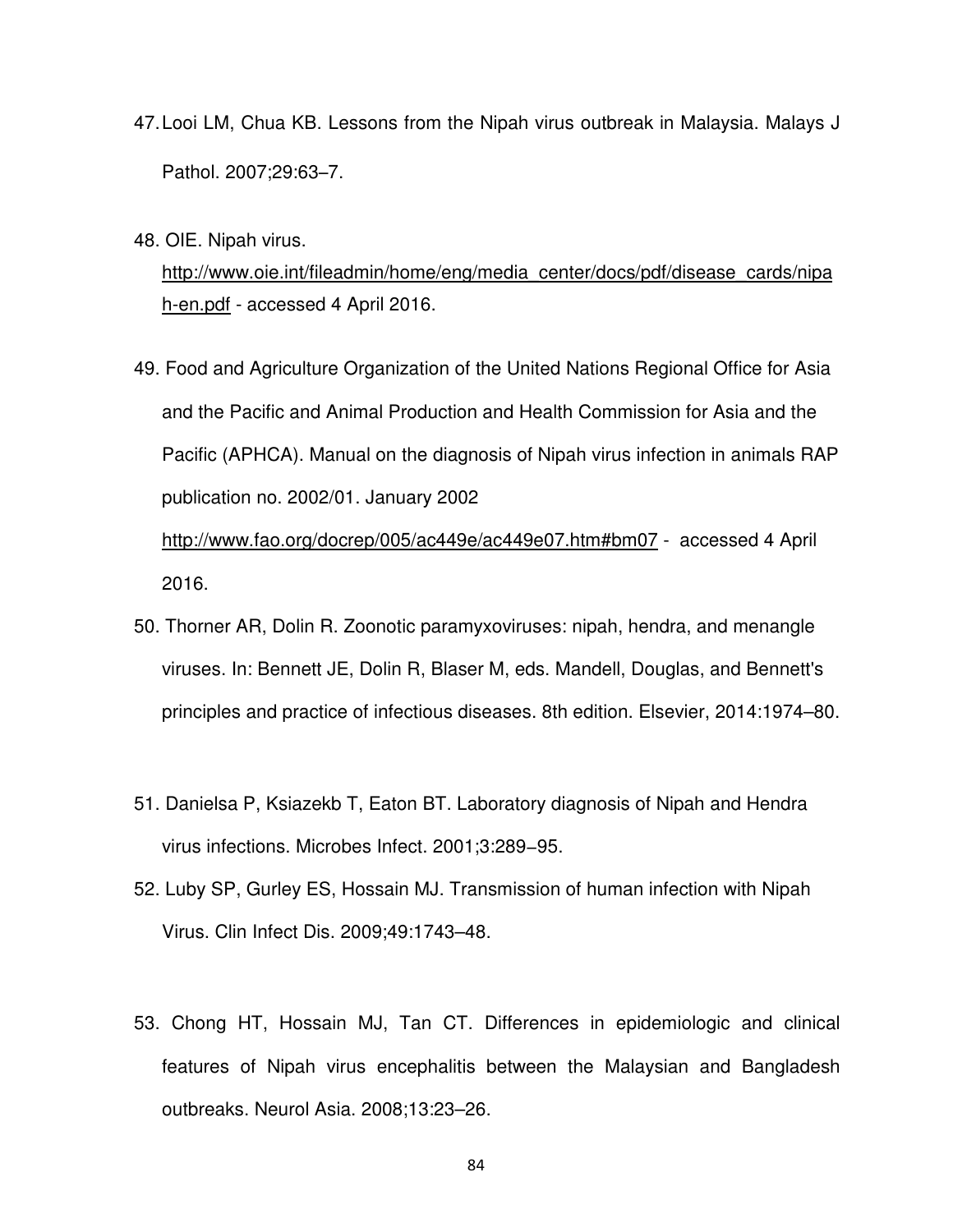47. Looi LM, Chua KB. Lessons from the Nipah virus outbreak in Malaysia. Malays J Pathol. 2007;29:63–7.

48. OIE. Nipah virus. http://www.oie.int/fileadmin/home/eng/media_center/docs/pdf/disease_cards/nipah-en.pdf - accessed 4 April 2016.

49. Food and Agriculture Organization of the United Nations Regional Office for Asia and the Pacific and Animal Production and Health Commission for Asia and the Pacific (APHCA). Manual on the diagnosis of Nipah virus infection in animals RAP publication no. 2002/01. January 2002 http://www.fao.org/docrep/005/ac449e/ac449e07.htm#bm07 - accessed 4 April 2016.

50. Thorner AR, Dolin R. Zoonotic paramyxoviruses: nipah, hendra, and menangle viruses. In: Bennett JE, Dolin R, Blaser M, eds. Mandell, Douglas, and Bennett's principles and practice of infectious diseases. 8th edition. Elsevier, 2014:1974–80.

51. Danielsa P, Ksiazekb T, Eaton BT. Laboratory diagnosis of Nipah and Hendra virus infections. Microbes Infect. 2001;3:289−95.

52. Luby SP, Gurley ES, Hossain MJ. Transmission of human infection with Nipah Virus. Clin Infect Dis. 2009;49:1743–48.

53. Chong HT, Hossain MJ, Tan CT. Differences in epidemiologic and clinical features of Nipah virus encephalitis between the Malaysian and Bangladesh outbreaks. Neurol Asia. 2008;13:23–26.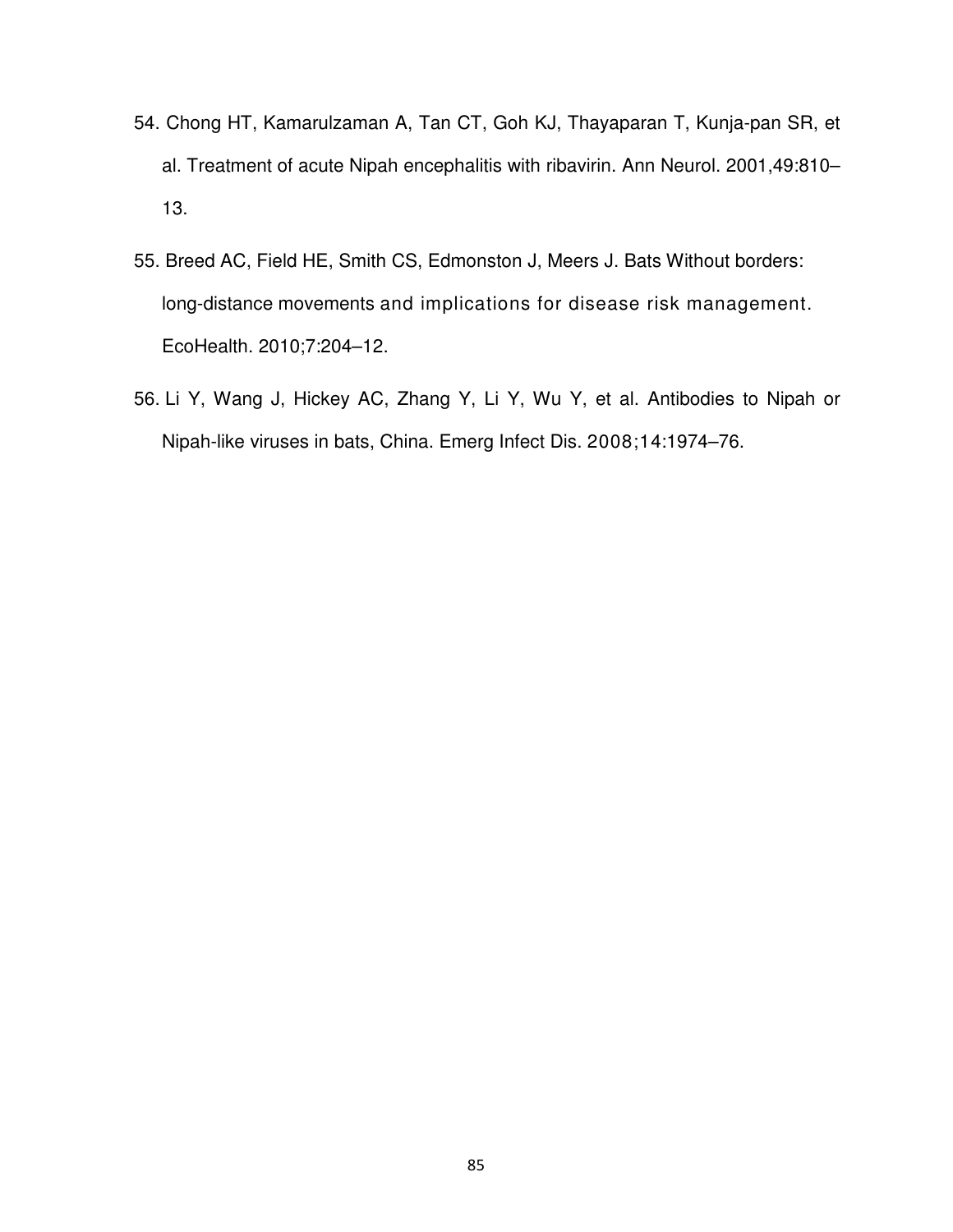54. Chong HT, Kamarulzaman A, Tan CT, Goh KJ, Thayaparan T, Kunja-pan SR, et al. Treatment of acute Nipah encephalitis with ribavirin. Ann Neurol. 2001,49:810–13.

55. Breed AC, Field HE, Smith CS, Edmonston J, Meers J. Bats Without borders: long-distance movements and implications for disease risk management. EcoHealth. 2010;7:204–12.

56. Li Y, Wang J, Hickey AC, Zhang Y, Li Y, Wu Y, et al. Antibodies to Nipah or Nipah-like viruses in bats, China. Emerg Infect Dis. 2008;14:1974–76.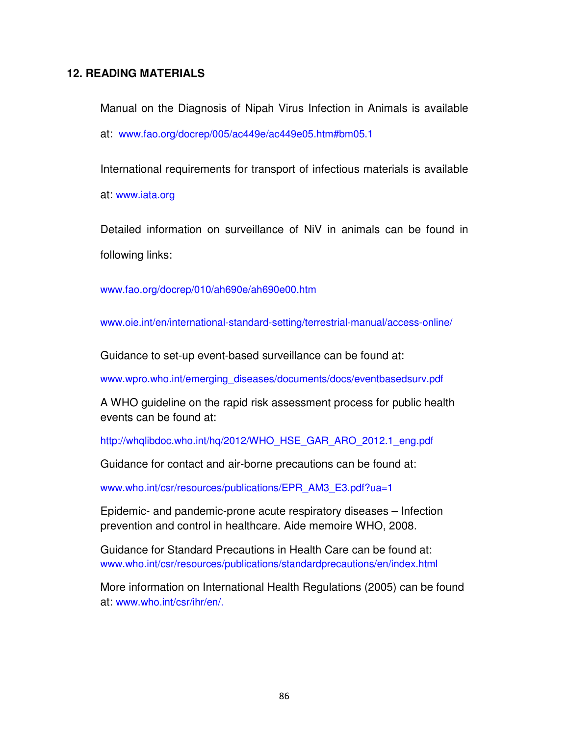## 12. READING MATERIALS

Manual on the Diagnosis of Nipah Virus Infection in Animals is available at: www.fao.org/docrep/005/ac449e/ac449e05.htm#bm05.1

International requirements for transport of infectious materials is available at: www.iata.org

Detailed information on surveillance of NiV in animals can be found in following links:

www.fao.org/docrep/010/ah690e/ah690e00.htm

www.oie.int/en/international-standard-setting/terrestrial-manual/access-online/

Guidance to set-up event-based surveillance can be found at:

www.wpro.who.int/emerging_diseases/documents/docs/eventbasedsurv.pdf

A WHO guideline on the rapid risk assessment process for public health events can be found at:

http://whqlibdoc.who.int/hq/2012/WHO_HSE_GAR_ARO_2012.1_eng.pdf

Guidance for contact and air-borne precautions can be found at:

www.who.int/csr/resources/publications/EPR_AM3_E3.pdf?ua=1

Epidemic- and pandemic-prone acute respiratory diseases – Infection prevention and control in healthcare. Aide memoire WHO, 2008.

Guidance for Standard Precautions in Health Care can be found at: www.who.int/csr/resources/publications/standardprecautions/en/index.html

More information on International Health Regulations (2005) can be found at: www.who.int/csr/ihr/en/.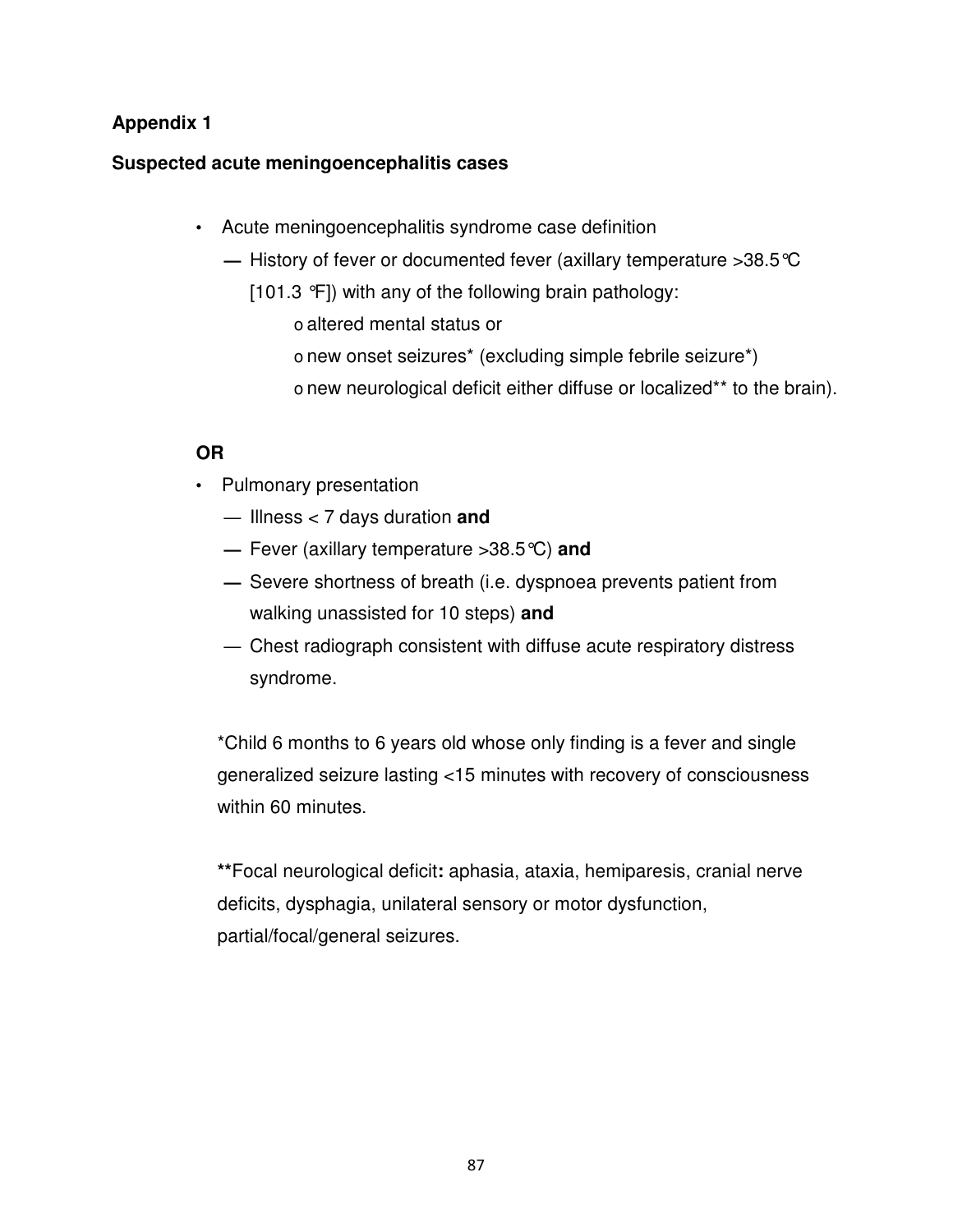**Appendix 1**

**Suspected acute meningoencephalitis cases**

- Acute meningoencephalitis syndrome case definition
  - — History of fever or documented fever (axillary temperature >38.5℃ [101.3 ℉]) with any of the following brain pathology:
    - o altered mental status or
    - o new onset seizures* (excluding simple febrile seizure*)
    - o new neurological deficit either diffuse or localized** to the brain).

**OR**

- Pulmonary presentation
  - — Illness < 7 days duration **and**
  - — Fever (axillary temperature >38.5℃) **and**
  - — Severe shortness of breath (i.e. dyspnoea prevents patient from walking unassisted for 10 steps) **and**
  - — Chest radiograph consistent with diffuse acute respiratory distress syndrome.

*Child 6 months to 6 years old whose only finding is a fever and single generalized seizure lasting <15 minutes with recovery of consciousness within 60 minutes.

**Focal neurological deficit**:** aphasia, ataxia, hemiparesis, cranial nerve deficits, dysphagia, unilateral sensory or motor dysfunction, partial/focal/general seizures.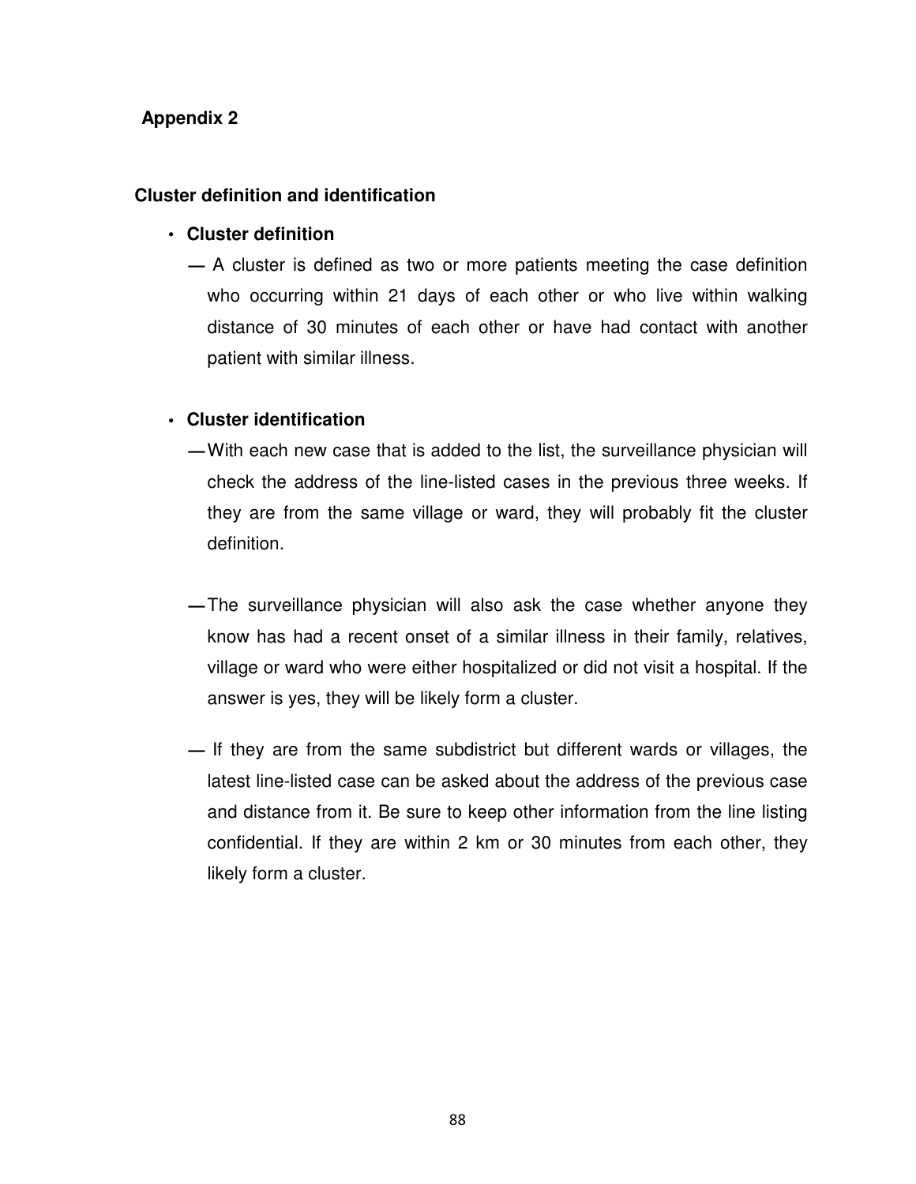## Appendix 2

### Cluster definition and identification

- **Cluster definition**
  - — A cluster is defined as two or more patients meeting the case definition who occurring within 21 days of each other or who live within walking distance of 30 minutes of each other or have had contact with another patient with similar illness.

- **Cluster identification**
  - — With each new case that is added to the list, the surveillance physician will check the address of the line-listed cases in the previous three weeks. If they are from the same village or ward, they will probably fit the cluster definition.
  - — The surveillance physician will also ask the case whether anyone they know has had a recent onset of a similar illness in their family, relatives, village or ward who were either hospitalized or did not visit a hospital. If the answer is yes, they will be likely form a cluster.
  - — If they are from the same subdistrict but different wards or villages, the latest line-listed case can be asked about the address of the previous case and distance from it. Be sure to keep other information from the line listing confidential. If they are within 2 km or 30 minutes from each other, they likely form a cluster.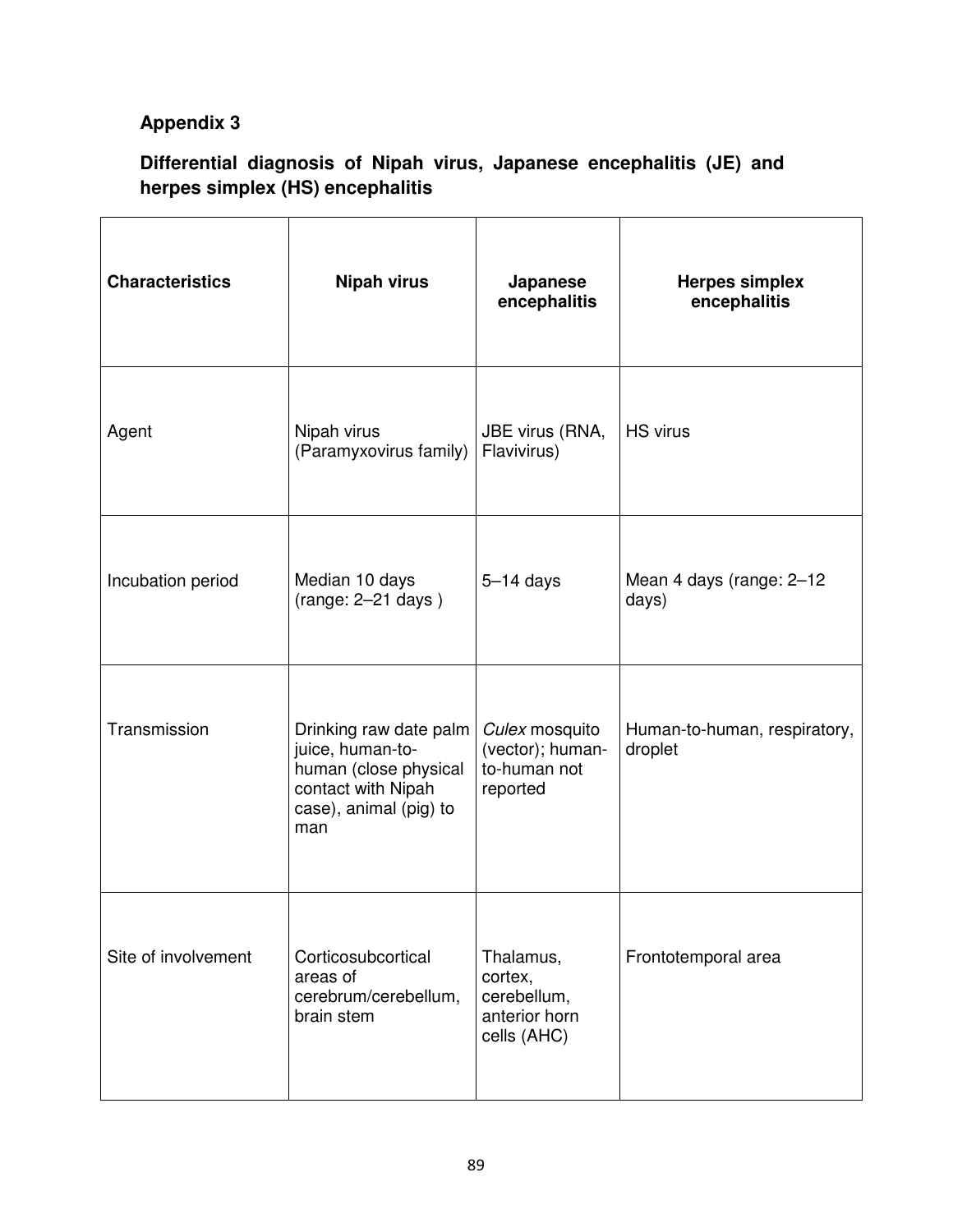## Appendix 3

### Differential diagnosis of Nipah virus, Japanese encephalitis (JE) and herpes simplex (HS) encephalitis

| Characteristics | Nipah virus | Japanese encephalitis | Herpes simplex encephalitis |
|---|---|---|---|
| Agent | Nipah virus (Paramyxovirus family) | JBE virus (RNA, Flavivirus) | HS virus |
| Incubation period | Median 10 days (range: 2–21 days ) | 5–14 days | Mean 4 days (range: 2–12 days) |
| Transmission | Drinking raw date palm juice, human-to-human (close physical contact with Nipah case), animal (pig) to man | *Culex* mosquito (vector); human-to-human not reported | Human-to-human, respiratory, droplet |
| Site of involvement | Corticosubcortical areas of cerebrum/cerebellum, brain stem | Thalamus, cortex, cerebellum, anterior horn cells (AHC) | Frontotemporal area |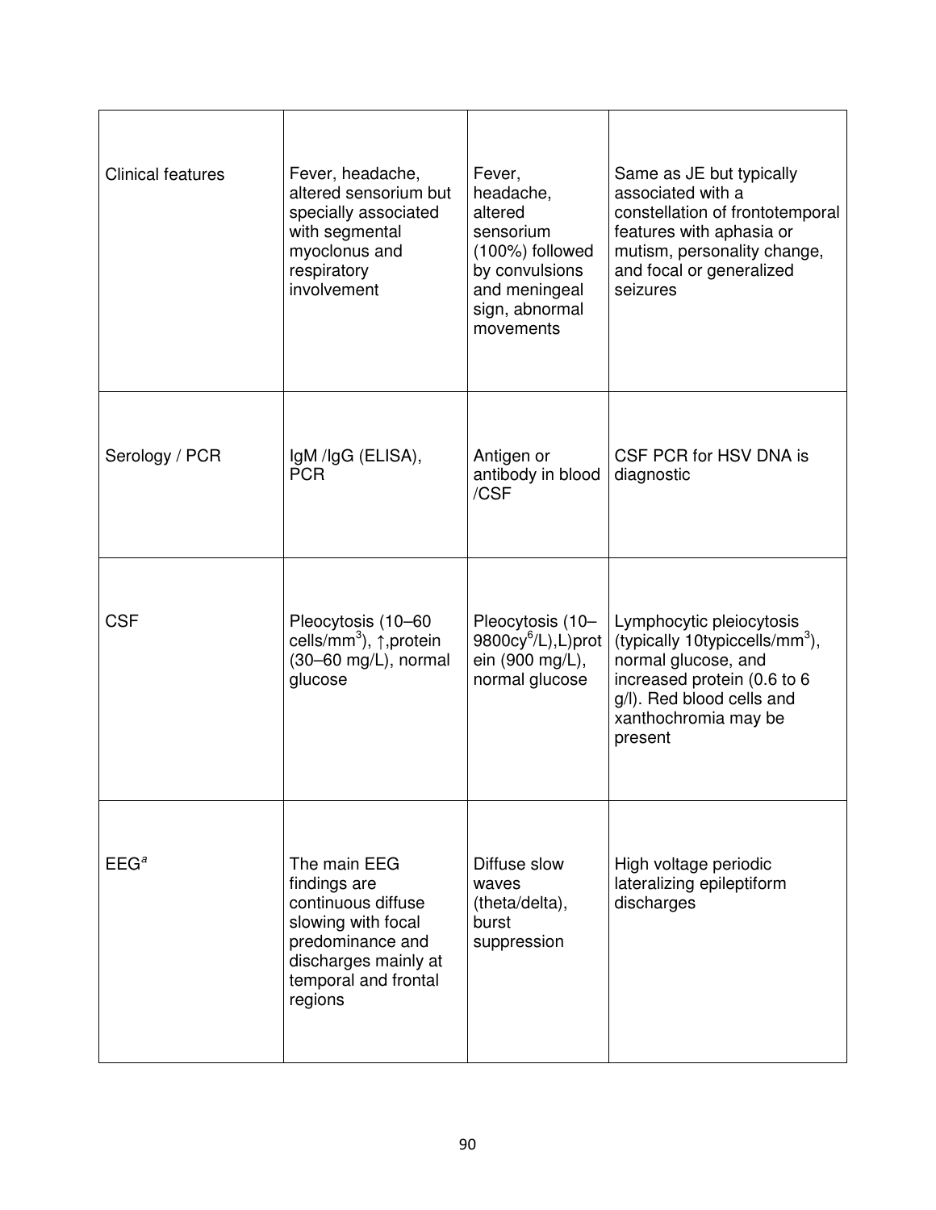| | | | |
|---|---|---|---|
| Clinical features | Fever, headache, altered sensorium but specially associated with segmental myoclonus and respiratory involvement | Fever, headache, altered sensorium (100%) followed by convulsions and meningeal sign, abnormal movements | Same as JE but typically associated with a constellation of frontotemporal features with aphasia or mutism, personality change, and focal or generalized seizures |
| Serology / PCR | IgM /IgG (ELISA), PCR | Antigen or antibody in blood /CSF | CSF PCR for HSV DNA is diagnostic |
| CSF | Pleocytosis (10–60 cells/$mm^3$), ↑,protein (30–60 mg/L), normal glucose | Pleocytosis (10–9800cy$^6$/L),L)protein (900 mg/L), normal glucose | Lymphocytic pleiocytosis (typically 10typiccells/$mm^3$), normal glucose, and increased protein (0.6 to 6 g/l). Red blood cells and xanthochromia may be present |
| EEG[a] | The main EEG findings are continuous diffuse slowing with focal predominance and discharges mainly at temporal and frontal regions | Diffuse slow waves (theta/delta), burst suppression | High voltage periodic lateralizing epileptiform discharges |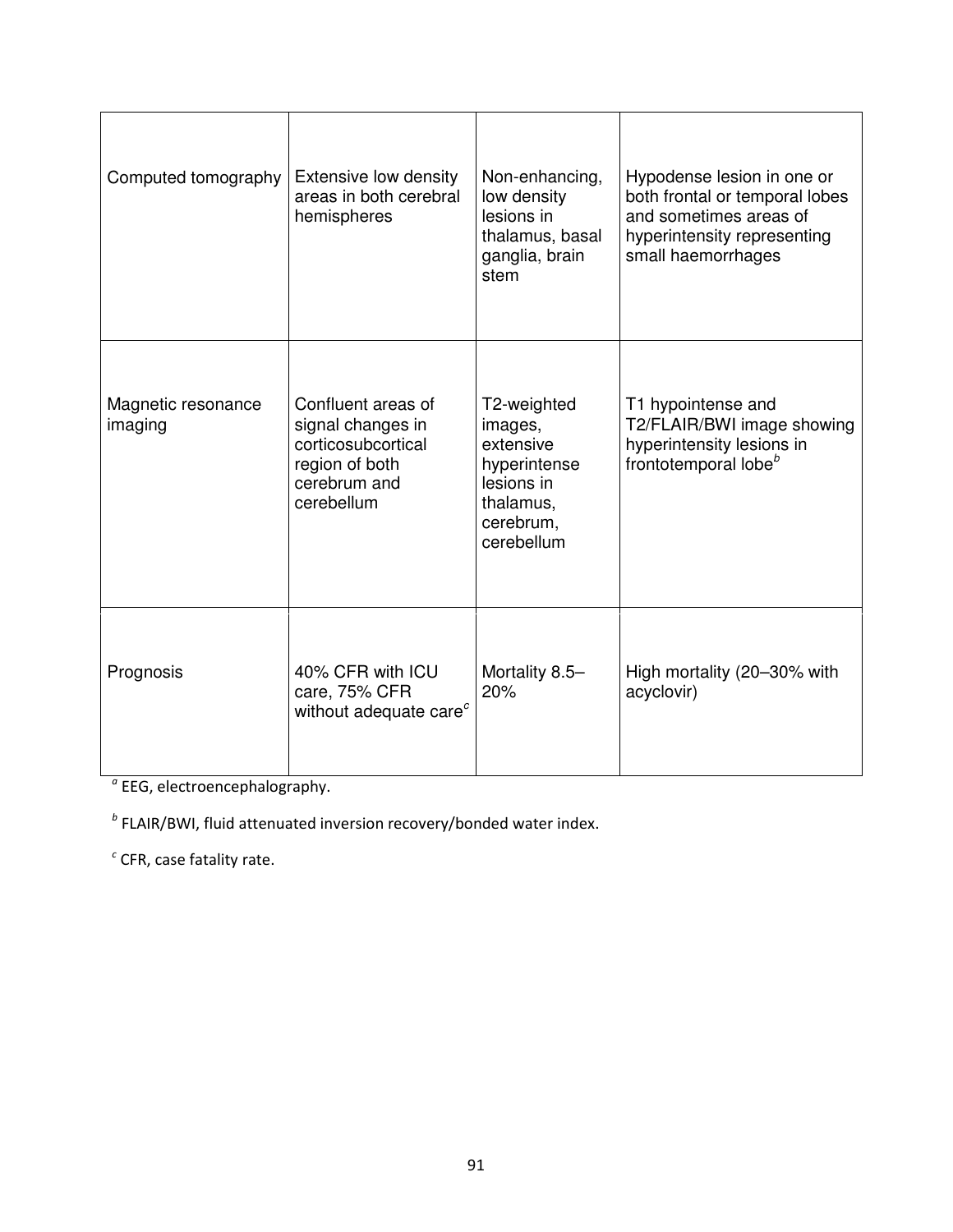| Computed tomography | Extensive low density areas in both cerebral hemispheres | Non-enhancing, low density lesions in thalamus, basal ganglia, brain stem | Hypodense lesion in one or both frontal or temporal lobes and sometimes areas of hyperintensity representing small haemorrhages |
|---|---|---|---|
| Magnetic resonance imaging | Confluent areas of signal changes in corticosubcortical region of both cerebrum and cerebellum | T2-weighted images, extensive hyperintense lesions in thalamus, cerebrum, cerebellum | T1 hypointense and T2/FLAIR/BWI image showing hyperintensity lesions in frontotemporal lobe[b] |
| Prognosis | 40% CFR with ICU care, 75% CFR without adequate care[c] | Mortality 8.5–20% | High mortality (20–30% with acyclovir) |

[a] EEG, electroencephalography.

[b] FLAIR/BWI, fluid attenuated inversion recovery/bonded water index.

[c] CFR, case fatality rate.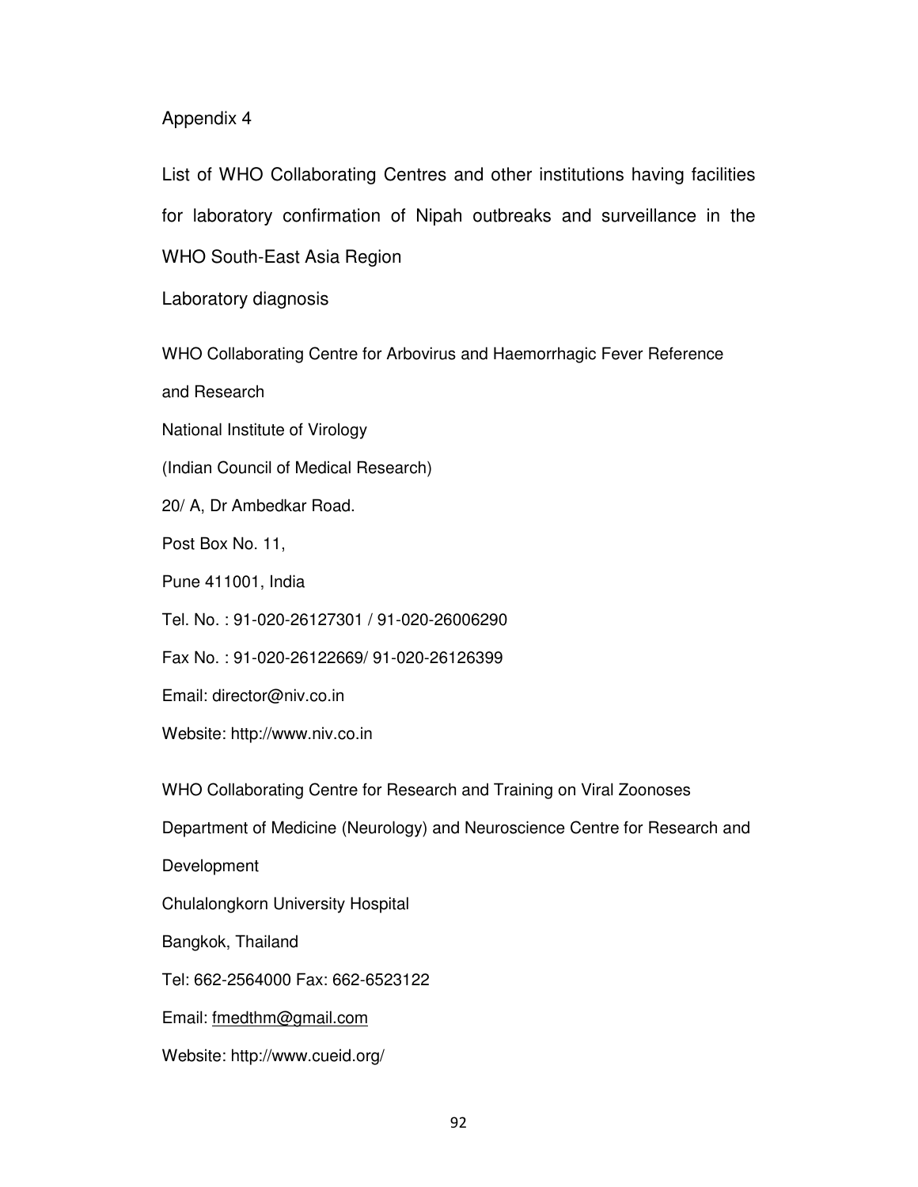## Appendix 4

List of WHO Collaborating Centres and other institutions having facilities for laboratory confirmation of Nipah outbreaks and surveillance in the WHO South-East Asia Region

### Laboratory diagnosis

WHO Collaborating Centre for Arbovirus and Haemorrhagic Fever Reference and Research

National Institute of Virology

(Indian Council of Medical Research)

20/ A, Dr Ambedkar Road.

Post Box No. 11,

Pune 411001, India

Tel. No. : 91-020-26127301 / 91-020-26006290

Fax No. : 91-020-26122669/ 91-020-26126399

Email: director@niv.co.in

Website: http://www.niv.co.in

WHO Collaborating Centre for Research and Training on Viral Zoonoses

Department of Medicine (Neurology) and Neuroscience Centre for Research and Development

Chulalongkorn University Hospital

Bangkok, Thailand

Tel: 662-2564000 Fax: 662-6523122

Email: fmedthm@gmail.com

Website: http://www.cueid.org/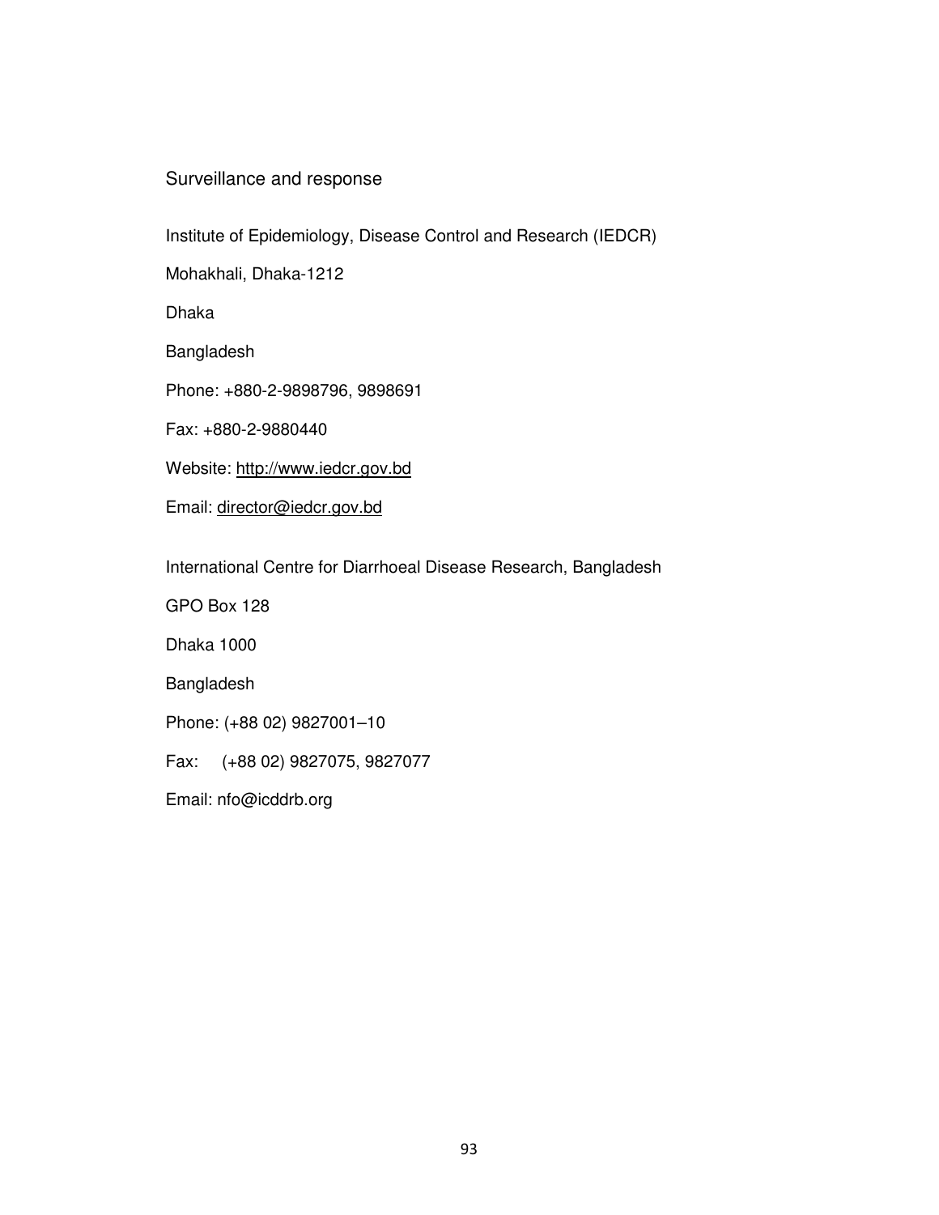## Surveillance and response

Institute of Epidemiology, Disease Control and Research (IEDCR)

Mohakhali, Dhaka-1212

Dhaka

Bangladesh

Phone: +880-2-9898796, 9898691

Fax: +880-2-9880440

Website: http://www.iedcr.gov.bd

Email: director@iedcr.gov.bd

International Centre for Diarrhoeal Disease Research, Bangladesh

GPO Box 128

Dhaka 1000

Bangladesh

Phone: (+88 02) 9827001–10

Fax: (+88 02) 9827075, 9827077

Email: nfo@icddrb.org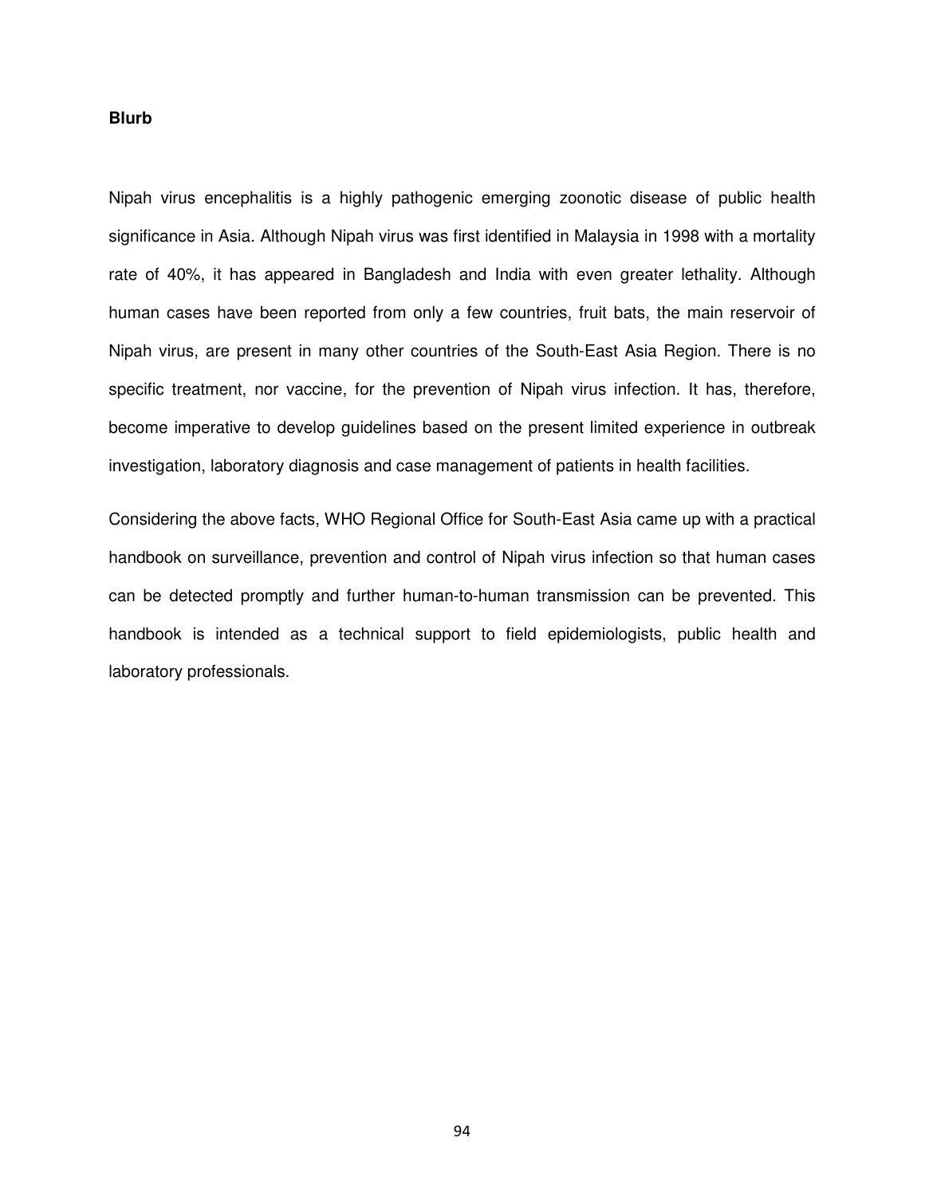**Blurb**

Nipah virus encephalitis is a highly pathogenic emerging zoonotic disease of public health significance in Asia. Although Nipah virus was first identified in Malaysia in 1998 with a mortality rate of 40%, it has appeared in Bangladesh and India with even greater lethality. Although human cases have been reported from only a few countries, fruit bats, the main reservoir of Nipah virus, are present in many other countries of the South-East Asia Region. There is no specific treatment, nor vaccine, for the prevention of Nipah virus infection. It has, therefore, become imperative to develop guidelines based on the present limited experience in outbreak investigation, laboratory diagnosis and case management of patients in health facilities.

Considering the above facts, WHO Regional Office for South-East Asia came up with a practical handbook on surveillance, prevention and control of Nipah virus infection so that human cases can be detected promptly and further human-to-human transmission can be prevented. This handbook is intended as a technical support to field epidemiologists, public health and laboratory professionals.